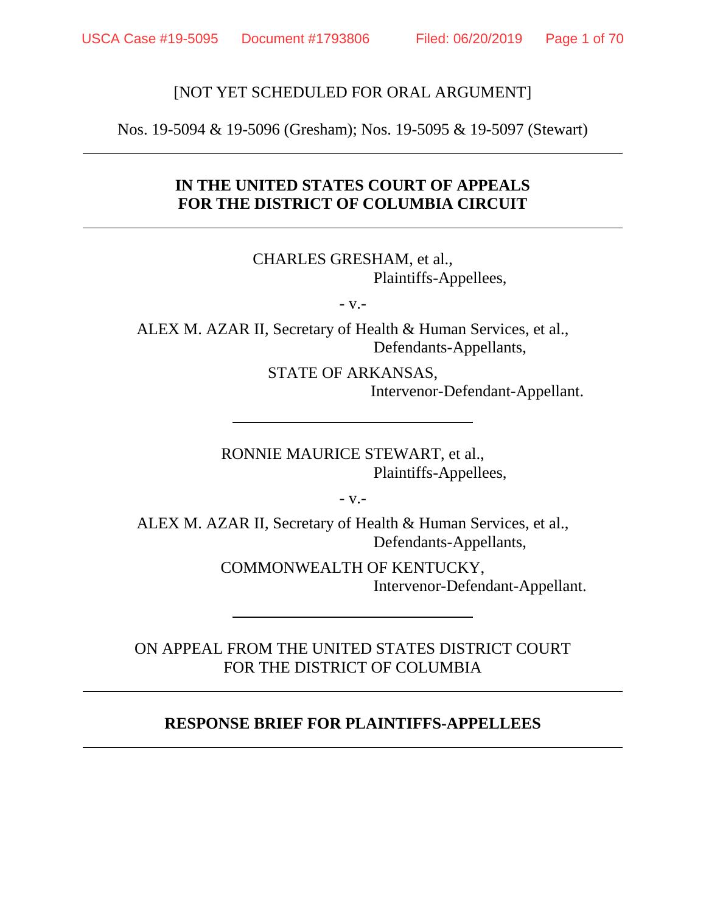[NOT YET SCHEDULED FOR ORAL ARGUMENT]

Nos. 19-5094 & 19-5096 (Gresham); Nos. 19-5095 & 19-5097 (Stewart)

---

**IN THE UNITED STATES COURT OF APPEALS**
**FOR THE DISTRICT OF COLUMBIA CIRCUIT**

---

CHARLES GRESHAM, et al.,
Plaintiffs-Appellees,

- v.-

ALEX M. AZAR II, Secretary of Health & Human Services, et al.,
Defendants-Appellants,

STATE OF ARKANSAS,
Intervenor-Defendant-Appellant.

---

RONNIE MAURICE STEWART, et al.,
Plaintiffs-Appellees,

- v.-

ALEX M. AZAR II, Secretary of Health & Human Services, et al.,
Defendants-Appellants,

COMMONWEALTH OF KENTUCKY,
Intervenor-Defendant-Appellant.

---

ON APPEAL FROM THE UNITED STATES DISTRICT COURT
FOR THE DISTRICT OF COLUMBIA

---

**RESPONSE BRIEF FOR PLAINTIFFS-APPELLEES**

---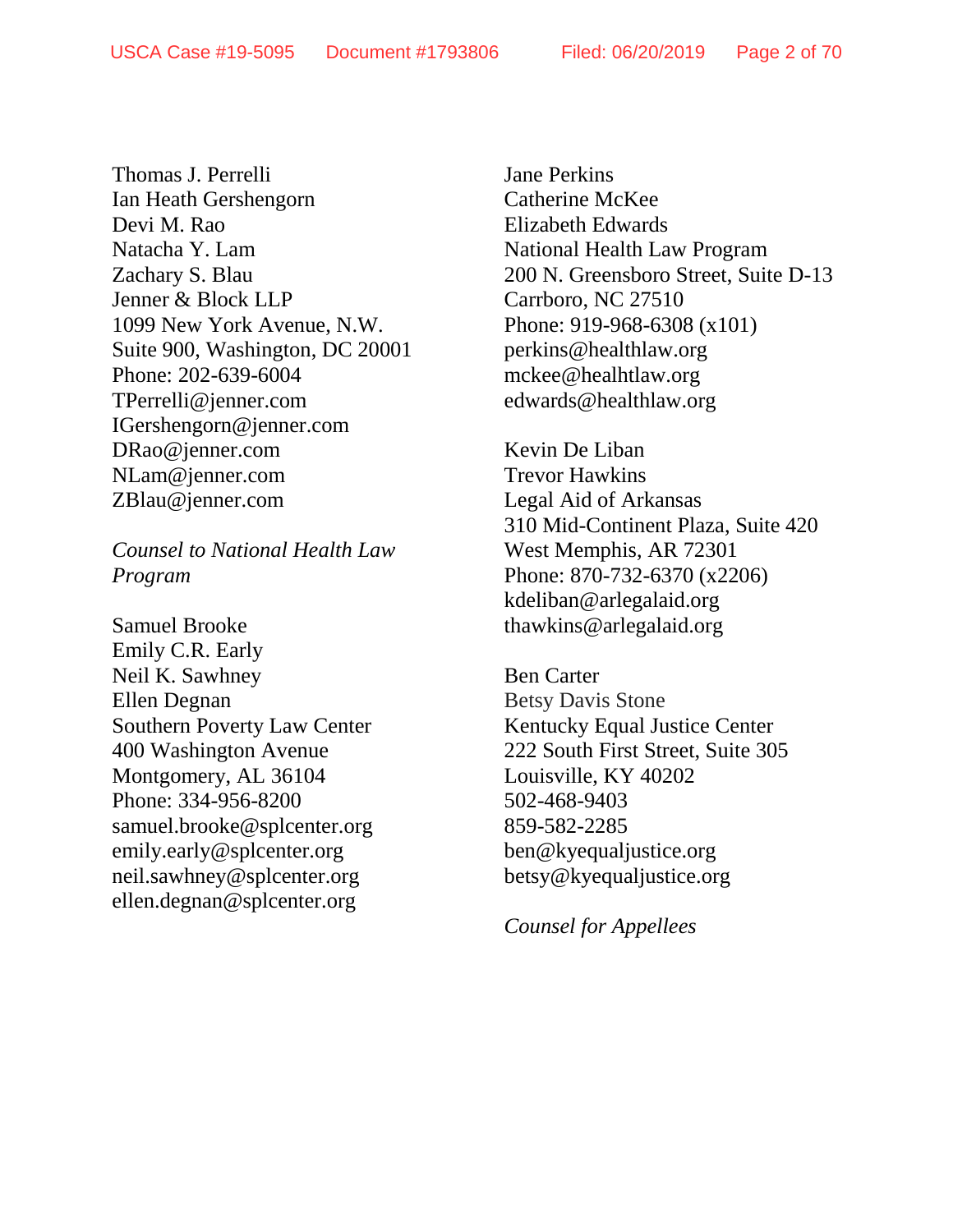Thomas J. Perrelli
Ian Heath Gershengorn
Devi M. Rao
Natacha Y. Lam
Zachary S. Blau
Jenner & Block LLP
1099 New York Avenue, N.W.
Suite 900, Washington, DC 20001
Phone: 202-639-6004
TPerrelli@jenner.com
IGershengorn@jenner.com
DRao@jenner.com
NLam@jenner.com
ZBlau@jenner.com

*Counsel to National Health Law Program*

Samuel Brooke
Emily C.R. Early
Neil K. Sawhney
Ellen Degnan
Southern Poverty Law Center
400 Washington Avenue
Montgomery, AL 36104
Phone: 334-956-8200
samuel.brooke@splcenter.org
emily.early@splcenter.org
neil.sawhney@splcenter.org
ellen.degnan@splcenter.org

Jane Perkins
Catherine McKee
Elizabeth Edwards
National Health Law Program
200 N. Greensboro Street, Suite D-13
Carrboro, NC 27510
Phone: 919-968-6308 (x101)
perkins@healthlaw.org
mckee@healhtlaw.org
edwards@healthlaw.org

Kevin De Liban
Trevor Hawkins
Legal Aid of Arkansas
310 Mid-Continent Plaza, Suite 420
West Memphis, AR 72301
Phone: 870-732-6370 (x2206)
kdeliban@arlegalaid.org
thawkins@arlegalaid.org

Ben Carter
Betsy Davis Stone
Kentucky Equal Justice Center
222 South First Street, Suite 305
Louisville, KY 40202
502-468-9403
859-582-2285
ben@kyequaljustice.org
betsy@kyequaljustice.org

*Counsel for Appellees*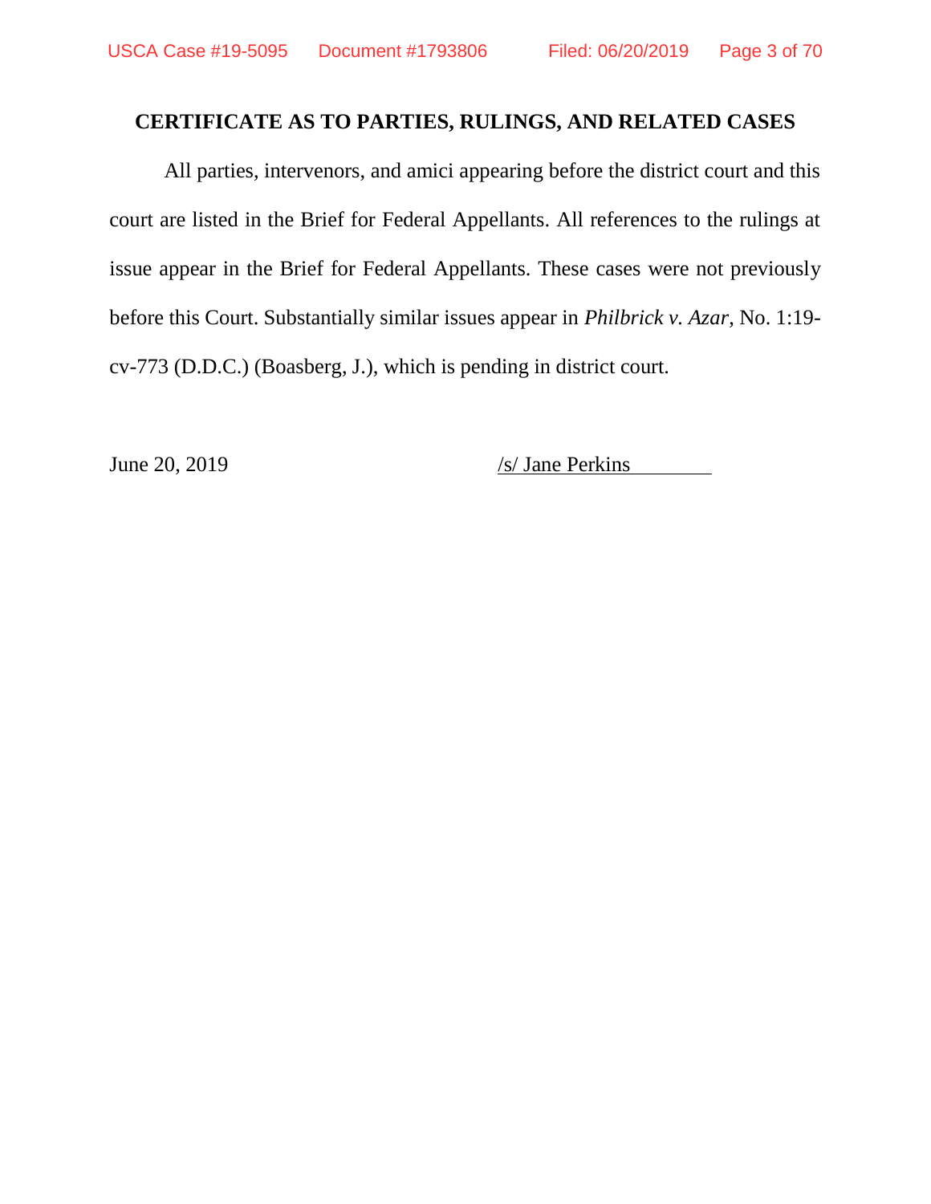## CERTIFICATE AS TO PARTIES, RULINGS, AND RELATED CASES

All parties, intervenors, and amici appearing before the district court and this court are listed in the Brief for Federal Appellants. All references to the rulings at issue appear in the Brief for Federal Appellants. These cases were not previously before this Court. Substantially similar issues appear in *Philbrick v. Azar*, No. 1:19-cv-773 (D.D.C.) (Boasberg, J.), which is pending in district court.

June 20, 2019 /s/ Jane Perkins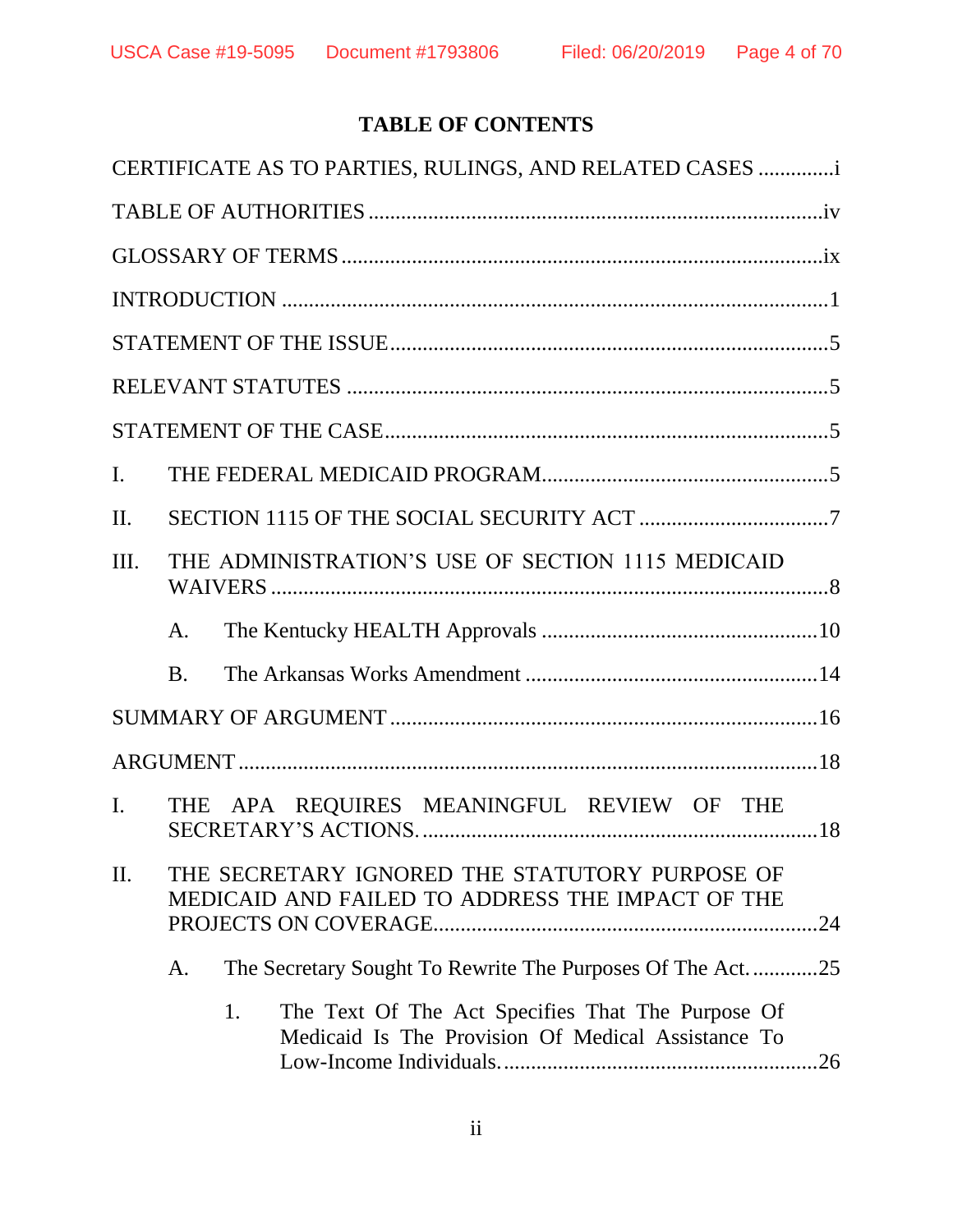# TABLE OF CONTENTS

CERTIFICATE AS TO PARTIES, RULINGS, AND RELATED CASES .............i

TABLE OF AUTHORITIES ....................................................................................iv

GLOSSARY OF TERMS ........................................................................................ix

INTRODUCTION ....................................................................................................1

STATEMENT OF THE ISSUE................................................................................5

RELEVANT STATUTES ........................................................................................5

STATEMENT OF THE CASE..................................................................................5

I. THE FEDERAL MEDICAID PROGRAM.....................................................5

II. SECTION 1115 OF THE SOCIAL SECURITY ACT ...................................7

III. THE ADMINISTRATION'S USE OF SECTION 1115 MEDICAID WAIVERS ......................................................................................................8

   A. The Kentucky HEALTH Approvals ...................................................10

   B. The Arkansas Works Amendment ......................................................14

SUMMARY OF ARGUMENT ...............................................................................16

ARGUMENT ..........................................................................................................18

I. THE APA REQUIRES MEANINGFUL REVIEW OF THE SECRETARY'S ACTIONS. .........................................................................18

II. THE SECRETARY IGNORED THE STATUTORY PURPOSE OF MEDICAID AND FAILED TO ADDRESS THE IMPACT OF THE PROJECTS ON COVERAGE.......................................................................24

   A. The Secretary Sought To Rewrite The Purposes Of The Act. ............25

      1. The Text Of The Act Specifies That The Purpose Of Medicaid Is The Provision Of Medical Assistance To Low-Income Individuals. ..........................................................26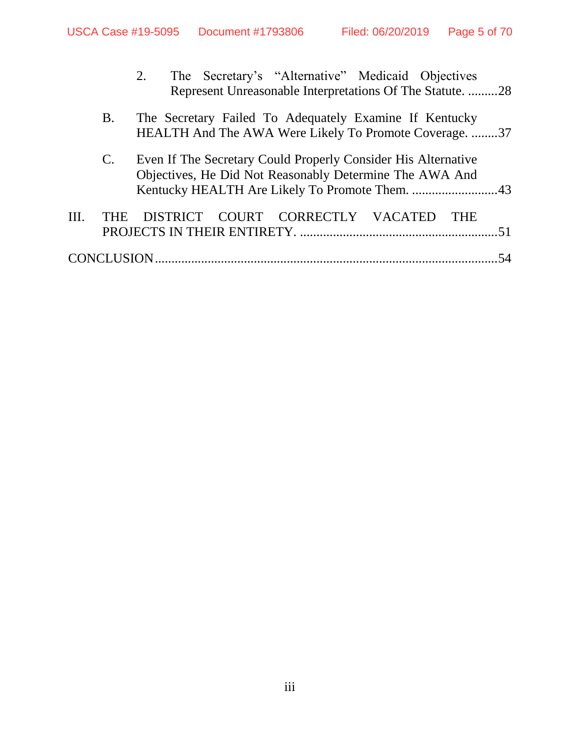2. The Secretary's "Alternative" Medicaid Objectives Represent Unreasonable Interpretations Of The Statute. .........28

B. The Secretary Failed To Adequately Examine If Kentucky HEALTH And The AWA Were Likely To Promote Coverage. ........37

C. Even If The Secretary Could Properly Consider His Alternative Objectives, He Did Not Reasonably Determine The AWA And Kentucky HEALTH Are Likely To Promote Them. ..........................43

III. THE DISTRICT COURT CORRECTLY VACATED THE PROJECTS IN THEIR ENTIRETY. ..........................................................51

CONCLUSION.......................................................................................54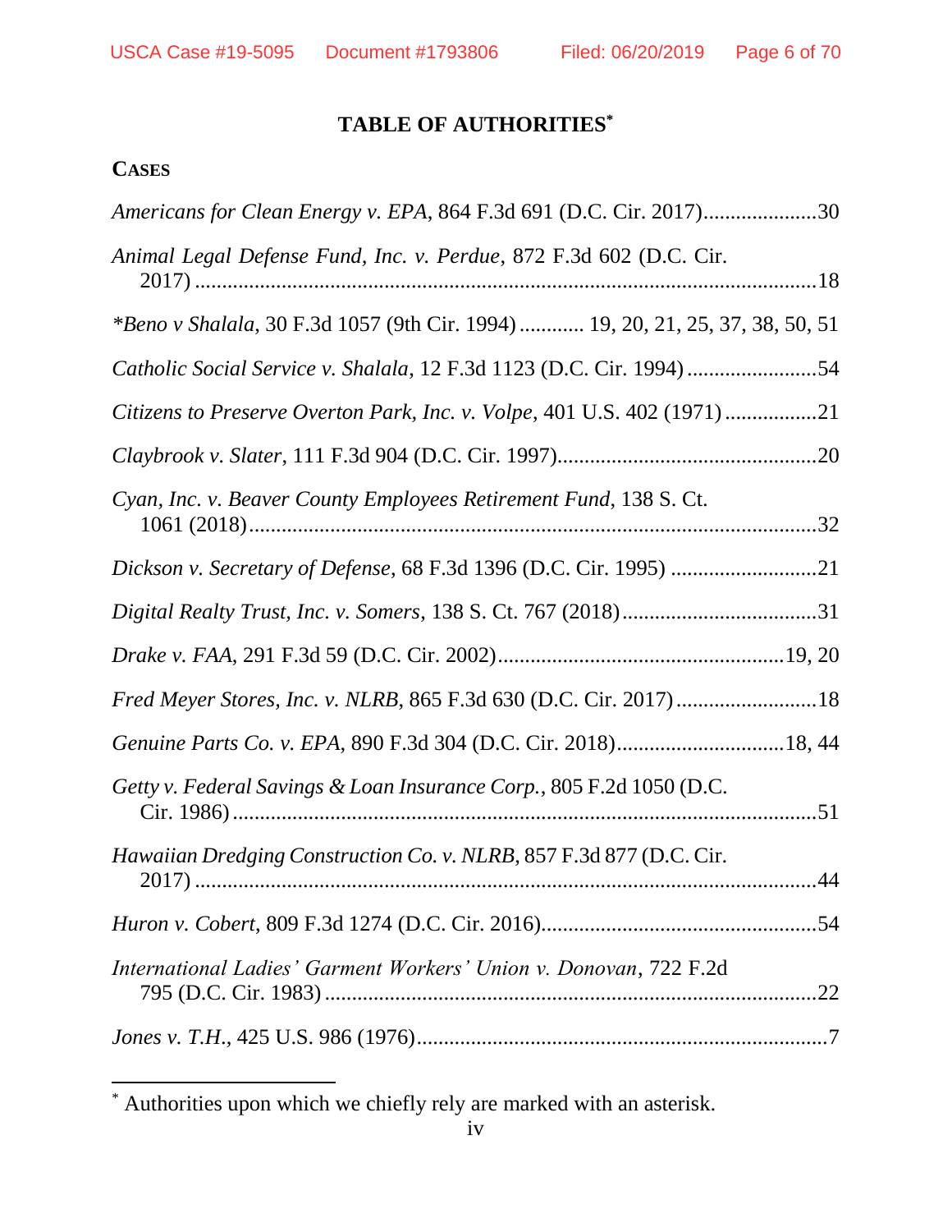# TABLE OF AUTHORITIES[*]

## CASES

*Americans for Clean Energy v. EPA*, 864 F.3d 691 (D.C. Cir. 2017).....................30

*Animal Legal Defense Fund, Inc. v. Perdue*, 872 F.3d 602 (D.C. Cir. 2017) ....................................................................................................................18

*\*Beno v Shalala*, 30 F.3d 1057 (9th Cir. 1994) ............ 19, 20, 21, 25, 37, 38, 50, 51

*Catholic Social Service v. Shalala*, 12 F.3d 1123 (D.C. Cir. 1994) ........................54

*Citizens to Preserve Overton Park, Inc. v. Volpe*, 401 U.S. 402 (1971) .................21

*Claybrook v. Slater*, 111 F.3d 904 (D.C. Cir. 1997)................................................20

*Cyan, Inc. v. Beaver County Employees Retirement Fund*, 138 S. Ct. 1061 (2018)..........................................................................................................32

*Dickson v. Secretary of Defense*, 68 F.3d 1396 (D.C. Cir. 1995) ...........................21

*Digital Realty Trust, Inc. v. Somers*, 138 S. Ct. 767 (2018)....................................31

*Drake v. FAA*, 291 F.3d 59 (D.C. Cir. 2002)....................................................19, 20

*Fred Meyer Stores, Inc. v. NLRB*, 865 F.3d 630 (D.C. Cir. 2017) ..........................18

*Genuine Parts Co. v. EPA*, 890 F.3d 304 (D.C. Cir. 2018)...............................18, 44

*Getty v. Federal Savings & Loan Insurance Corp.*, 805 F.2d 1050 (D.C. Cir. 1986) ............................................................................................................51

*Hawaiian Dredging Construction Co. v. NLRB*, 857 F.3d 877 (D.C. Cir. 2017) ....................................................................................................................44

*Huron v. Cobert*, 809 F.3d 1274 (D.C. Cir. 2016)...................................................54

*International Ladies' Garment Workers' Union v. Donovan*, 722 F.2d 795 (D.C. Cir. 1983) ...........................................................................................22

*Jones v. T.H.*, 425 U.S. 986 (1976)...........................................................................7

---

[*] Authorities upon which we chiefly rely are marked with an asterisk.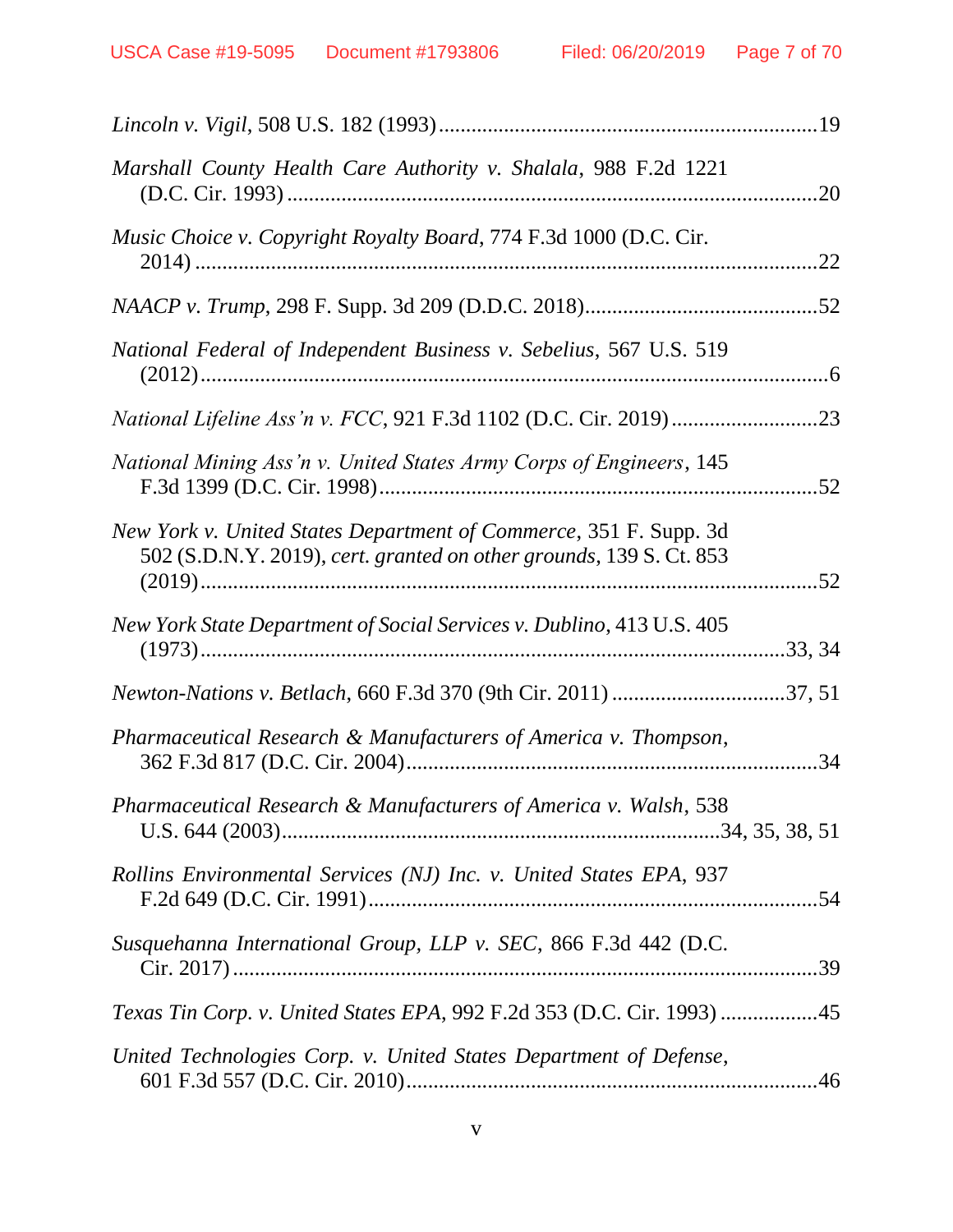*Lincoln v. Vigil*, 508 U.S. 182 (1993) .......................................................................19

*Marshall County Health Care Authority v. Shalala*, 988 F.2d 1221 (D.C. Cir. 1993) ......................................................................................................20

*Music Choice v. Copyright Royalty Board*, 774 F.3d 1000 (D.C. Cir. 2014) ..........................................................................................................22

*NAACP v. Trump*, 298 F. Supp. 3d 209 (D.D.C. 2018)...........................................52

*National Federal of Independent Business v. Sebelius*, 567 U.S. 519 (2012)............................................................................................................6

*National Lifeline Ass'n v. FCC*, 921 F.3d 1102 (D.C. Cir. 2019) ...........................23

*National Mining Ass'n v. United States Army Corps of Engineers*, 145 F.3d 1399 (D.C. Cir. 1998)..................................................................................52

*New York v. United States Department of Commerce*, 351 F. Supp. 3d 502 (S.D.N.Y. 2019), *cert. granted on other grounds*, 139 S. Ct. 853 (2019)..........................................................................................................52

*New York State Department of Social Services v. Dublino*, 413 U.S. 405 (1973)..................................................................................................33, 34

*Newton-Nations v. Betlach*, 660 F.3d 370 (9th Cir. 2011) ................................37, 51

*Pharmaceutical Research & Manufacturers of America v. Thompson*, 362 F.3d 817 (D.C. Cir. 2004)...........................................................................34

*Pharmaceutical Research & Manufacturers of America v. Walsh*, 538 U.S. 644 (2003)................................................................................34, 35, 38, 51

*Rollins Environmental Services (NJ) Inc. v. United States EPA*, 937 F.2d 649 (D.C. Cir. 1991).................................................................................54

*Susquehanna International Group, LLP v. SEC*, 866 F.3d 442 (D.C. Cir. 2017)..........................................................................................................39

*Texas Tin Corp. v. United States EPA*, 992 F.2d 353 (D.C. Cir. 1993) ..................45

*United Technologies Corp. v. United States Department of Defense*, 601 F.3d 557 (D.C. Cir. 2010)...........................................................................46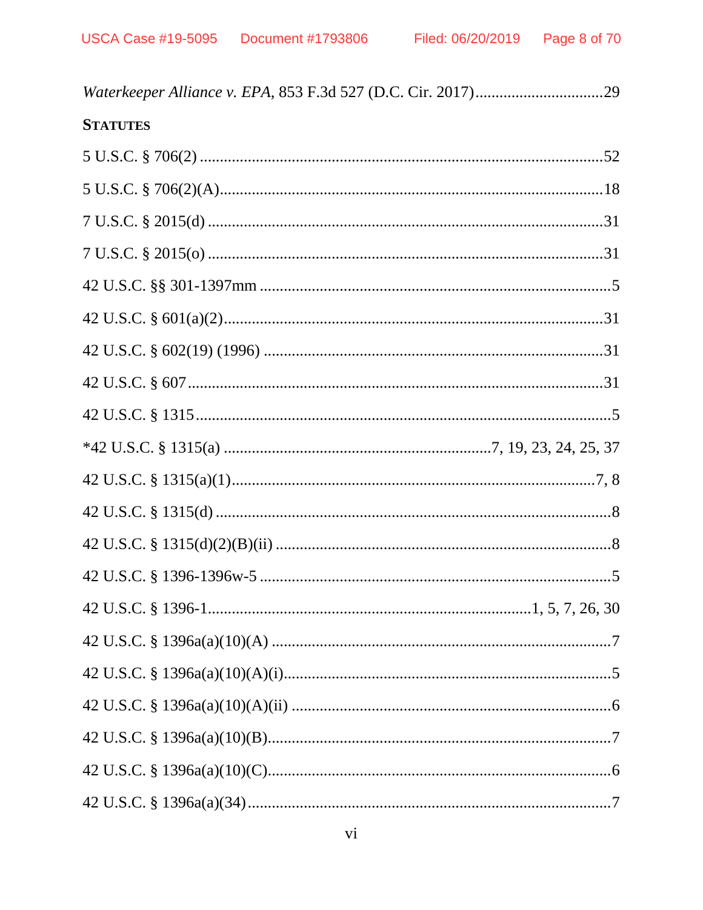*Waterkeeper Alliance v. EPA*, 853 F.3d 527 (D.C. Cir. 2017) ................................ 29

**STATUTES**

5 U.S.C. § 706(2) ................................................................................................. 52

5 U.S.C. § 706(2)(A) ............................................................................................. 18

7 U.S.C. § 2015(d) ................................................................................................ 31

7 U.S.C. § 2015(o) ................................................................................................ 31

42 U.S.C. §§ 301-1397mm ...................................................................................... 5

42 U.S.C. § 601(a)(2) ............................................................................................ 31

42 U.S.C. § 602(19) (1996) .................................................................................... 31

42 U.S.C. § 607 ..................................................................................................... 31

42 U.S.C. § 1315 ..................................................................................................... 5

*42 U.S.C. § 1315(a) ................................................................ 7, 19, 23, 24, 25, 37

42 U.S.C. § 1315(a)(1) ......................................................................................... 7, 8

42 U.S.C. § 1315(d) ................................................................................................ 8

42 U.S.C. § 1315(d)(2)(B)(ii) .................................................................................. 8

42 U.S.C. § 1396-1396w-5 ...................................................................................... 5

42 U.S.C. § 1396-1 ................................................................................ 1, 5, 7, 26, 30

42 U.S.C. § 1396a(a)(10)(A) ................................................................................... 7

42 U.S.C. § 1396a(a)(10)(A)(i) ................................................................................ 5

42 U.S.C. § 1396a(a)(10)(A)(ii) ............................................................................... 6

42 U.S.C. § 1396a(a)(10)(B) .................................................................................... 7

42 U.S.C. § 1396a(a)(10)(C) .................................................................................... 6

42 U.S.C. § 1396a(a)(34) ......................................................................................... 7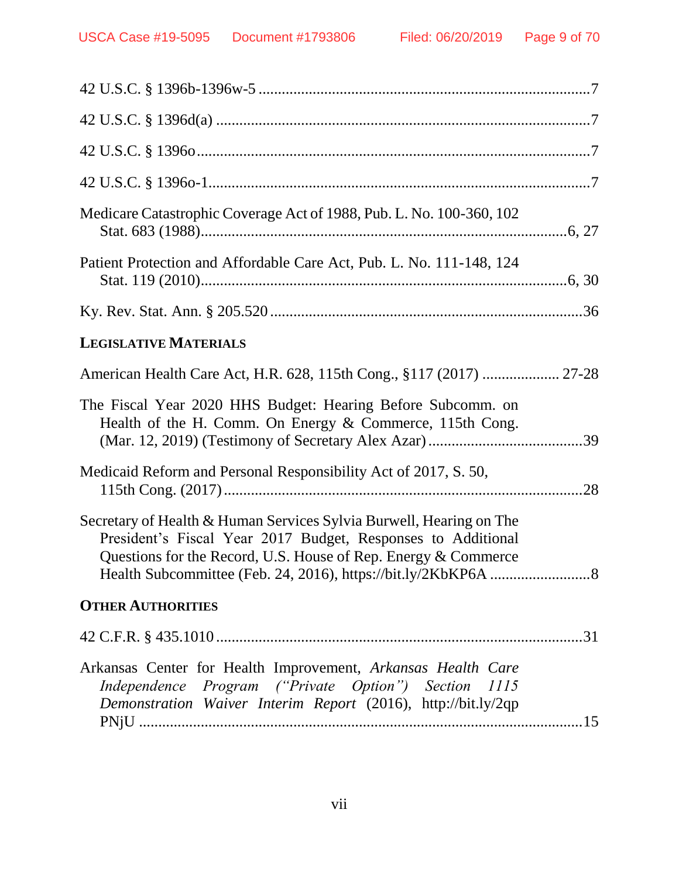42 U.S.C. § 1396b-1396w-5 .....................................................................................7

42 U.S.C. § 1396d(a) ...............................................................................................7

42 U.S.C. § 1396o.....................................................................................................7

42 U.S.C. § 1396o-1..................................................................................................7

Medicare Catastrophic Coverage Act of 1988, Pub. L. No. 100-360, 102 Stat. 683 (1988)...............................................................................6, 27

Patient Protection and Affordable Care Act, Pub. L. No. 111-148, 124 Stat. 119 (2010)...............................................................................6, 30

Ky. Rev. Stat. Ann. § 205.520 ................................................................................36

**LEGISLATIVE MATERIALS**

American Health Care Act, H.R. 628, 115th Cong., §117 (2017) .................... 27-28

The Fiscal Year 2020 HHS Budget: Hearing Before Subcomm. on Health of the H. Comm. On Energy & Commerce, 115th Cong. (Mar. 12, 2019) (Testimony of Secretary Alex Azar) ........................................39

Medicaid Reform and Personal Responsibility Act of 2017, S. 50, 115th Cong. (2017) ............................................................................................28

Secretary of Health & Human Services Sylvia Burwell, Hearing on The President's Fiscal Year 2017 Budget, Responses to Additional Questions for the Record, U.S. House of Rep. Energy & Commerce Health Subcommittee (Feb. 24, 2016), https://bit.ly/2KbKP6A ..........................8

**OTHER AUTHORITIES**

42 C.F.R. § 435.1010 .............................................................................................31

Arkansas Center for Health Improvement, *Arkansas Health Care Independence Program ("Private Option") Section 1115 Demonstration Waiver Interim Report* (2016), http://bit.ly/2qpPNjU ..................................................................................................15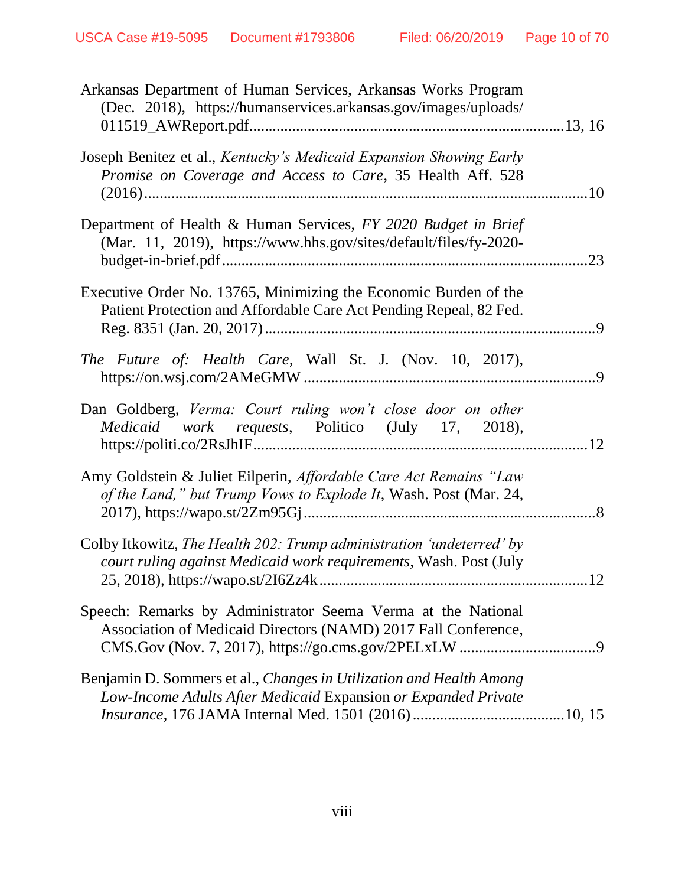Arkansas Department of Human Services, Arkansas Works Program (Dec. 2018), https://humanservices.arkansas.gov/images/uploads/011519_AWReport.pdf....................................................................................13, 16

Joseph Benitez et al., *Kentucky's Medicaid Expansion Showing Early Promise on Coverage and Access to Care*, 35 Health Aff. 528 (2016)....................................................................................................10

Department of Health & Human Services, *FY 2020 Budget in Brief* (Mar. 11, 2019), https://www.hhs.gov/sites/default/files/fy-2020-budget-in-brief.pdf.............................................................................................23

Executive Order No. 13765, Minimizing the Economic Burden of the Patient Protection and Affordable Care Act Pending Repeal, 82 Fed. Reg. 8351 (Jan. 20, 2017)....................................................................................9

*The Future of: Health Care*, Wall St. J. (Nov. 10, 2017), https://on.wsj.com/2AMeGMW ..........................................................................9

Dan Goldberg, *Verma: Court ruling won't close door on other Medicaid work requests*, Politico (July 17, 2018), https://politi.co/2RsJhIF....................................................................................12

Amy Goldstein & Juliet Eilperin, *Affordable Care Act Remains "Law of the Land," but Trump Vows to Explode It*, Wash. Post (Mar. 24, 2017), https://wapo.st/2Zm95Gj ..........................................................................8

Colby Itkowitz, *The Health 202: Trump administration 'undeterred' by court ruling against Medicaid work requirements*, Wash. Post (July 25, 2018), https://wapo.st/2I6Zz4k....................................................................12

Speech: Remarks by Administrator Seema Verma at the National Association of Medicaid Directors (NAMD) 2017 Fall Conference, CMS.Gov (Nov. 7, 2017), https://go.cms.gov/2PELxLW ..................................9

Benjamin D. Sommers et al., *Changes in Utilization and Health Among Low-Income Adults After Medicaid* Expansion *or Expanded Private Insurance*, 176 JAMA Internal Med. 1501 (2016)......................................10, 15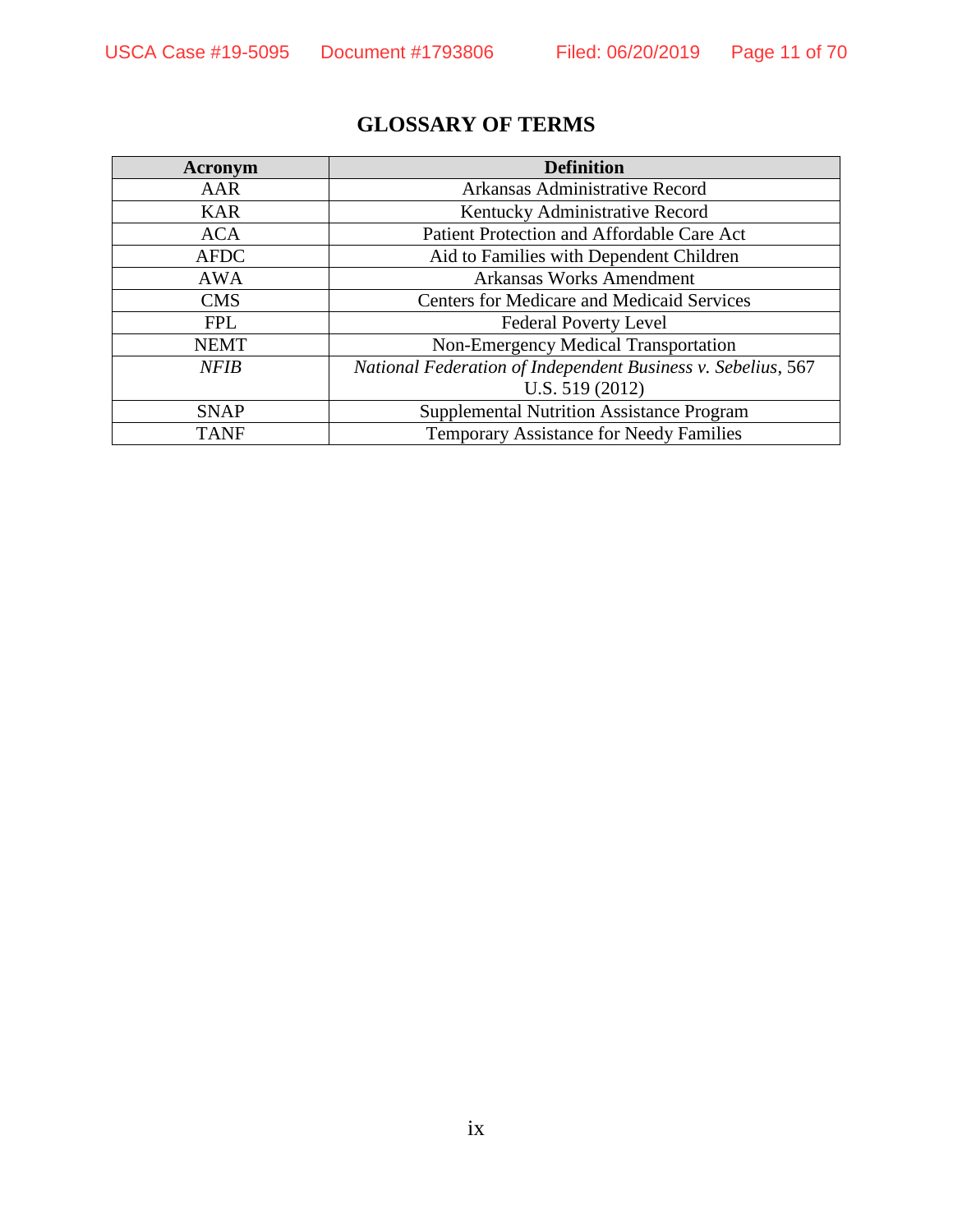# GLOSSARY OF TERMS

| Acronym | Definition |
|---|---|
| AAR | Arkansas Administrative Record |
| KAR | Kentucky Administrative Record |
| ACA | Patient Protection and Affordable Care Act |
| AFDC | Aid to Families with Dependent Children |
| AWA | Arkansas Works Amendment |
| CMS | Centers for Medicare and Medicaid Services |
| FPL | Federal Poverty Level |
| NEMT | Non-Emergency Medical Transportation |
| *NFIB* | *National Federation of Independent Business v. Sebelius*, 567 U.S. 519 (2012) |
| SNAP | Supplemental Nutrition Assistance Program |
| TANF | Temporary Assistance for Needy Families |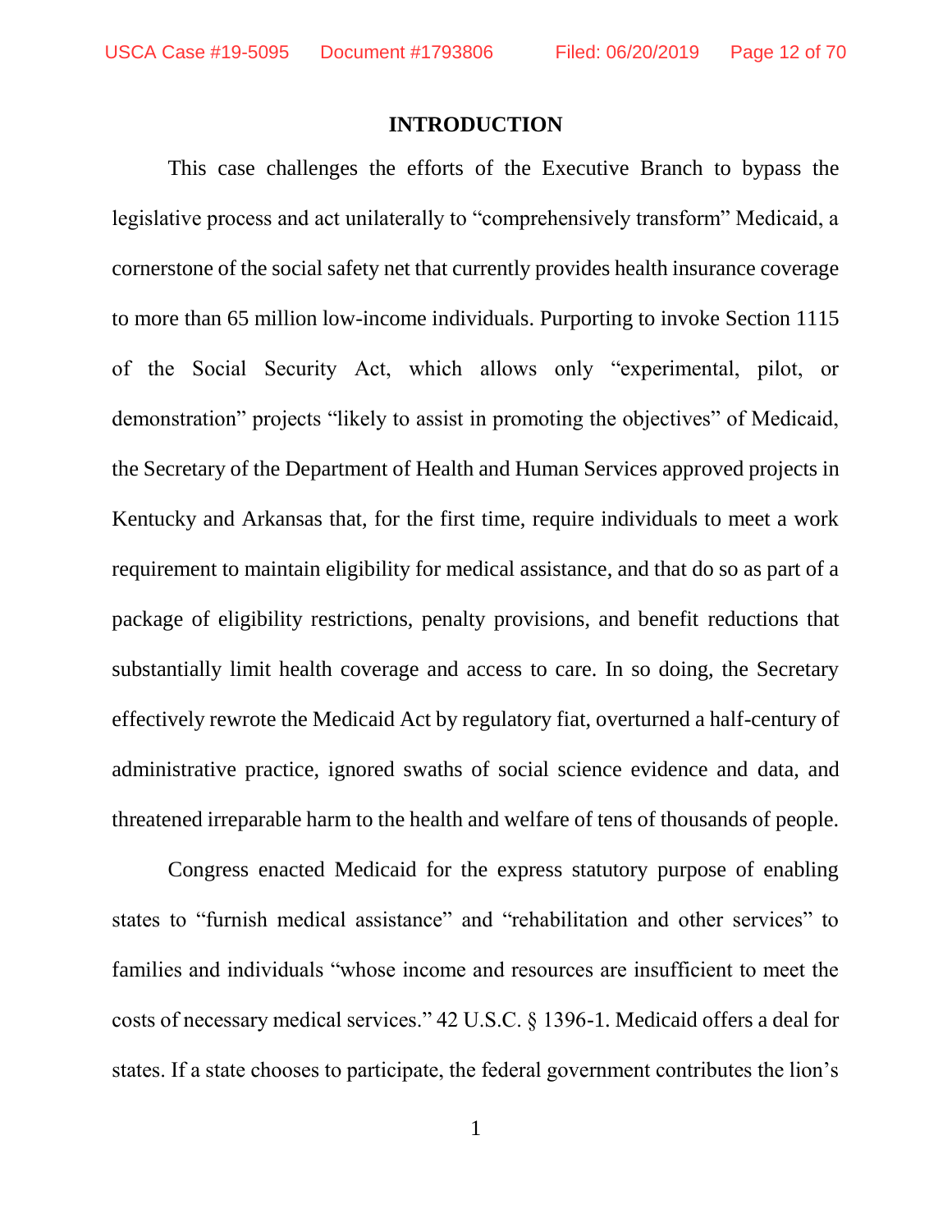## INTRODUCTION

This case challenges the efforts of the Executive Branch to bypass the legislative process and act unilaterally to "comprehensively transform" Medicaid, a cornerstone of the social safety net that currently provides health insurance coverage to more than 65 million low-income individuals. Purporting to invoke Section 1115 of the Social Security Act, which allows only "experimental, pilot, or demonstration" projects "likely to assist in promoting the objectives" of Medicaid, the Secretary of the Department of Health and Human Services approved projects in Kentucky and Arkansas that, for the first time, require individuals to meet a work requirement to maintain eligibility for medical assistance, and that do so as part of a package of eligibility restrictions, penalty provisions, and benefit reductions that substantially limit health coverage and access to care. In so doing, the Secretary effectively rewrote the Medicaid Act by regulatory fiat, overturned a half-century of administrative practice, ignored swaths of social science evidence and data, and threatened irreparable harm to the health and welfare of tens of thousands of people.

Congress enacted Medicaid for the express statutory purpose of enabling states to "furnish medical assistance" and "rehabilitation and other services" to families and individuals "whose income and resources are insufficient to meet the costs of necessary medical services." 42 U.S.C. § 1396-1. Medicaid offers a deal for states. If a state chooses to participate, the federal government contributes the lion's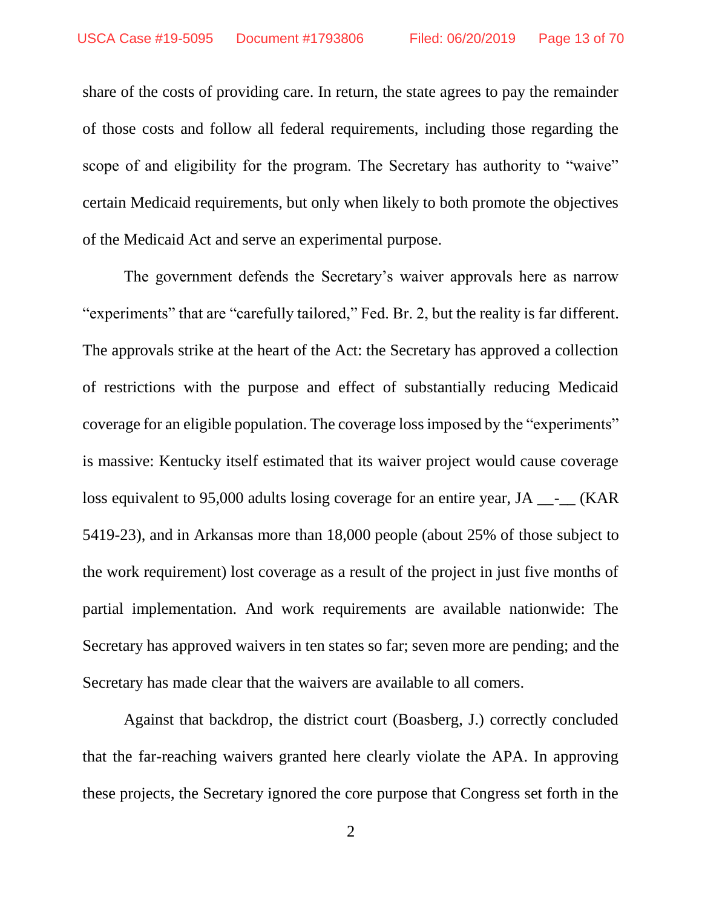share of the costs of providing care. In return, the state agrees to pay the remainder of those costs and follow all federal requirements, including those regarding the scope of and eligibility for the program. The Secretary has authority to "waive" certain Medicaid requirements, but only when likely to both promote the objectives of the Medicaid Act and serve an experimental purpose.

The government defends the Secretary's waiver approvals here as narrow "experiments" that are "carefully tailored," Fed. Br. 2, but the reality is far different. The approvals strike at the heart of the Act: the Secretary has approved a collection of restrictions with the purpose and effect of substantially reducing Medicaid coverage for an eligible population. The coverage loss imposed by the "experiments" is massive: Kentucky itself estimated that its waiver project would cause coverage loss equivalent to 95,000 adults losing coverage for an entire year, JA __-__ (KAR 5419-23), and in Arkansas more than 18,000 people (about 25% of those subject to the work requirement) lost coverage as a result of the project in just five months of partial implementation. And work requirements are available nationwide: The Secretary has approved waivers in ten states so far; seven more are pending; and the Secretary has made clear that the waivers are available to all comers.

Against that backdrop, the district court (Boasberg, J.) correctly concluded that the far-reaching waivers granted here clearly violate the APA. In approving these projects, the Secretary ignored the core purpose that Congress set forth in the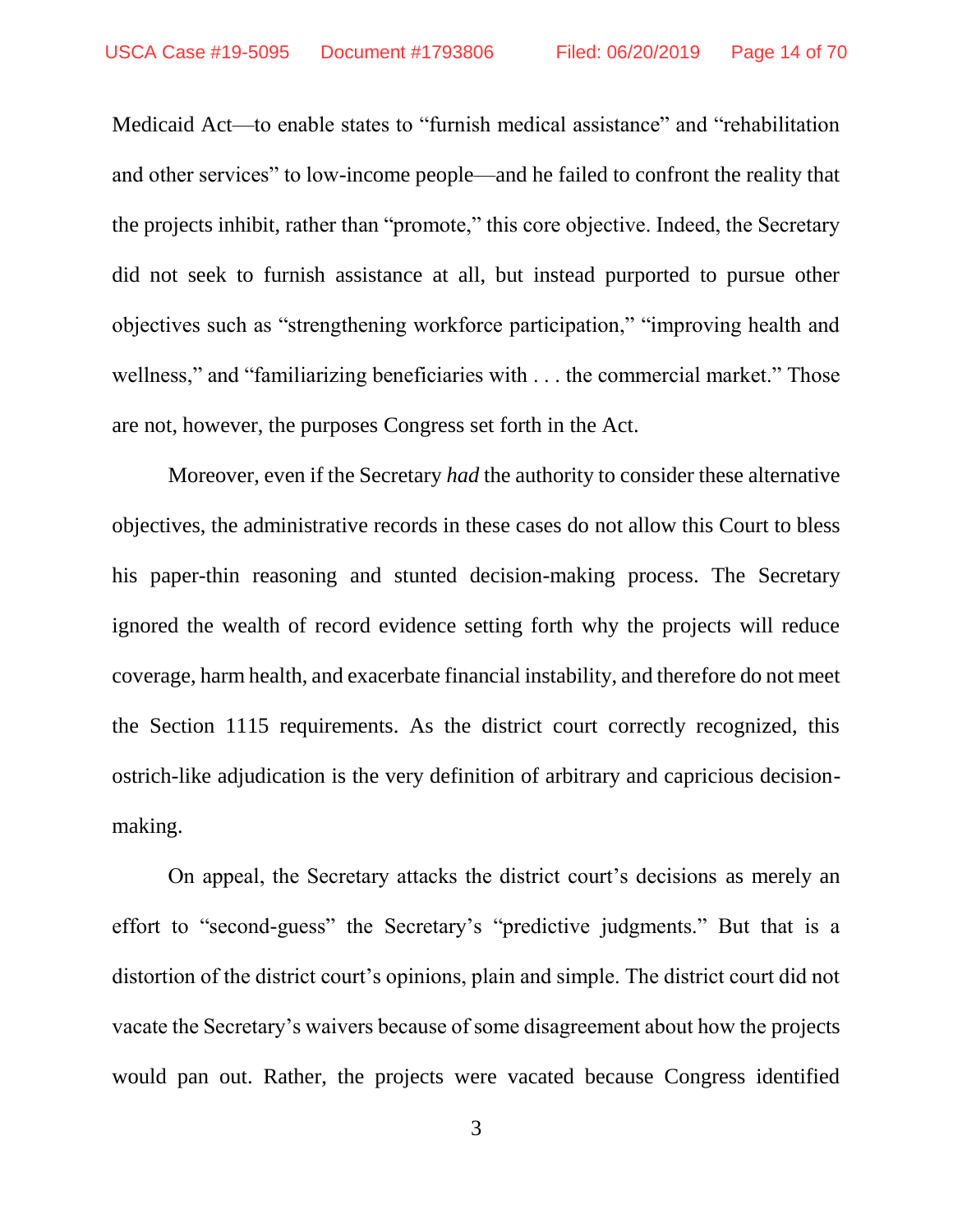Medicaid Act—to enable states to "furnish medical assistance" and "rehabilitation and other services" to low-income people—and he failed to confront the reality that the projects inhibit, rather than "promote," this core objective. Indeed, the Secretary did not seek to furnish assistance at all, but instead purported to pursue other objectives such as "strengthening workforce participation," "improving health and wellness," and "familiarizing beneficiaries with . . . the commercial market." Those are not, however, the purposes Congress set forth in the Act.

Moreover, even if the Secretary *had* the authority to consider these alternative objectives, the administrative records in these cases do not allow this Court to bless his paper-thin reasoning and stunted decision-making process. The Secretary ignored the wealth of record evidence setting forth why the projects will reduce coverage, harm health, and exacerbate financial instability, and therefore do not meet the Section 1115 requirements. As the district court correctly recognized, this ostrich-like adjudication is the very definition of arbitrary and capricious decision-making.

On appeal, the Secretary attacks the district court's decisions as merely an effort to "second-guess" the Secretary's "predictive judgments." But that is a distortion of the district court's opinions, plain and simple. The district court did not vacate the Secretary's waivers because of some disagreement about how the projects would pan out. Rather, the projects were vacated because Congress identified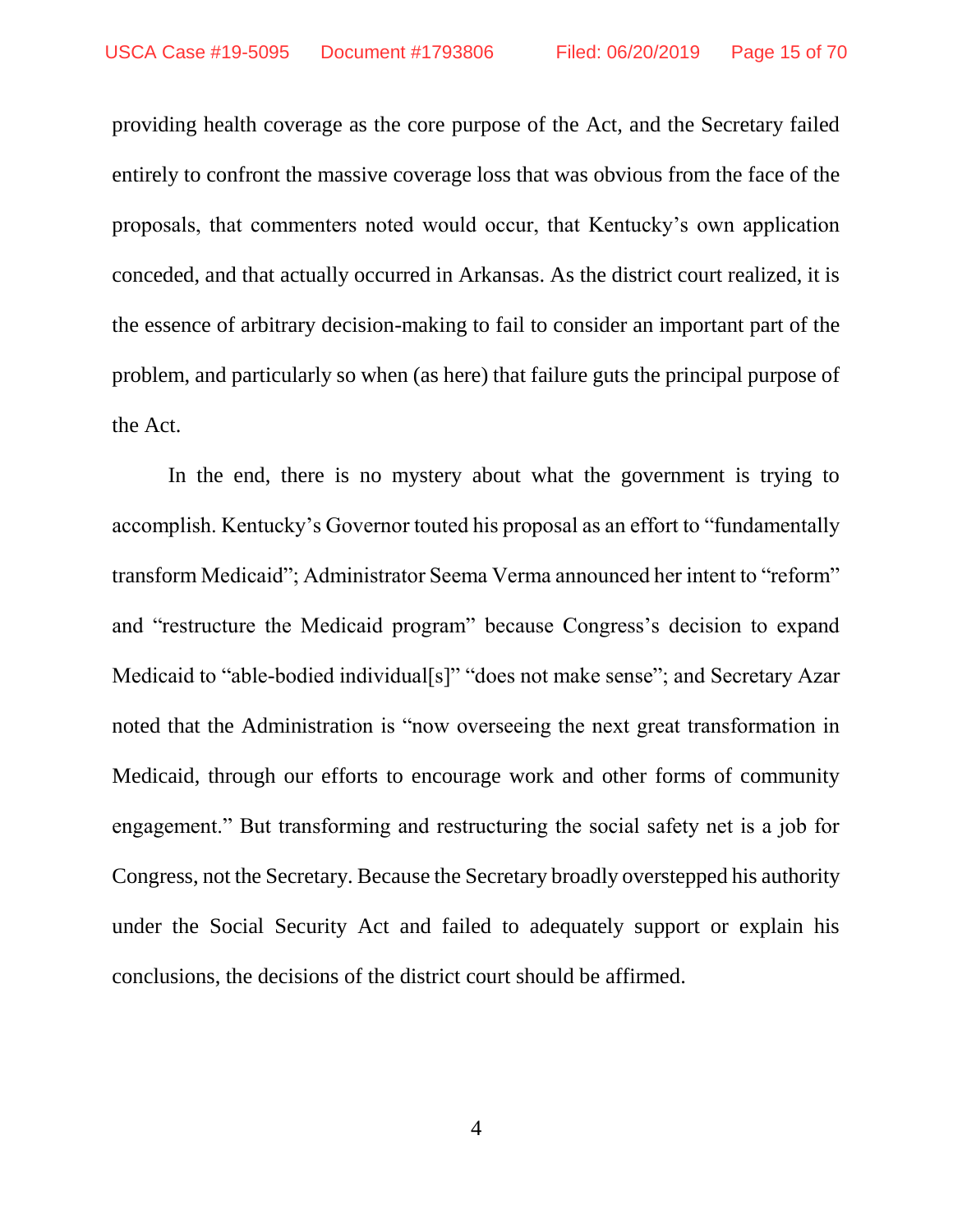providing health coverage as the core purpose of the Act, and the Secretary failed entirely to confront the massive coverage loss that was obvious from the face of the proposals, that commenters noted would occur, that Kentucky's own application conceded, and that actually occurred in Arkansas. As the district court realized, it is the essence of arbitrary decision-making to fail to consider an important part of the problem, and particularly so when (as here) that failure guts the principal purpose of the Act.

In the end, there is no mystery about what the government is trying to accomplish. Kentucky's Governor touted his proposal as an effort to "fundamentally transform Medicaid"; Administrator Seema Verma announced her intent to "reform" and "restructure the Medicaid program" because Congress's decision to expand Medicaid to "able-bodied individual[s]" "does not make sense"; and Secretary Azar noted that the Administration is "now overseeing the next great transformation in Medicaid, through our efforts to encourage work and other forms of community engagement." But transforming and restructuring the social safety net is a job for Congress, not the Secretary. Because the Secretary broadly overstepped his authority under the Social Security Act and failed to adequately support or explain his conclusions, the decisions of the district court should be affirmed.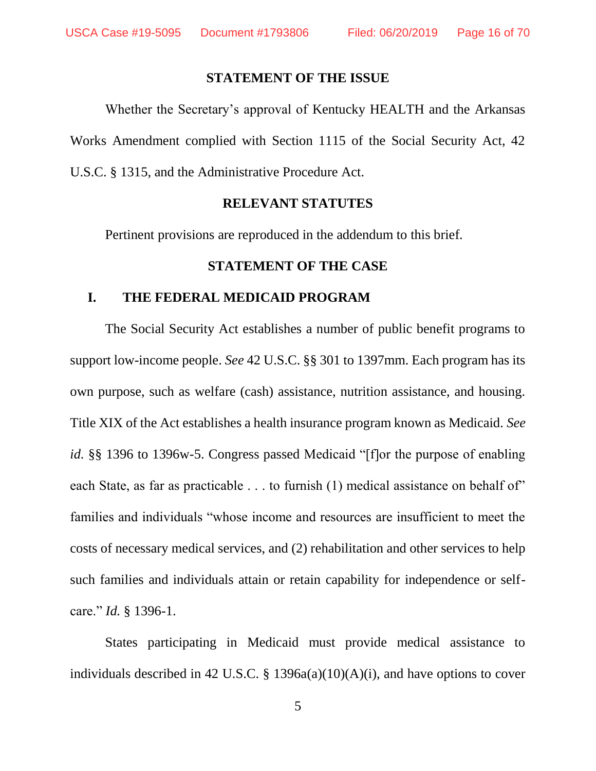## STATEMENT OF THE ISSUE

Whether the Secretary's approval of Kentucky HEALTH and the Arkansas Works Amendment complied with Section 1115 of the Social Security Act, 42 U.S.C. § 1315, and the Administrative Procedure Act.

## RELEVANT STATUTES

Pertinent provisions are reproduced in the addendum to this brief.

## STATEMENT OF THE CASE

### I. THE FEDERAL MEDICAID PROGRAM

The Social Security Act establishes a number of public benefit programs to support low-income people. *See* 42 U.S.C. §§ 301 to 1397mm. Each program has its own purpose, such as welfare (cash) assistance, nutrition assistance, and housing. Title XIX of the Act establishes a health insurance program known as Medicaid. *See id.* §§ 1396 to 1396w-5. Congress passed Medicaid "[f]or the purpose of enabling each State, as far as practicable . . . to furnish (1) medical assistance on behalf of" families and individuals "whose income and resources are insufficient to meet the costs of necessary medical services, and (2) rehabilitation and other services to help such families and individuals attain or retain capability for independence or self-care." *Id.* § 1396-1.

States participating in Medicaid must provide medical assistance to individuals described in 42 U.S.C. § 1396a(a)(10)(A)(i), and have options to cover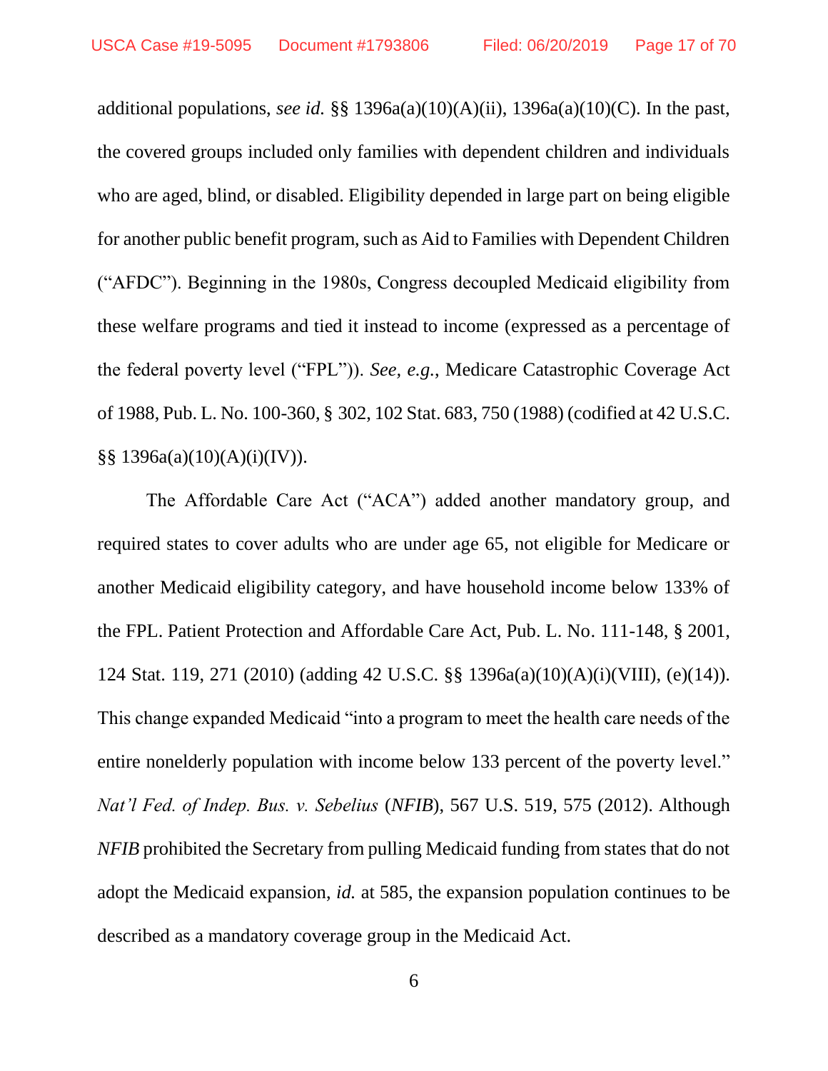additional populations, *see id.* §§ 1396a(a)(10)(A)(ii), 1396a(a)(10)(C). In the past, the covered groups included only families with dependent children and individuals who are aged, blind, or disabled. Eligibility depended in large part on being eligible for another public benefit program, such as Aid to Families with Dependent Children ("AFDC"). Beginning in the 1980s, Congress decoupled Medicaid eligibility from these welfare programs and tied it instead to income (expressed as a percentage of the federal poverty level ("FPL")). *See, e.g.*, Medicare Catastrophic Coverage Act of 1988, Pub. L. No. 100-360, § 302, 102 Stat. 683, 750 (1988) (codified at 42 U.S.C. §§ 1396a(a)(10)(A)(i)(IV)).

The Affordable Care Act ("ACA") added another mandatory group, and required states to cover adults who are under age 65, not eligible for Medicare or another Medicaid eligibility category, and have household income below 133% of the FPL. Patient Protection and Affordable Care Act, Pub. L. No. 111-148, § 2001, 124 Stat. 119, 271 (2010) (adding 42 U.S.C. §§ 1396a(a)(10)(A)(i)(VIII), (e)(14)). This change expanded Medicaid "into a program to meet the health care needs of the entire nonelderly population with income below 133 percent of the poverty level." *Nat'l Fed. of Indep. Bus. v. Sebelius* (*NFIB*), 567 U.S. 519, 575 (2012). Although *NFIB* prohibited the Secretary from pulling Medicaid funding from states that do not adopt the Medicaid expansion, *id.* at 585, the expansion population continues to be described as a mandatory coverage group in the Medicaid Act.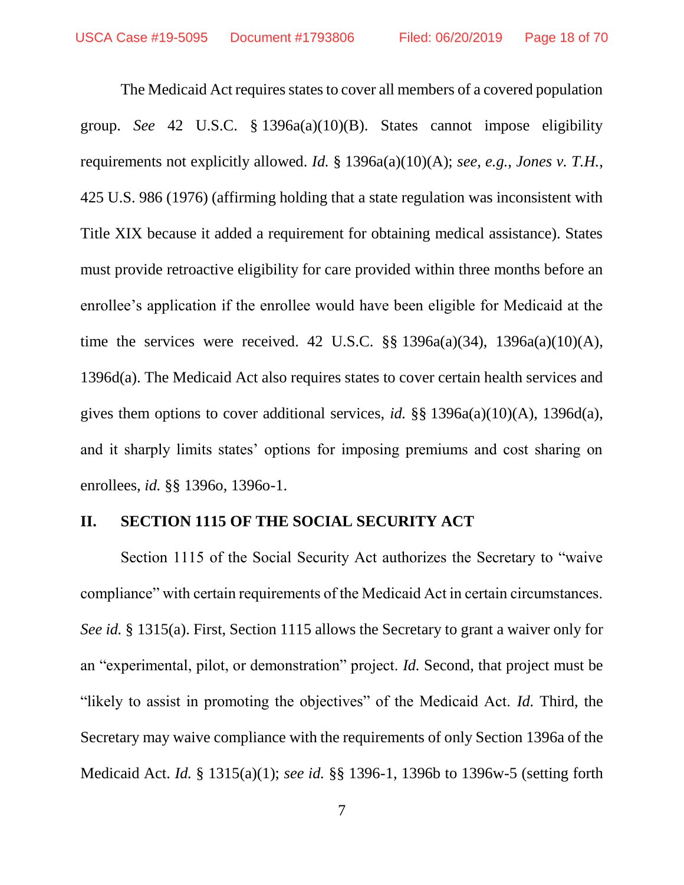The Medicaid Act requires states to cover all members of a covered population group. *See* 42 U.S.C. § 1396a(a)(10)(B). States cannot impose eligibility requirements not explicitly allowed. *Id.* § 1396a(a)(10)(A); *see, e.g.*, *Jones v. T.H.*, 425 U.S. 986 (1976) (affirming holding that a state regulation was inconsistent with Title XIX because it added a requirement for obtaining medical assistance). States must provide retroactive eligibility for care provided within three months before an enrollee's application if the enrollee would have been eligible for Medicaid at the time the services were received. 42 U.S.C. §§ 1396a(a)(34), 1396a(a)(10)(A), 1396d(a). The Medicaid Act also requires states to cover certain health services and gives them options to cover additional services, *id.* §§ 1396a(a)(10)(A), 1396d(a), and it sharply limits states' options for imposing premiums and cost sharing on enrollees, *id.* §§ 1396o, 1396o-1.

## II. SECTION 1115 OF THE SOCIAL SECURITY ACT

Section 1115 of the Social Security Act authorizes the Secretary to "waive compliance" with certain requirements of the Medicaid Act in certain circumstances. *See id.* § 1315(a). First, Section 1115 allows the Secretary to grant a waiver only for an "experimental, pilot, or demonstration" project. *Id.* Second, that project must be "likely to assist in promoting the objectives" of the Medicaid Act. *Id.* Third, the Secretary may waive compliance with the requirements of only Section 1396a of the Medicaid Act. *Id.* § 1315(a)(1); *see id.* §§ 1396-1, 1396b to 1396w-5 (setting forth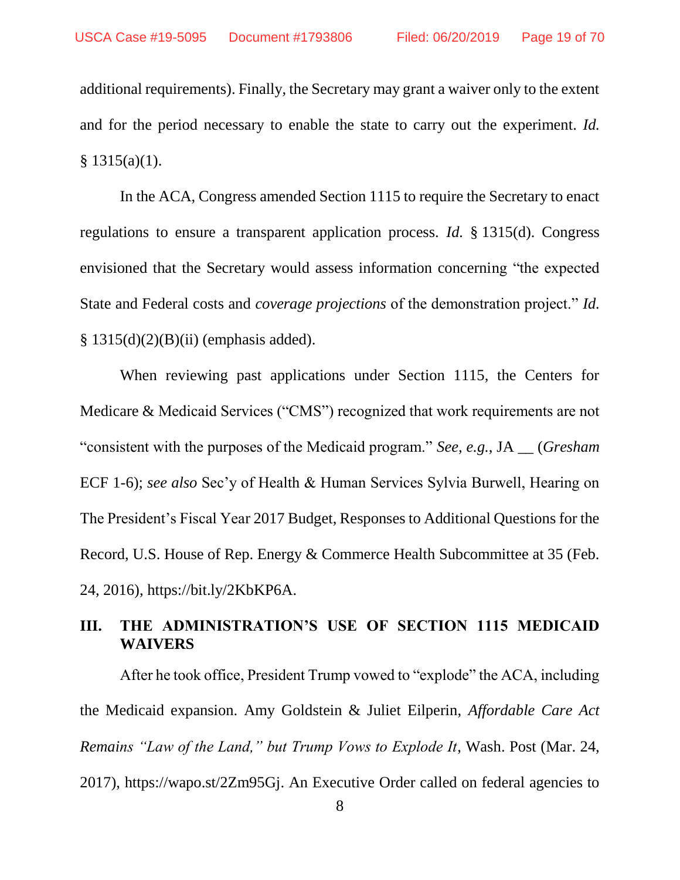additional requirements). Finally, the Secretary may grant a waiver only to the extent and for the period necessary to enable the state to carry out the experiment. *Id.* § 1315(a)(1).

In the ACA, Congress amended Section 1115 to require the Secretary to enact regulations to ensure a transparent application process. *Id.* § 1315(d). Congress envisioned that the Secretary would assess information concerning "the expected State and Federal costs and *coverage projections* of the demonstration project." *Id.* § 1315(d)(2)(B)(ii) (emphasis added).

When reviewing past applications under Section 1115, the Centers for Medicare & Medicaid Services ("CMS") recognized that work requirements are not "consistent with the purposes of the Medicaid program." *See, e.g.*, JA __ (*Gresham* ECF 1-6); *see also* Sec'y of Health & Human Services Sylvia Burwell, Hearing on The President's Fiscal Year 2017 Budget, Responses to Additional Questions for the Record, U.S. House of Rep. Energy & Commerce Health Subcommittee at 35 (Feb. 24, 2016), https://bit.ly/2KbKP6A.

## III. THE ADMINISTRATION'S USE OF SECTION 1115 MEDICAID WAIVERS

After he took office, President Trump vowed to "explode" the ACA, including the Medicaid expansion. Amy Goldstein & Juliet Eilperin, *Affordable Care Act Remains "Law of the Land," but Trump Vows to Explode It*, Wash. Post (Mar. 24, 2017), https://wapo.st/2Zm95Gj. An Executive Order called on federal agencies to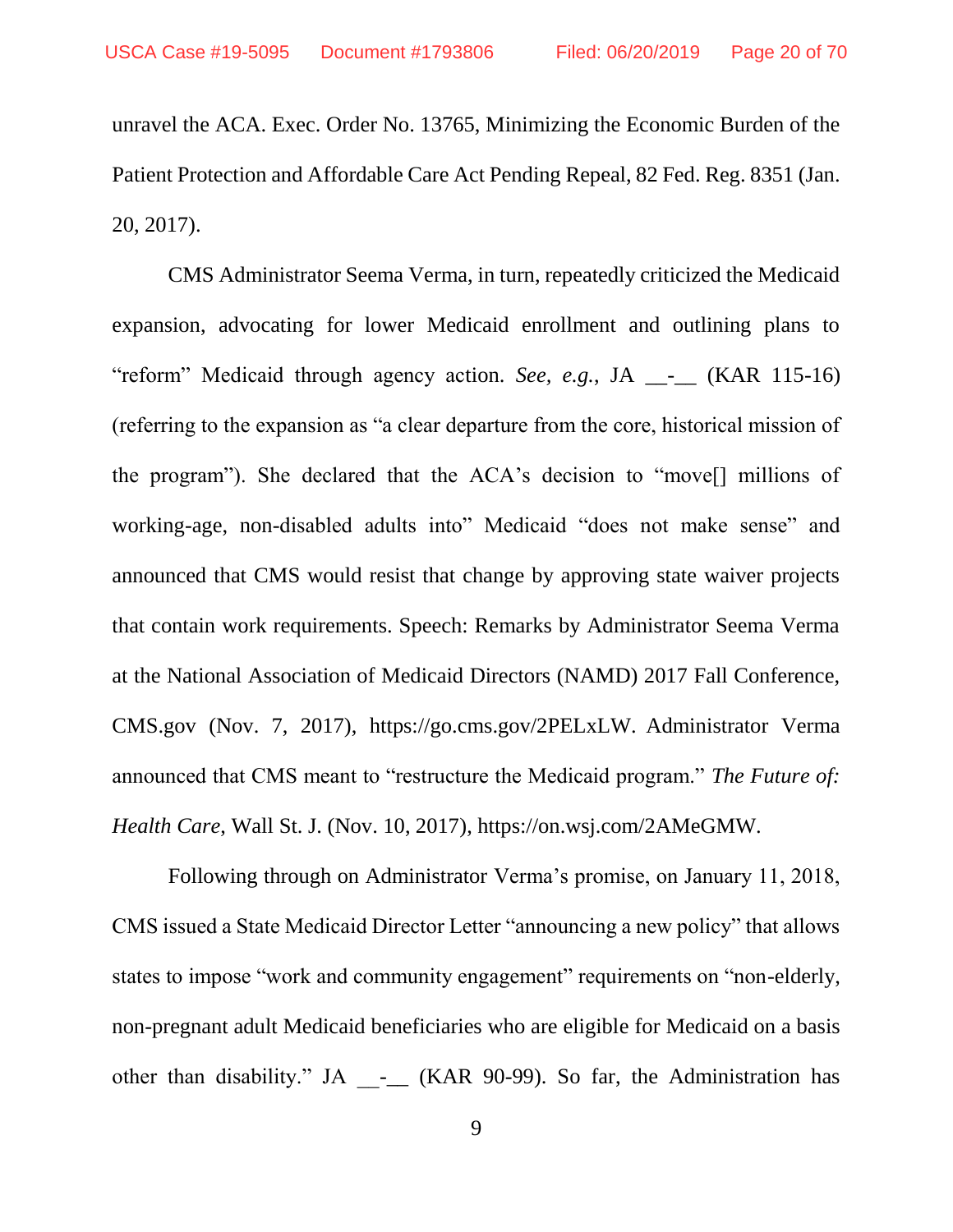unravel the ACA. Exec. Order No. 13765, Minimizing the Economic Burden of the Patient Protection and Affordable Care Act Pending Repeal, 82 Fed. Reg. 8351 (Jan. 20, 2017).

CMS Administrator Seema Verma, in turn, repeatedly criticized the Medicaid expansion, advocating for lower Medicaid enrollment and outlining plans to "reform" Medicaid through agency action. *See, e.g.*, JA __-__ (KAR 115-16) (referring to the expansion as "a clear departure from the core, historical mission of the program"). She declared that the ACA's decision to "move[] millions of working-age, non-disabled adults into" Medicaid "does not make sense" and announced that CMS would resist that change by approving state waiver projects that contain work requirements. Speech: Remarks by Administrator Seema Verma at the National Association of Medicaid Directors (NAMD) 2017 Fall Conference, CMS.gov (Nov. 7, 2017), https://go.cms.gov/2PELxLW. Administrator Verma announced that CMS meant to "restructure the Medicaid program." *The Future of: Health Care*, Wall St. J. (Nov. 10, 2017), https://on.wsj.com/2AMeGMW.

Following through on Administrator Verma's promise, on January 11, 2018, CMS issued a State Medicaid Director Letter "announcing a new policy" that allows states to impose "work and community engagement" requirements on "non-elderly, non-pregnant adult Medicaid beneficiaries who are eligible for Medicaid on a basis other than disability." JA __-__ (KAR 90-99). So far, the Administration has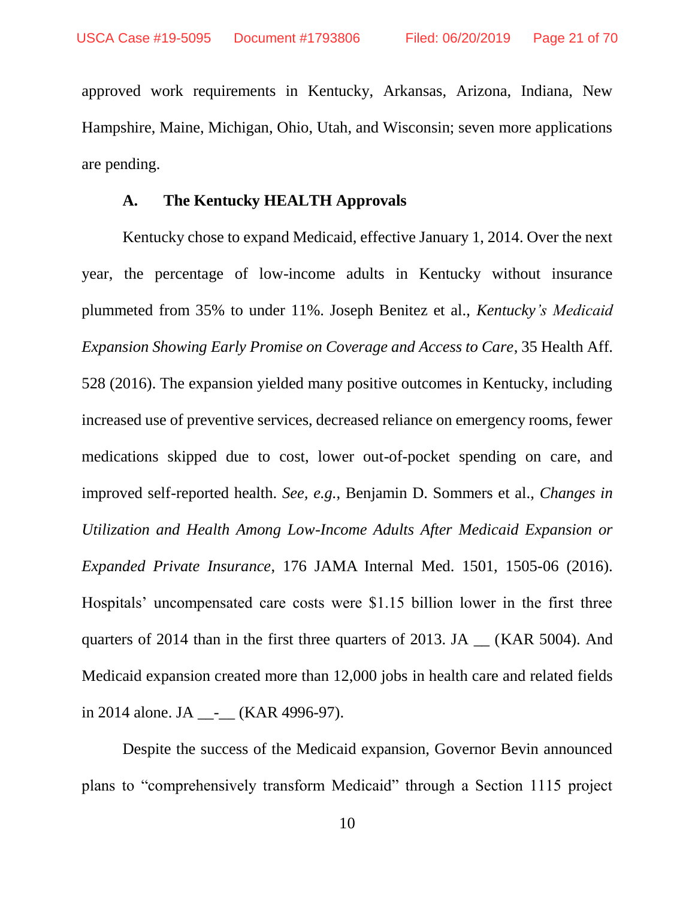approved work requirements in Kentucky, Arkansas, Arizona, Indiana, New Hampshire, Maine, Michigan, Ohio, Utah, and Wisconsin; seven more applications are pending.

### A. The Kentucky HEALTH Approvals

Kentucky chose to expand Medicaid, effective January 1, 2014. Over the next year, the percentage of low-income adults in Kentucky without insurance plummeted from 35% to under 11%. Joseph Benitez et al., *Kentucky's Medicaid Expansion Showing Early Promise on Coverage and Access to Care*, 35 Health Aff. 528 (2016). The expansion yielded many positive outcomes in Kentucky, including increased use of preventive services, decreased reliance on emergency rooms, fewer medications skipped due to cost, lower out-of-pocket spending on care, and improved self-reported health. *See, e.g.*, Benjamin D. Sommers et al., *Changes in Utilization and Health Among Low-Income Adults After Medicaid Expansion or Expanded Private Insurance*, 176 JAMA Internal Med. 1501, 1505-06 (2016). Hospitals' uncompensated care costs were $1.15 billion lower in the first three quarters of 2014 than in the first three quarters of 2013. JA __ (KAR 5004). And Medicaid expansion created more than 12,000 jobs in health care and related fields in 2014 alone. JA __-__ (KAR 4996-97).

Despite the success of the Medicaid expansion, Governor Bevin announced plans to "comprehensively transform Medicaid" through a Section 1115 project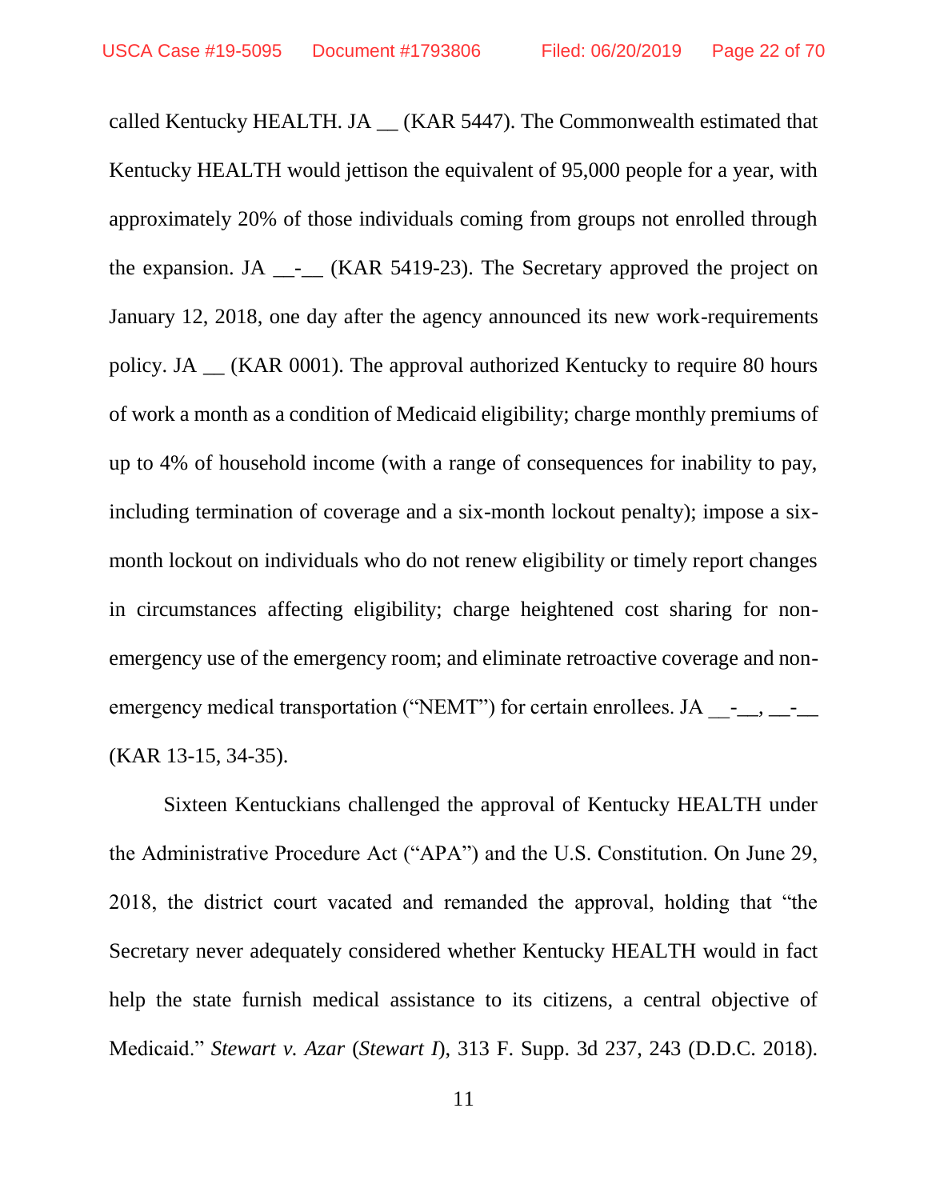called Kentucky HEALTH. JA __ (KAR 5447). The Commonwealth estimated that Kentucky HEALTH would jettison the equivalent of 95,000 people for a year, with approximately 20% of those individuals coming from groups not enrolled through the expansion. JA __-__ (KAR 5419-23). The Secretary approved the project on January 12, 2018, one day after the agency announced its new work-requirements policy. JA __ (KAR 0001). The approval authorized Kentucky to require 80 hours of work a month as a condition of Medicaid eligibility; charge monthly premiums of up to 4% of household income (with a range of consequences for inability to pay, including termination of coverage and a six-month lockout penalty); impose a six-month lockout on individuals who do not renew eligibility or timely report changes in circumstances affecting eligibility; charge heightened cost sharing for non-emergency use of the emergency room; and eliminate retroactive coverage and non-emergency medical transportation ("NEMT") for certain enrollees. JA __-__, __-__ (KAR 13-15, 34-35).

Sixteen Kentuckians challenged the approval of Kentucky HEALTH under the Administrative Procedure Act ("APA") and the U.S. Constitution. On June 29, 2018, the district court vacated and remanded the approval, holding that "the Secretary never adequately considered whether Kentucky HEALTH would in fact help the state furnish medical assistance to its citizens, a central objective of Medicaid." *Stewart v. Azar* (*Stewart I*), 313 F. Supp. 3d 237, 243 (D.D.C. 2018).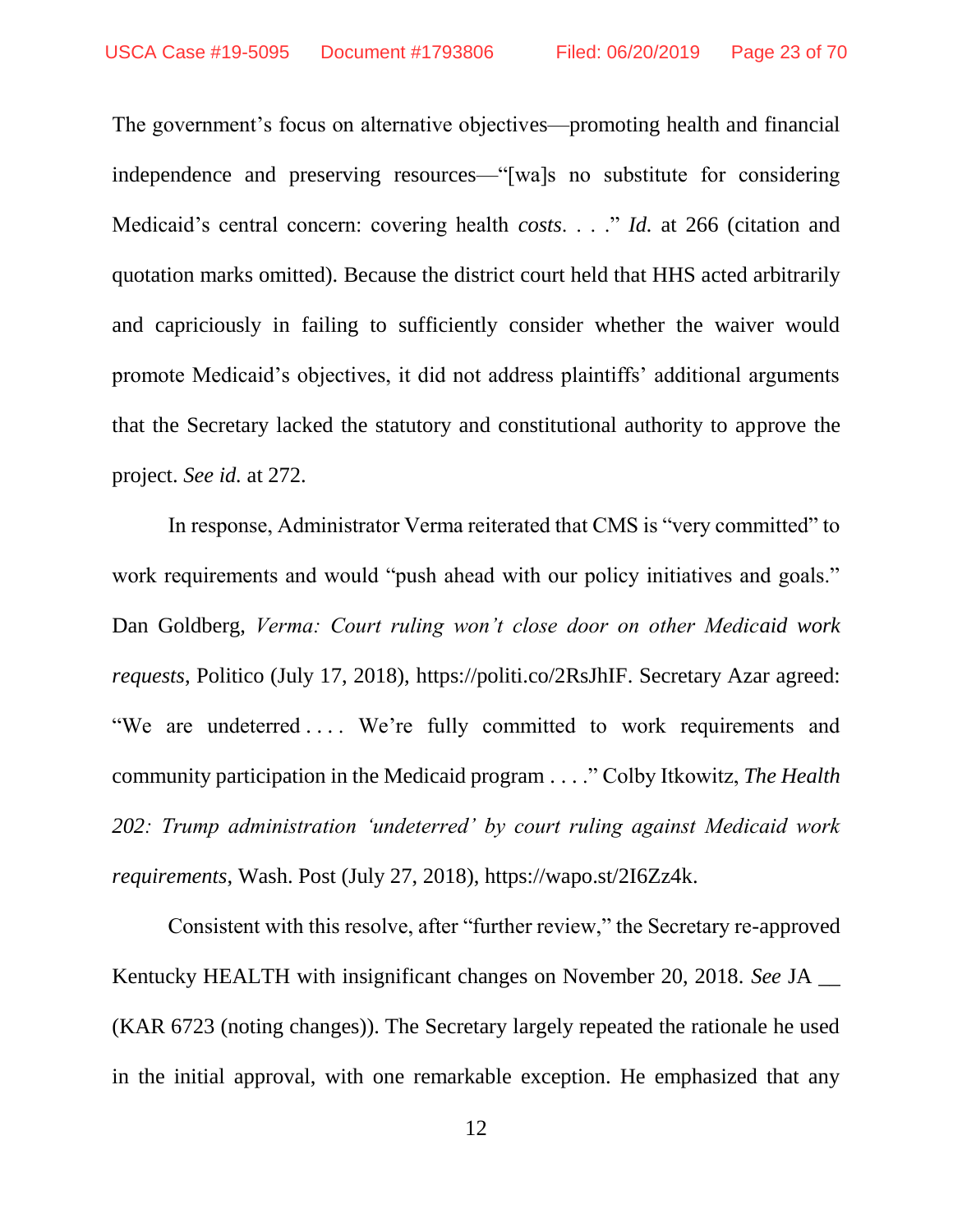The government's focus on alternative objectives—promoting health and financial independence and preserving resources—"[wa]s no substitute for considering Medicaid's central concern: covering health *costs*. . . ." *Id.* at 266 (citation and quotation marks omitted). Because the district court held that HHS acted arbitrarily and capriciously in failing to sufficiently consider whether the waiver would promote Medicaid's objectives, it did not address plaintiffs' additional arguments that the Secretary lacked the statutory and constitutional authority to approve the project. *See id.* at 272.

In response, Administrator Verma reiterated that CMS is "very committed" to work requirements and would "push ahead with our policy initiatives and goals." Dan Goldberg, *Verma: Court ruling won't close door on other Medicaid work requests*, Politico (July 17, 2018), https://politi.co/2RsJhIF. Secretary Azar agreed: "We are undeterred . . . . We're fully committed to work requirements and community participation in the Medicaid program . . . ." Colby Itkowitz, *The Health 202: Trump administration 'undeterred' by court ruling against Medicaid work requirements*, Wash. Post (July 27, 2018), https://wapo.st/2I6Zz4k.

Consistent with this resolve, after "further review," the Secretary re-approved Kentucky HEALTH with insignificant changes on November 20, 2018. *See* JA __ (KAR 6723 (noting changes)). The Secretary largely repeated the rationale he used in the initial approval, with one remarkable exception. He emphasized that any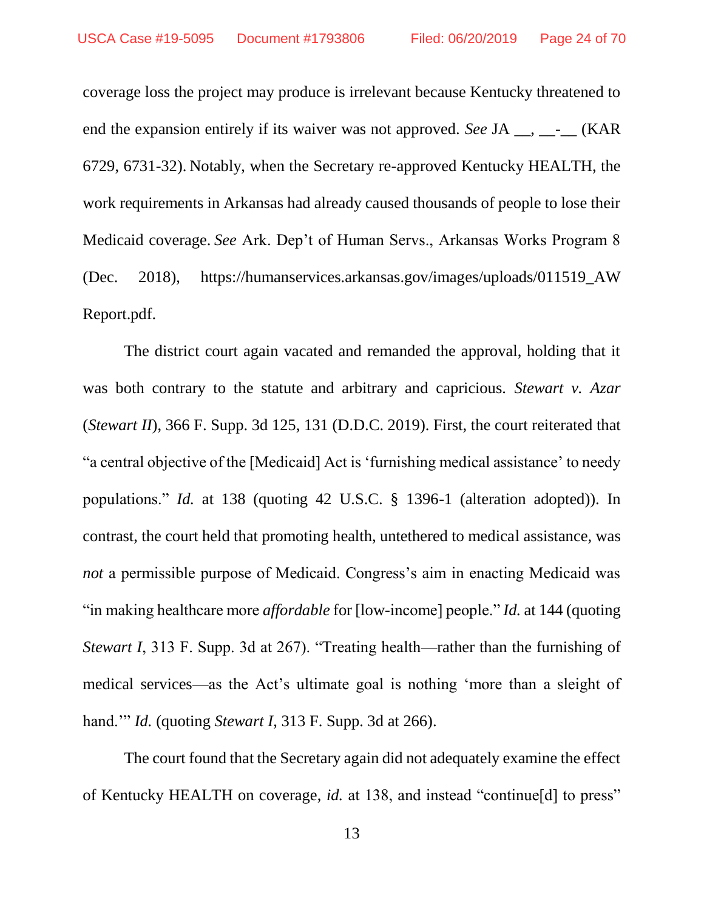coverage loss the project may produce is irrelevant because Kentucky threatened to end the expansion entirely if its waiver was not approved. *See* JA __, __-__ (KAR 6729, 6731-32). Notably, when the Secretary re-approved Kentucky HEALTH, the work requirements in Arkansas had already caused thousands of people to lose their Medicaid coverage. *See* Ark. Dep't of Human Servs., Arkansas Works Program 8 (Dec. 2018), https://humanservices.arkansas.gov/images/uploads/011519_AWReport.pdf.

The district court again vacated and remanded the approval, holding that it was both contrary to the statute and arbitrary and capricious. *Stewart v. Azar* (*Stewart II*), 366 F. Supp. 3d 125, 131 (D.D.C. 2019). First, the court reiterated that "a central objective of the [Medicaid] Act is 'furnishing medical assistance' to needy populations." *Id.* at 138 (quoting 42 U.S.C. § 1396-1 (alteration adopted)). In contrast, the court held that promoting health, untethered to medical assistance, was *not* a permissible purpose of Medicaid. Congress's aim in enacting Medicaid was "in making healthcare more *affordable* for [low-income] people." *Id.* at 144 (quoting *Stewart I*, 313 F. Supp. 3d at 267). "Treating health—rather than the furnishing of medical services—as the Act's ultimate goal is nothing 'more than a sleight of hand.'" *Id.* (quoting *Stewart I*, 313 F. Supp. 3d at 266).

The court found that the Secretary again did not adequately examine the effect of Kentucky HEALTH on coverage, *id.* at 138, and instead "continue[d] to press"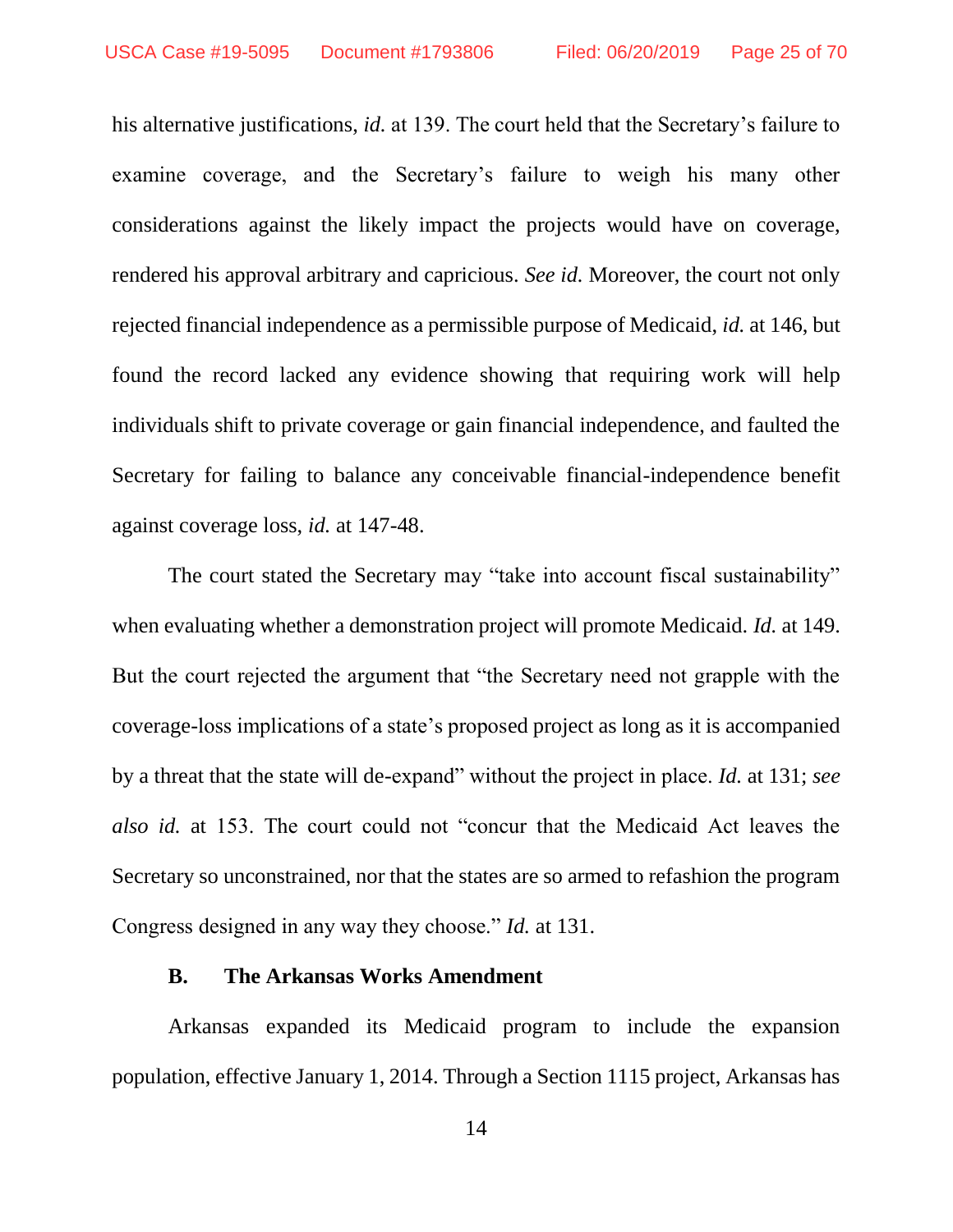his alternative justifications, *id.* at 139. The court held that the Secretary's failure to examine coverage, and the Secretary's failure to weigh his many other considerations against the likely impact the projects would have on coverage, rendered his approval arbitrary and capricious. *See id.* Moreover, the court not only rejected financial independence as a permissible purpose of Medicaid, *id.* at 146, but found the record lacked any evidence showing that requiring work will help individuals shift to private coverage or gain financial independence, and faulted the Secretary for failing to balance any conceivable financial-independence benefit against coverage loss, *id.* at 147-48.

The court stated the Secretary may "take into account fiscal sustainability" when evaluating whether a demonstration project will promote Medicaid. *Id.* at 149. But the court rejected the argument that "the Secretary need not grapple with the coverage-loss implications of a state's proposed project as long as it is accompanied by a threat that the state will de-expand" without the project in place. *Id.* at 131; *see also id.* at 153. The court could not "concur that the Medicaid Act leaves the Secretary so unconstrained, nor that the states are so armed to refashion the program Congress designed in any way they choose." *Id.* at 131.

### B. The Arkansas Works Amendment

Arkansas expanded its Medicaid program to include the expansion population, effective January 1, 2014. Through a Section 1115 project, Arkansas has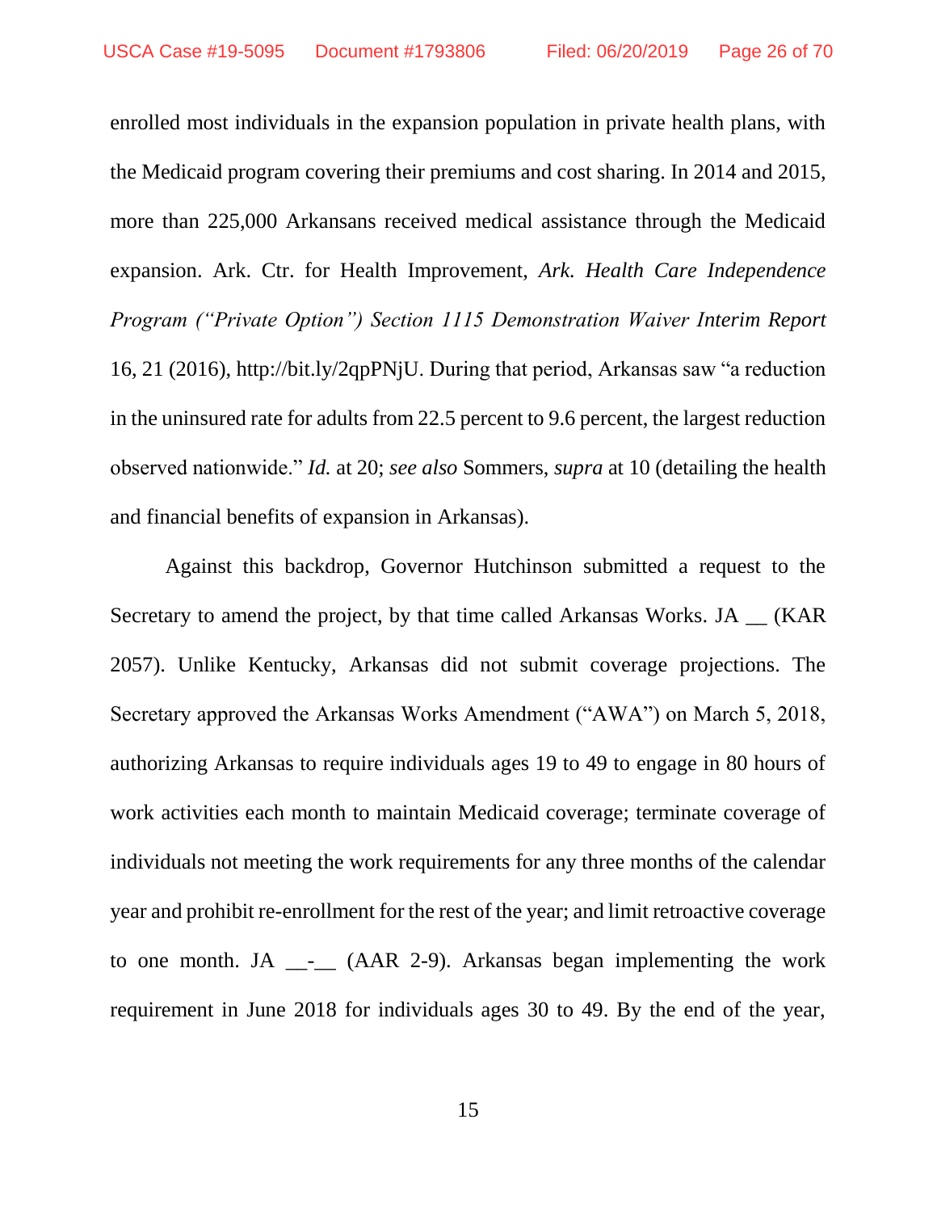enrolled most individuals in the expansion population in private health plans, with the Medicaid program covering their premiums and cost sharing. In 2014 and 2015, more than 225,000 Arkansans received medical assistance through the Medicaid expansion. Ark. Ctr. for Health Improvement, *Ark. Health Care Independence Program ("Private Option") Section 1115 Demonstration Waiver Interim Report* 16, 21 (2016), http://bit.ly/2qpPNjU. During that period, Arkansas saw "a reduction in the uninsured rate for adults from 22.5 percent to 9.6 percent, the largest reduction observed nationwide." *Id.* at 20; *see also* Sommers, *supra* at 10 (detailing the health and financial benefits of expansion in Arkansas).

Against this backdrop, Governor Hutchinson submitted a request to the Secretary to amend the project, by that time called Arkansas Works. JA __ (KAR 2057). Unlike Kentucky, Arkansas did not submit coverage projections. The Secretary approved the Arkansas Works Amendment ("AWA") on March 5, 2018, authorizing Arkansas to require individuals ages 19 to 49 to engage in 80 hours of work activities each month to maintain Medicaid coverage; terminate coverage of individuals not meeting the work requirements for any three months of the calendar year and prohibit re-enrollment for the rest of the year; and limit retroactive coverage to one month. JA __-__ (AAR 2-9). Arkansas began implementing the work requirement in June 2018 for individuals ages 30 to 49. By the end of the year,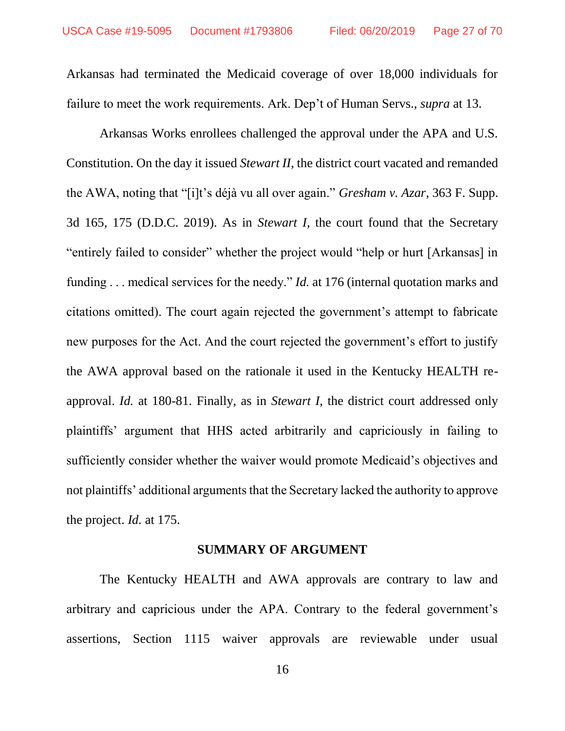Arkansas had terminated the Medicaid coverage of over 18,000 individuals for failure to meet the work requirements. Ark. Dep't of Human Servs., *supra* at 13.

Arkansas Works enrollees challenged the approval under the APA and U.S. Constitution. On the day it issued *Stewart II*, the district court vacated and remanded the AWA, noting that "[i]t's déjà vu all over again." *Gresham v. Azar*, 363 F. Supp. 3d 165, 175 (D.D.C. 2019). As in *Stewart I*, the court found that the Secretary "entirely failed to consider" whether the project would "help or hurt [Arkansas] in funding . . . medical services for the needy." *Id.* at 176 (internal quotation marks and citations omitted). The court again rejected the government's attempt to fabricate new purposes for the Act. And the court rejected the government's effort to justify the AWA approval based on the rationale it used in the Kentucky HEALTH re-approval. *Id.* at 180-81. Finally, as in *Stewart I*, the district court addressed only plaintiffs' argument that HHS acted arbitrarily and capriciously in failing to sufficiently consider whether the waiver would promote Medicaid's objectives and not plaintiffs' additional arguments that the Secretary lacked the authority to approve the project. *Id.* at 175.

## SUMMARY OF ARGUMENT

The Kentucky HEALTH and AWA approvals are contrary to law and arbitrary and capricious under the APA. Contrary to the federal government's assertions, Section 1115 waiver approvals are reviewable under usual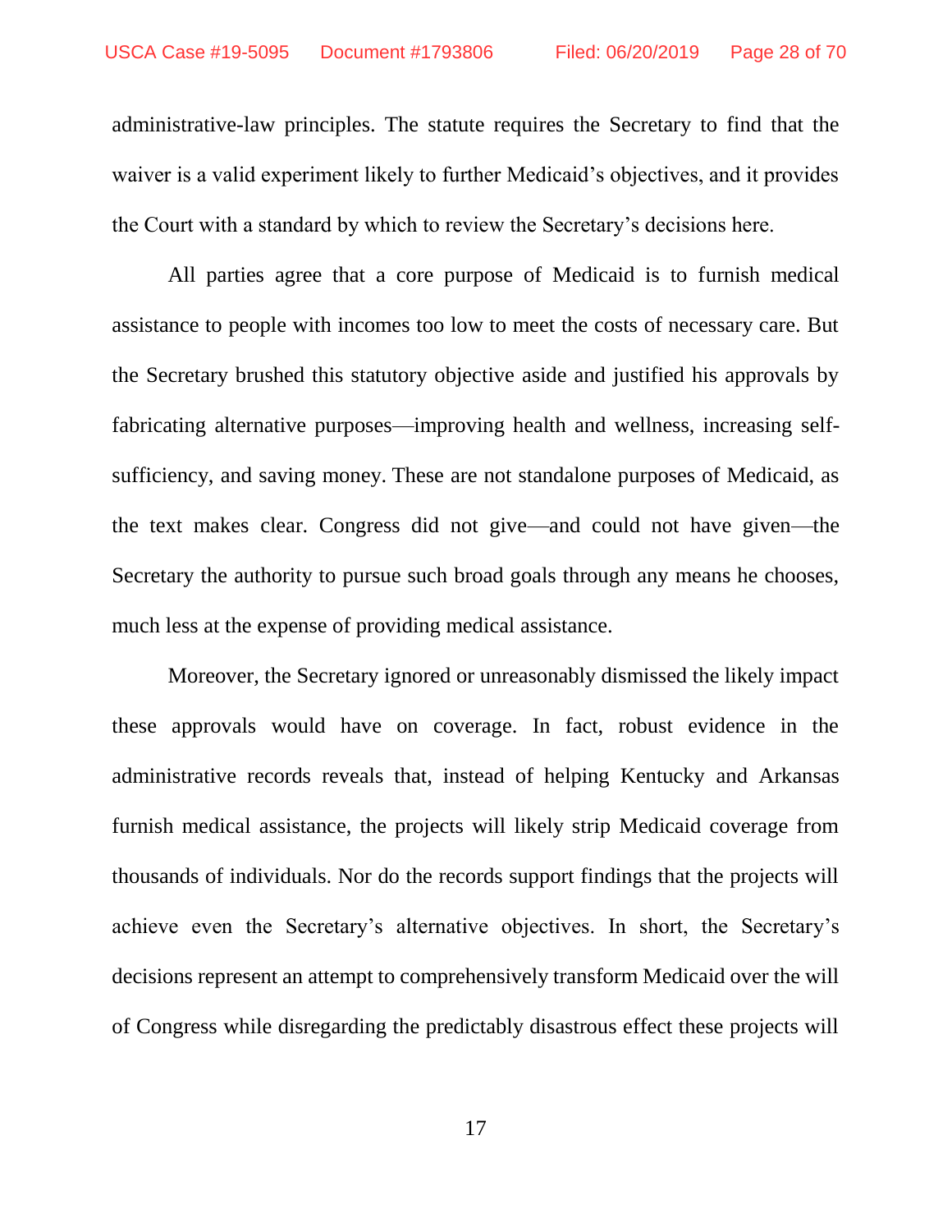administrative-law principles. The statute requires the Secretary to find that the waiver is a valid experiment likely to further Medicaid's objectives, and it provides the Court with a standard by which to review the Secretary's decisions here.

All parties agree that a core purpose of Medicaid is to furnish medical assistance to people with incomes too low to meet the costs of necessary care. But the Secretary brushed this statutory objective aside and justified his approvals by fabricating alternative purposes—improving health and wellness, increasing self-sufficiency, and saving money. These are not standalone purposes of Medicaid, as the text makes clear. Congress did not give—and could not have given—the Secretary the authority to pursue such broad goals through any means he chooses, much less at the expense of providing medical assistance.

Moreover, the Secretary ignored or unreasonably dismissed the likely impact these approvals would have on coverage. In fact, robust evidence in the administrative records reveals that, instead of helping Kentucky and Arkansas furnish medical assistance, the projects will likely strip Medicaid coverage from thousands of individuals. Nor do the records support findings that the projects will achieve even the Secretary's alternative objectives. In short, the Secretary's decisions represent an attempt to comprehensively transform Medicaid over the will of Congress while disregarding the predictably disastrous effect these projects will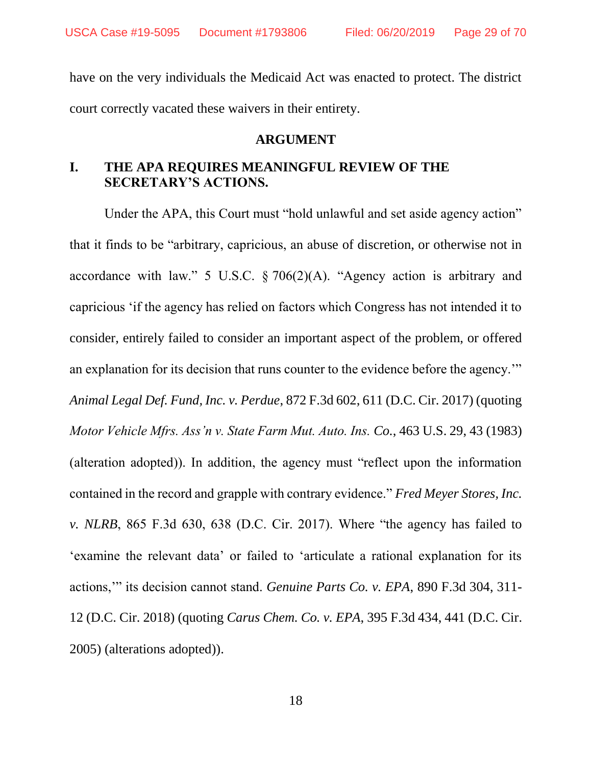have on the very individuals the Medicaid Act was enacted to protect. The district court correctly vacated these waivers in their entirety.

## ARGUMENT

### I. THE APA REQUIRES MEANINGFUL REVIEW OF THE SECRETARY'S ACTIONS.

Under the APA, this Court must "hold unlawful and set aside agency action" that it finds to be "arbitrary, capricious, an abuse of discretion, or otherwise not in accordance with law." 5 U.S.C. § 706(2)(A). "Agency action is arbitrary and capricious 'if the agency has relied on factors which Congress has not intended it to consider, entirely failed to consider an important aspect of the problem, or offered an explanation for its decision that runs counter to the evidence before the agency.'" *Animal Legal Def. Fund, Inc. v. Perdue*, 872 F.3d 602, 611 (D.C. Cir. 2017) (quoting *Motor Vehicle Mfrs. Ass'n v. State Farm Mut. Auto. Ins. Co.*, 463 U.S. 29, 43 (1983) (alteration adopted)). In addition, the agency must "reflect upon the information contained in the record and grapple with contrary evidence." *Fred Meyer Stores, Inc. v. NLRB*, 865 F.3d 630, 638 (D.C. Cir. 2017). Where "the agency has failed to 'examine the relevant data' or failed to 'articulate a rational explanation for its actions,'" its decision cannot stand. *Genuine Parts Co. v. EPA*, 890 F.3d 304, 311-12 (D.C. Cir. 2018) (quoting *Carus Chem. Co. v. EPA*, 395 F.3d 434, 441 (D.C. Cir. 2005) (alterations adopted)).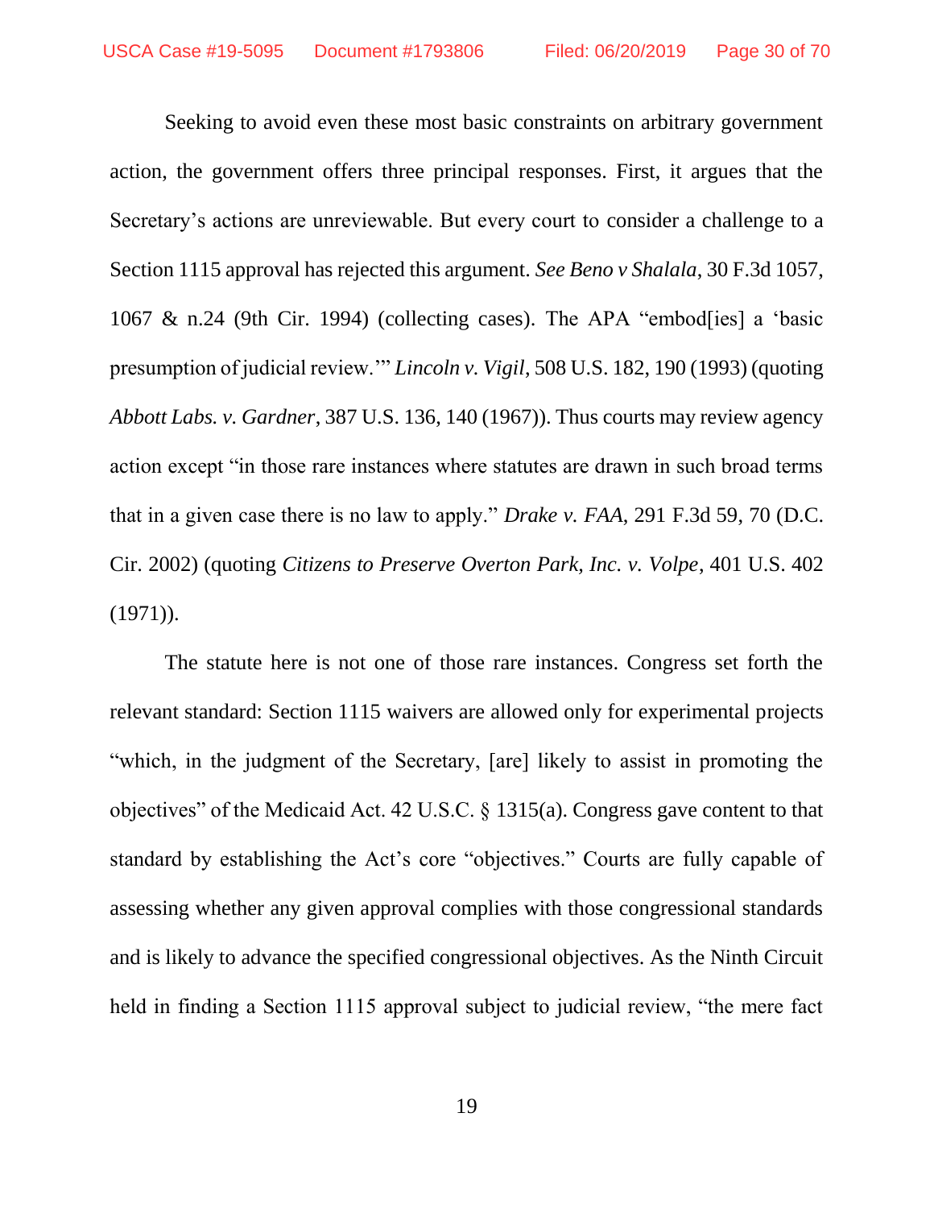Seeking to avoid even these most basic constraints on arbitrary government action, the government offers three principal responses. First, it argues that the Secretary's actions are unreviewable. But every court to consider a challenge to a Section 1115 approval has rejected this argument. *See Beno v Shalala*, 30 F.3d 1057, 1067 & n.24 (9th Cir. 1994) (collecting cases). The APA "embod[ies] a 'basic presumption of judicial review.'" *Lincoln v. Vigil*, 508 U.S. 182, 190 (1993) (quoting *Abbott Labs. v. Gardner*, 387 U.S. 136, 140 (1967)). Thus courts may review agency action except "in those rare instances where statutes are drawn in such broad terms that in a given case there is no law to apply." *Drake v. FAA*, 291 F.3d 59, 70 (D.C. Cir. 2002) (quoting *Citizens to Preserve Overton Park, Inc. v. Volpe*, 401 U.S. 402 (1971)).

The statute here is not one of those rare instances. Congress set forth the relevant standard: Section 1115 waivers are allowed only for experimental projects "which, in the judgment of the Secretary, [are] likely to assist in promoting the objectives" of the Medicaid Act. 42 U.S.C. § 1315(a). Congress gave content to that standard by establishing the Act's core "objectives." Courts are fully capable of assessing whether any given approval complies with those congressional standards and is likely to advance the specified congressional objectives. As the Ninth Circuit held in finding a Section 1115 approval subject to judicial review, "the mere fact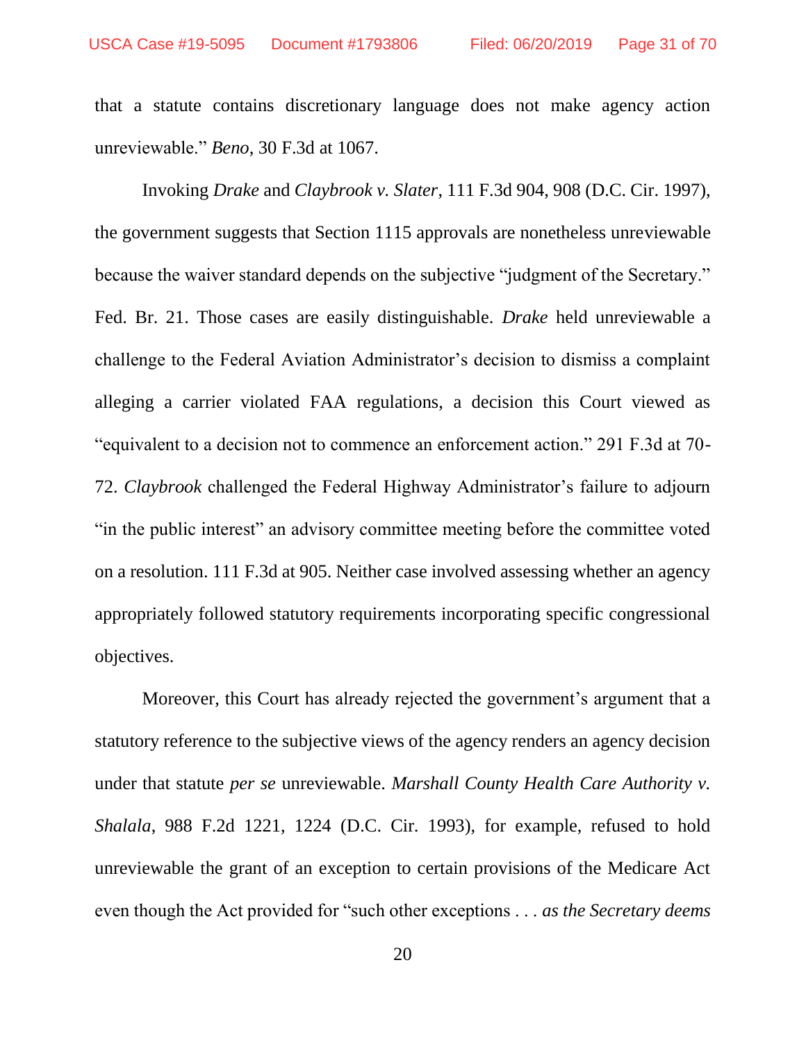that a statute contains discretionary language does not make agency action unreviewable." *Beno*, 30 F.3d at 1067.

Invoking *Drake* and *Claybrook v. Slater*, 111 F.3d 904, 908 (D.C. Cir. 1997), the government suggests that Section 1115 approvals are nonetheless unreviewable because the waiver standard depends on the subjective "judgment of the Secretary." Fed. Br. 21. Those cases are easily distinguishable. *Drake* held unreviewable a challenge to the Federal Aviation Administrator's decision to dismiss a complaint alleging a carrier violated FAA regulations, a decision this Court viewed as "equivalent to a decision not to commence an enforcement action." 291 F.3d at 70-72. *Claybrook* challenged the Federal Highway Administrator's failure to adjourn "in the public interest" an advisory committee meeting before the committee voted on a resolution. 111 F.3d at 905. Neither case involved assessing whether an agency appropriately followed statutory requirements incorporating specific congressional objectives.

Moreover, this Court has already rejected the government's argument that a statutory reference to the subjective views of the agency renders an agency decision under that statute *per se* unreviewable. *Marshall County Health Care Authority v. Shalala*, 988 F.2d 1221, 1224 (D.C. Cir. 1993), for example, refused to hold unreviewable the grant of an exception to certain provisions of the Medicare Act even though the Act provided for "such other exceptions . . . *as the Secretary deems*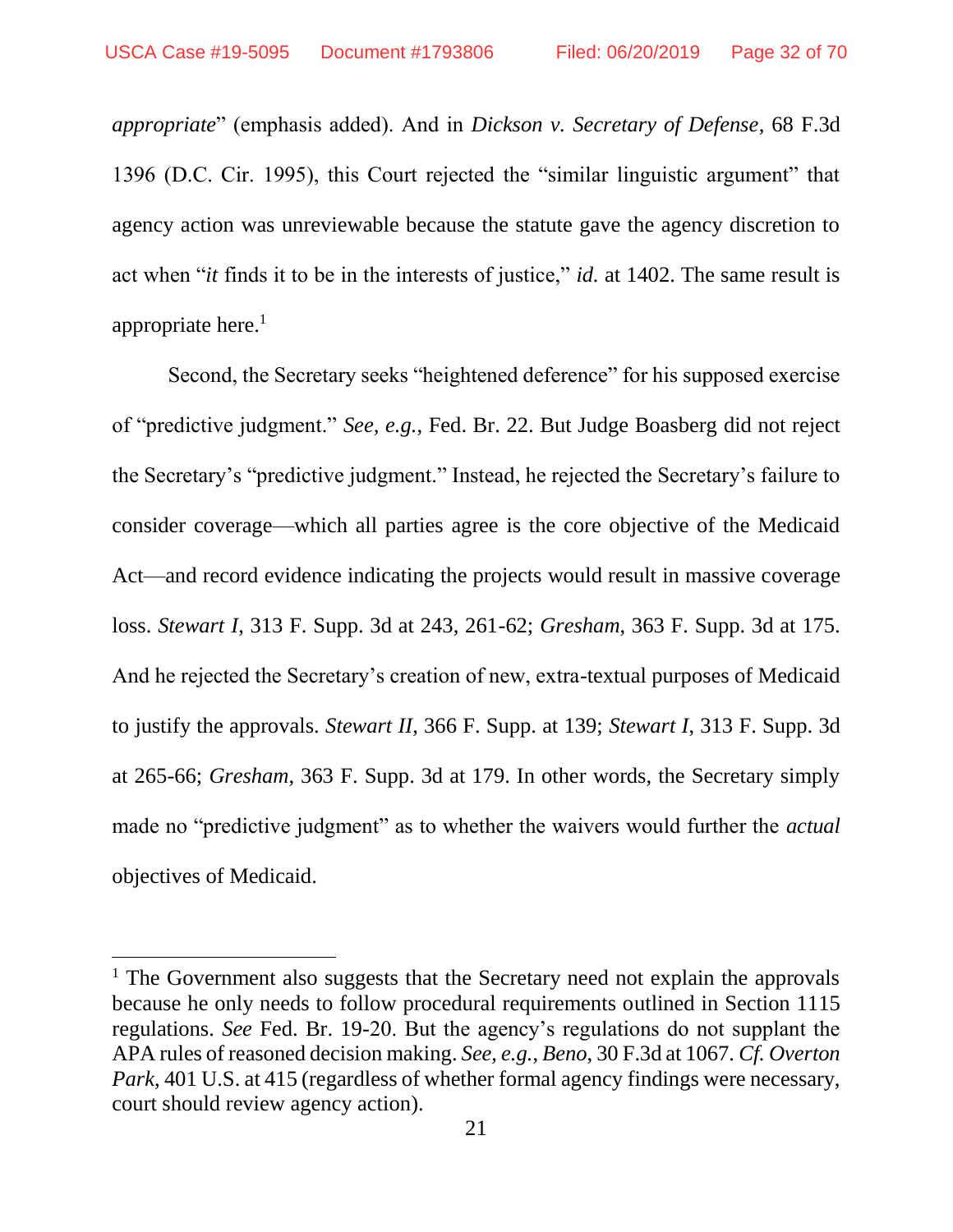*appropriate*" (emphasis added). And in *Dickson v. Secretary of Defense*, 68 F.3d 1396 (D.C. Cir. 1995), this Court rejected the "similar linguistic argument" that agency action was unreviewable because the statute gave the agency discretion to act when "*it* finds it to be in the interests of justice," *id.* at 1402. The same result is appropriate here.[1]

Second, the Secretary seeks "heightened deference" for his supposed exercise of "predictive judgment." *See, e.g.*, Fed. Br. 22. But Judge Boasberg did not reject the Secretary's "predictive judgment." Instead, he rejected the Secretary's failure to consider coverage—which all parties agree is the core objective of the Medicaid Act—and record evidence indicating the projects would result in massive coverage loss. *Stewart I*, 313 F. Supp. 3d at 243, 261-62; *Gresham*, 363 F. Supp. 3d at 175. And he rejected the Secretary's creation of new, extra-textual purposes of Medicaid to justify the approvals. *Stewart II*, 366 F. Supp. at 139; *Stewart I*, 313 F. Supp. 3d at 265-66; *Gresham*, 363 F. Supp. 3d at 179. In other words, the Secretary simply made no "predictive judgment" as to whether the waivers would further the *actual* objectives of Medicaid.

---

[1] The Government also suggests that the Secretary need not explain the approvals because he only needs to follow procedural requirements outlined in Section 1115 regulations. *See* Fed. Br. 19-20. But the agency's regulations do not supplant the APA rules of reasoned decision making. *See, e.g.*, *Beno*, 30 F.3d at 1067. *Cf. Overton Park*, 401 U.S. at 415 (regardless of whether formal agency findings were necessary, court should review agency action).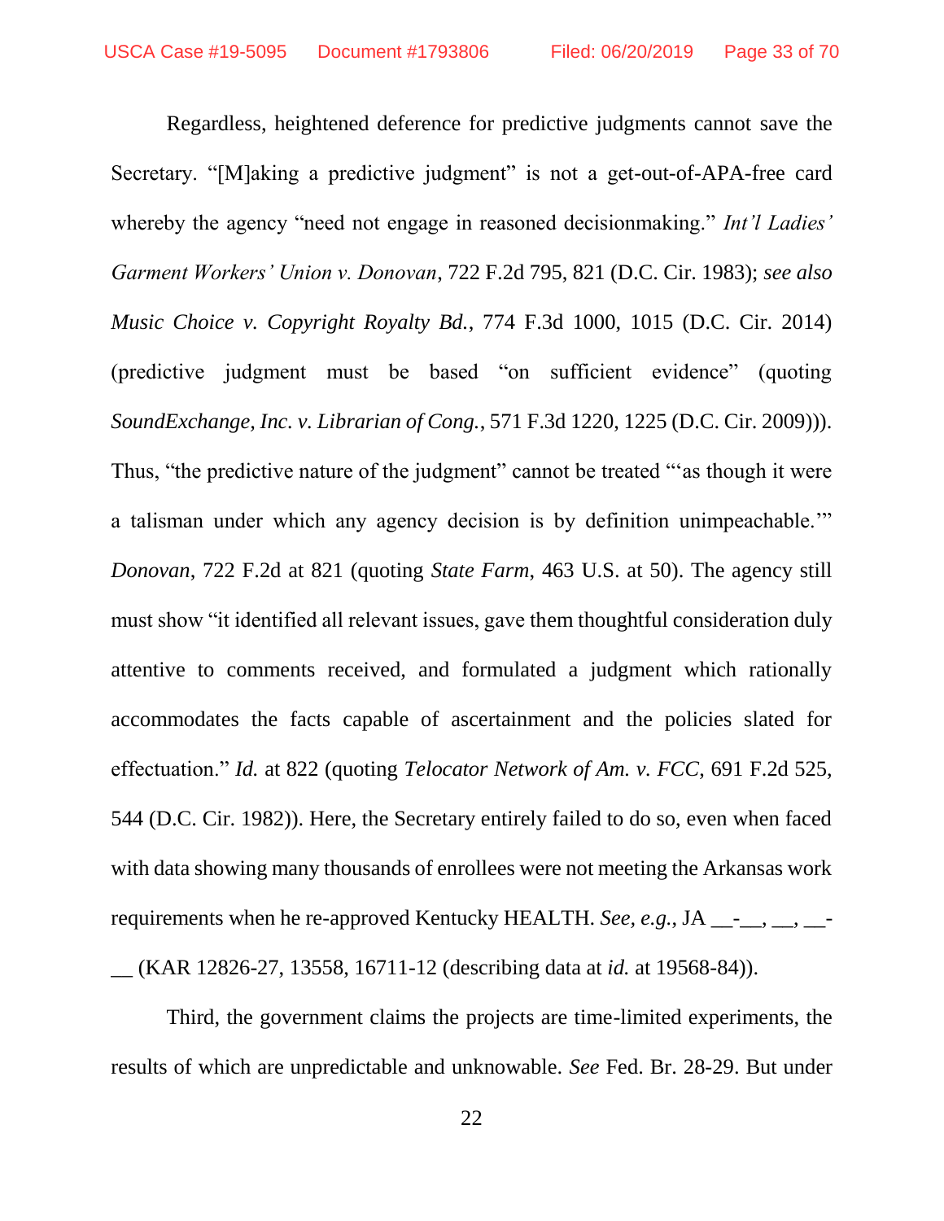Regardless, heightened deference for predictive judgments cannot save the Secretary. "[M]aking a predictive judgment" is not a get-out-of-APA-free card whereby the agency "need not engage in reasoned decisionmaking." *Int'l Ladies' Garment Workers' Union v. Donovan*, 722 F.2d 795, 821 (D.C. Cir. 1983); *see also Music Choice v. Copyright Royalty Bd.*, 774 F.3d 1000, 1015 (D.C. Cir. 2014) (predictive judgment must be based "on sufficient evidence" (quoting *SoundExchange, Inc. v. Librarian of Cong.*, 571 F.3d 1220, 1225 (D.C. Cir. 2009))). Thus, "the predictive nature of the judgment" cannot be treated "'as though it were a talisman under which any agency decision is by definition unimpeachable.'" *Donovan*, 722 F.2d at 821 (quoting *State Farm*, 463 U.S. at 50). The agency still must show "it identified all relevant issues, gave them thoughtful consideration duly attentive to comments received, and formulated a judgment which rationally accommodates the facts capable of ascertainment and the policies slated for effectuation." *Id.* at 822 (quoting *Telocator Network of Am. v. FCC*, 691 F.2d 525, 544 (D.C. Cir. 1982)). Here, the Secretary entirely failed to do so, even when faced with data showing many thousands of enrollees were not meeting the Arkansas work requirements when he re-approved Kentucky HEALTH. *See, e.g.*, JA __-__, __, __-__ (KAR 12826-27, 13558, 16711-12 (describing data at *id.* at 19568-84)).

Third, the government claims the projects are time-limited experiments, the results of which are unpredictable and unknowable. *See* Fed. Br. 28-29. But under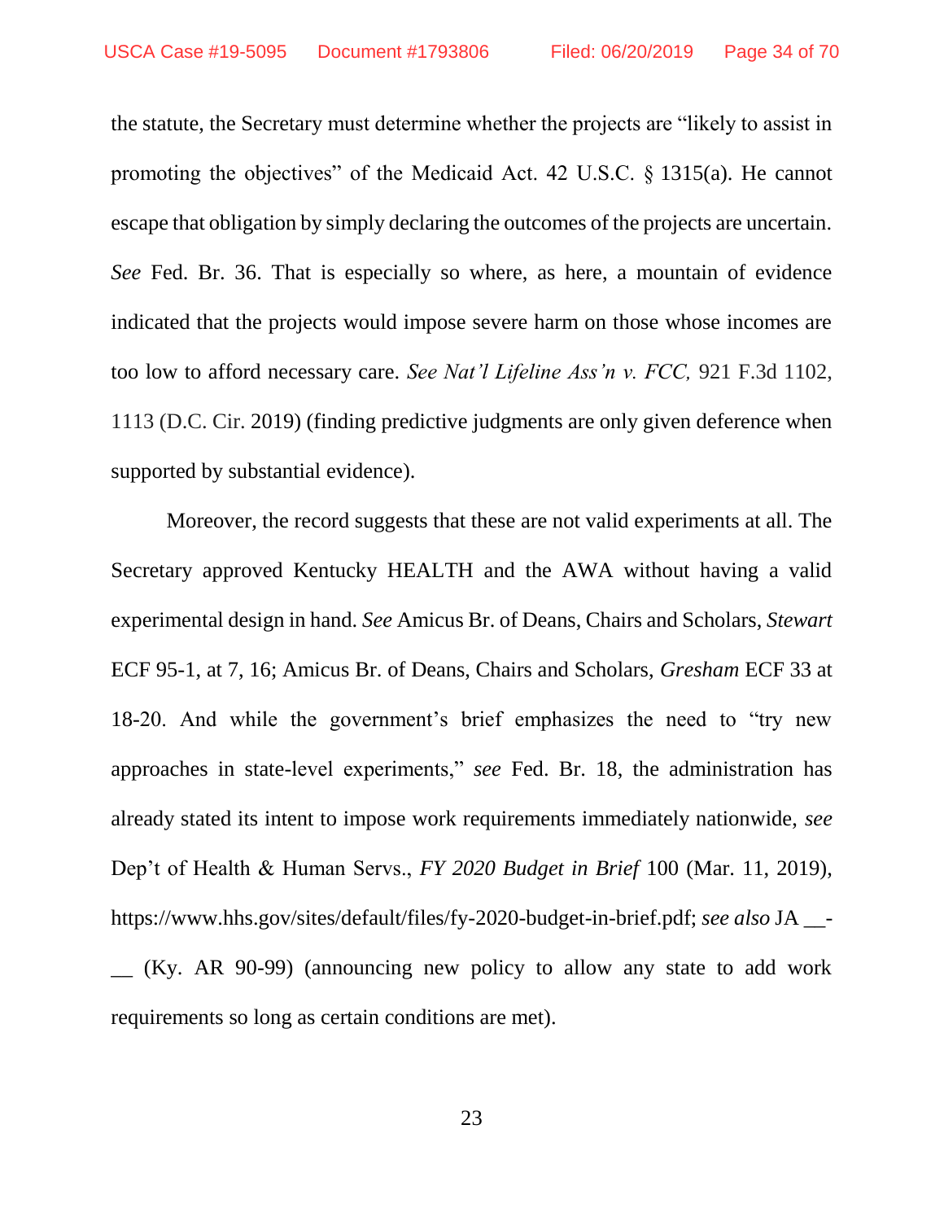the statute, the Secretary must determine whether the projects are "likely to assist in promoting the objectives" of the Medicaid Act. 42 U.S.C. § 1315(a). He cannot escape that obligation by simply declaring the outcomes of the projects are uncertain. *See* Fed. Br. 36. That is especially so where, as here, a mountain of evidence indicated that the projects would impose severe harm on those whose incomes are too low to afford necessary care. *See Nat'l Lifeline Ass'n v. FCC,* 921 F.3d 1102, 1113 (D.C. Cir. 2019) (finding predictive judgments are only given deference when supported by substantial evidence).

Moreover, the record suggests that these are not valid experiments at all. The Secretary approved Kentucky HEALTH and the AWA without having a valid experimental design in hand. *See* Amicus Br. of Deans, Chairs and Scholars, *Stewart* ECF 95-1, at 7, 16; Amicus Br. of Deans, Chairs and Scholars, *Gresham* ECF 33 at 18-20. And while the government's brief emphasizes the need to "try new approaches in state-level experiments," *see* Fed. Br. 18, the administration has already stated its intent to impose work requirements immediately nationwide, *see* Dep't of Health & Human Servs., *FY 2020 Budget in Brief* 100 (Mar. 11, 2019), https://www.hhs.gov/sites/default/files/fy-2020-budget-in-brief.pdf; *see also* JA __-__ (Ky. AR 90-99) (announcing new policy to allow any state to add work requirements so long as certain conditions are met).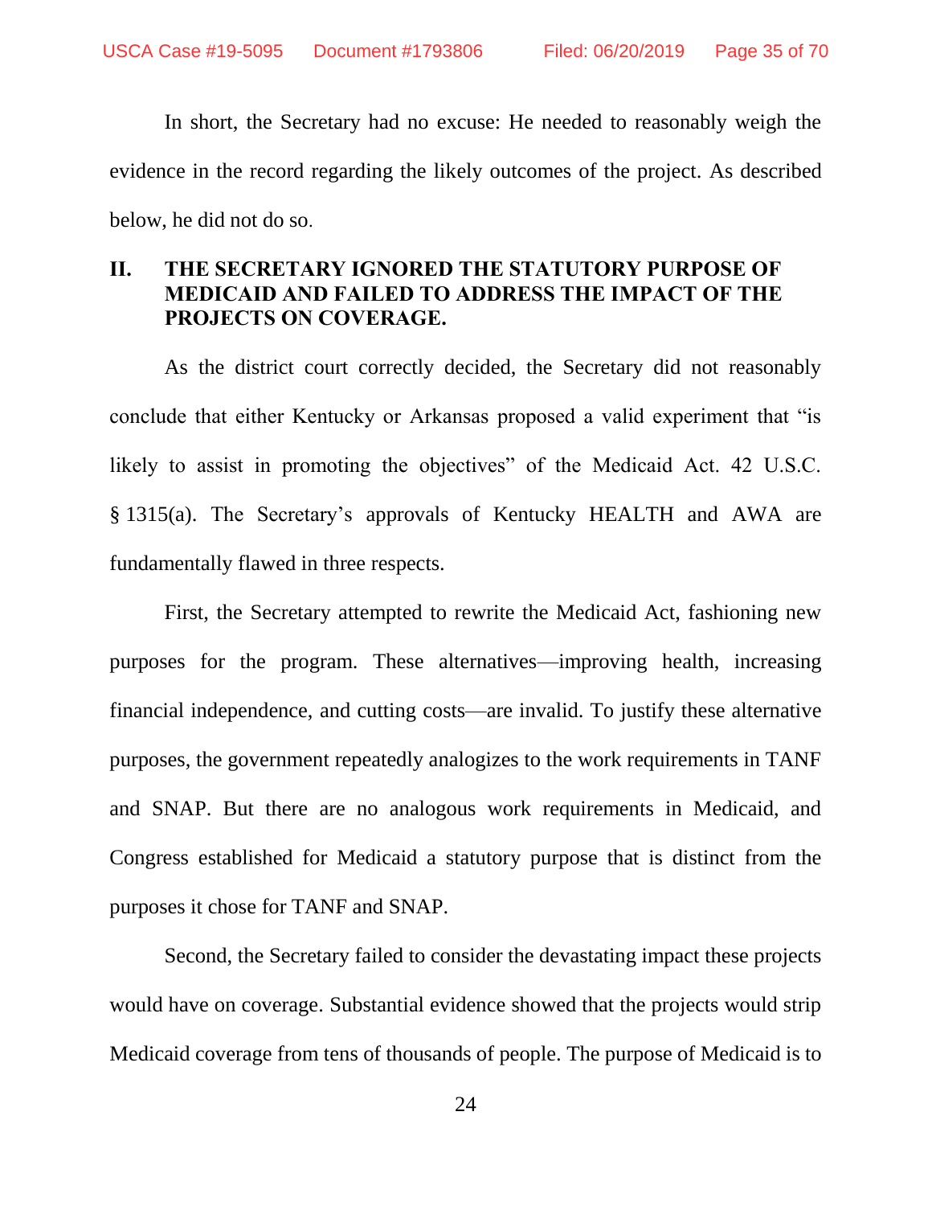In short, the Secretary had no excuse: He needed to reasonably weigh the evidence in the record regarding the likely outcomes of the project. As described below, he did not do so.

## II. THE SECRETARY IGNORED THE STATUTORY PURPOSE OF MEDICAID AND FAILED TO ADDRESS THE IMPACT OF THE PROJECTS ON COVERAGE.

As the district court correctly decided, the Secretary did not reasonably conclude that either Kentucky or Arkansas proposed a valid experiment that "is likely to assist in promoting the objectives" of the Medicaid Act. 42 U.S.C. § 1315(a). The Secretary's approvals of Kentucky HEALTH and AWA are fundamentally flawed in three respects.

First, the Secretary attempted to rewrite the Medicaid Act, fashioning new purposes for the program. These alternatives—improving health, increasing financial independence, and cutting costs—are invalid. To justify these alternative purposes, the government repeatedly analogizes to the work requirements in TANF and SNAP. But there are no analogous work requirements in Medicaid, and Congress established for Medicaid a statutory purpose that is distinct from the purposes it chose for TANF and SNAP.

Second, the Secretary failed to consider the devastating impact these projects would have on coverage. Substantial evidence showed that the projects would strip Medicaid coverage from tens of thousands of people. The purpose of Medicaid is to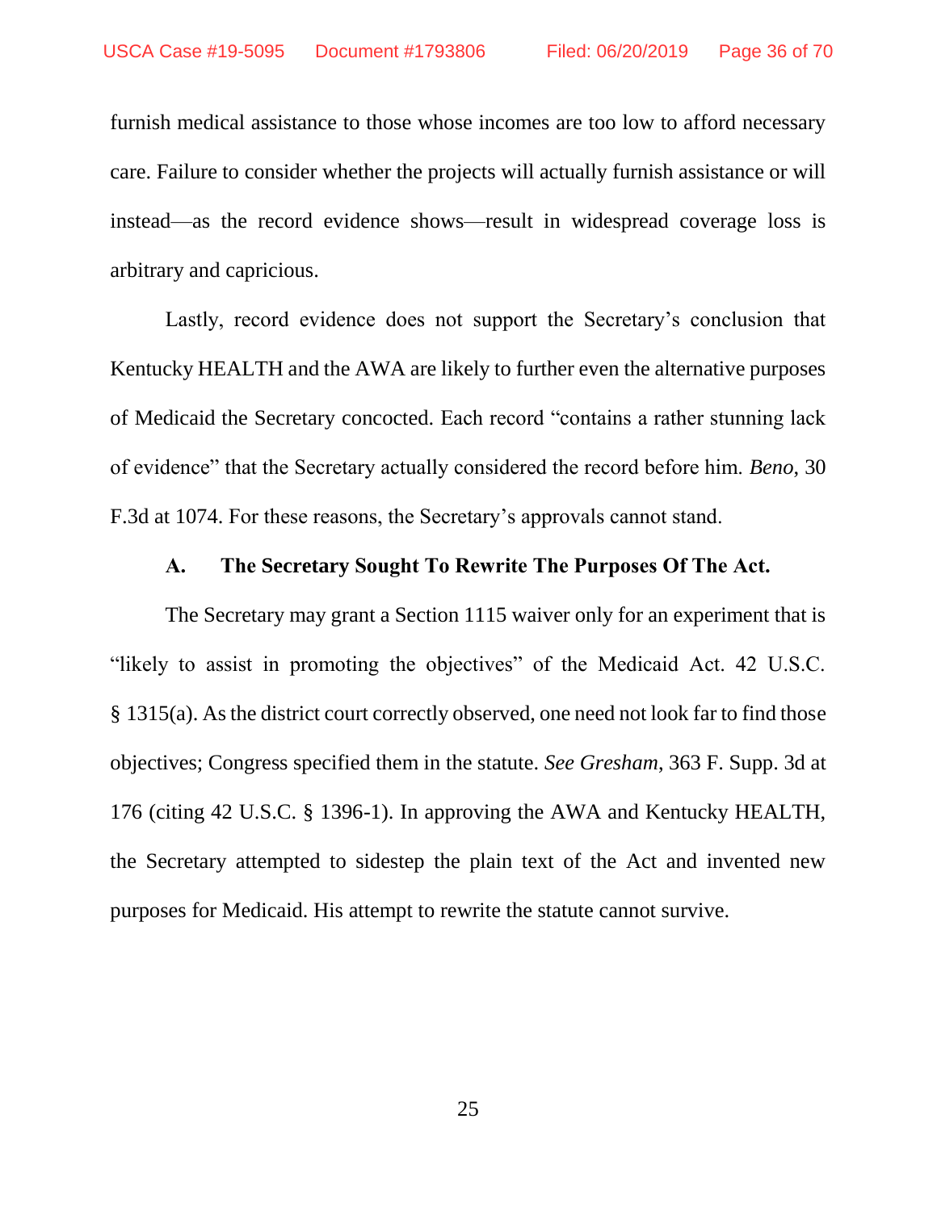furnish medical assistance to those whose incomes are too low to afford necessary care. Failure to consider whether the projects will actually furnish assistance or will instead—as the record evidence shows—result in widespread coverage loss is arbitrary and capricious.

Lastly, record evidence does not support the Secretary's conclusion that Kentucky HEALTH and the AWA are likely to further even the alternative purposes of Medicaid the Secretary concocted. Each record "contains a rather stunning lack of evidence" that the Secretary actually considered the record before him. *Beno*, 30 F.3d at 1074. For these reasons, the Secretary's approvals cannot stand.

### A. The Secretary Sought To Rewrite The Purposes Of The Act.

The Secretary may grant a Section 1115 waiver only for an experiment that is "likely to assist in promoting the objectives" of the Medicaid Act. 42 U.S.C. § 1315(a). As the district court correctly observed, one need not look far to find those objectives; Congress specified them in the statute. *See Gresham*, 363 F. Supp. 3d at 176 (citing 42 U.S.C. § 1396-1). In approving the AWA and Kentucky HEALTH, the Secretary attempted to sidestep the plain text of the Act and invented new purposes for Medicaid. His attempt to rewrite the statute cannot survive.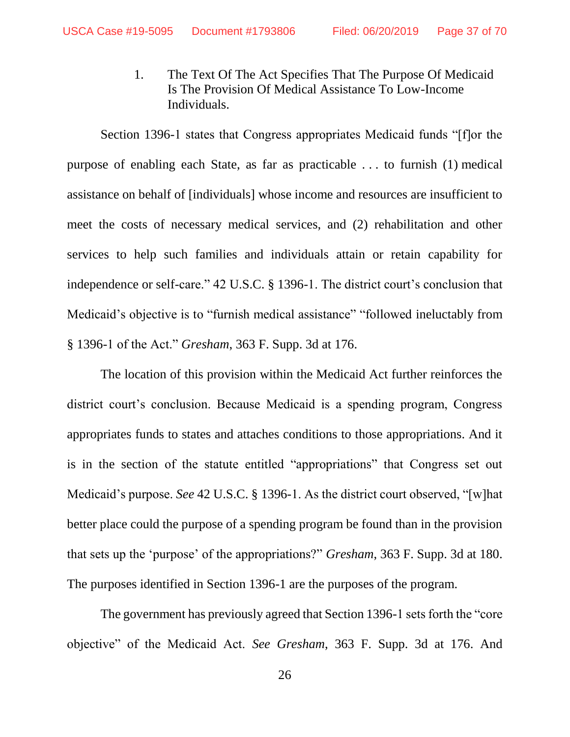1. The Text Of The Act Specifies That The Purpose Of Medicaid Is The Provision Of Medical Assistance To Low-Income Individuals.

Section 1396-1 states that Congress appropriates Medicaid funds "[f]or the purpose of enabling each State, as far as practicable . . . to furnish (1) medical assistance on behalf of [individuals] whose income and resources are insufficient to meet the costs of necessary medical services, and (2) rehabilitation and other services to help such families and individuals attain or retain capability for independence or self-care." 42 U.S.C. § 1396-1. The district court's conclusion that Medicaid's objective is to "furnish medical assistance" "followed ineluctably from § 1396-1 of the Act." *Gresham*, 363 F. Supp. 3d at 176.

The location of this provision within the Medicaid Act further reinforces the district court's conclusion. Because Medicaid is a spending program, Congress appropriates funds to states and attaches conditions to those appropriations. And it is in the section of the statute entitled "appropriations" that Congress set out Medicaid's purpose. *See* 42 U.S.C. § 1396-1. As the district court observed, "[w]hat better place could the purpose of a spending program be found than in the provision that sets up the 'purpose' of the appropriations?" *Gresham*, 363 F. Supp. 3d at 180. The purposes identified in Section 1396-1 are the purposes of the program.

The government has previously agreed that Section 1396-1 sets forth the "core objective" of the Medicaid Act. *See Gresham*, 363 F. Supp. 3d at 176. And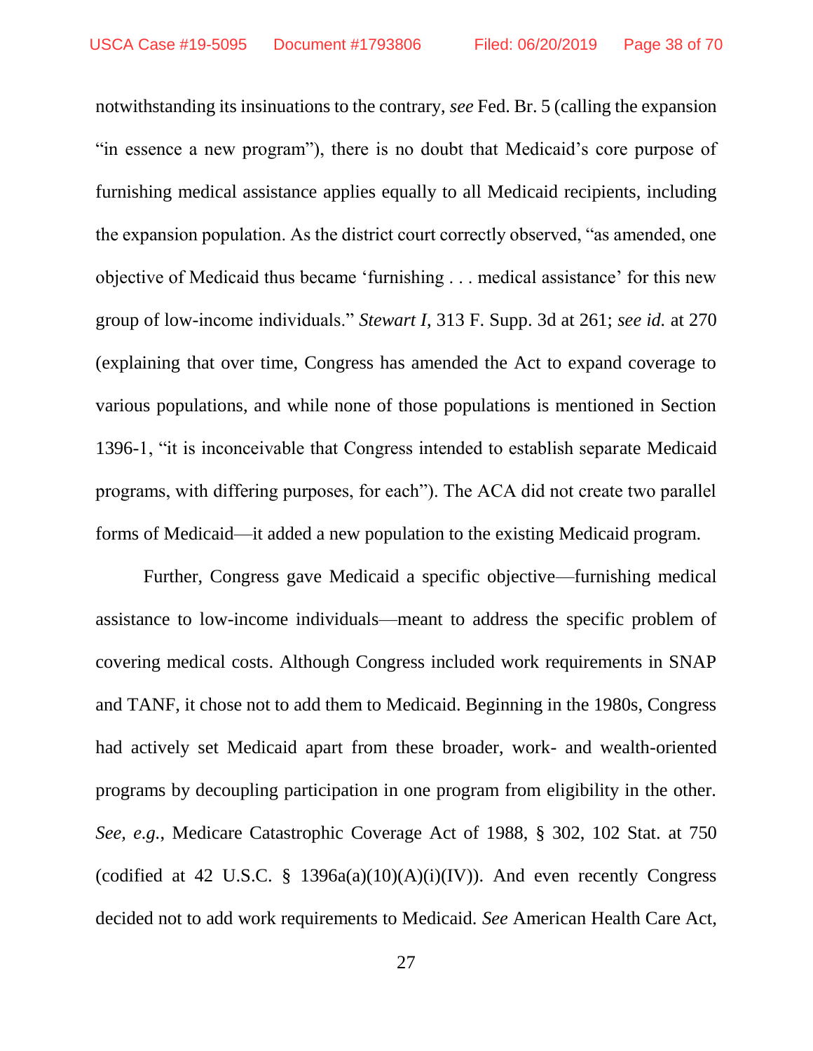notwithstanding its insinuations to the contrary, *see* Fed. Br. 5 (calling the expansion "in essence a new program"), there is no doubt that Medicaid's core purpose of furnishing medical assistance applies equally to all Medicaid recipients, including the expansion population. As the district court correctly observed, "as amended, one objective of Medicaid thus became 'furnishing . . . medical assistance' for this new group of low-income individuals." *Stewart I*, 313 F. Supp. 3d at 261; *see id.* at 270 (explaining that over time, Congress has amended the Act to expand coverage to various populations, and while none of those populations is mentioned in Section 1396-1, "it is inconceivable that Congress intended to establish separate Medicaid programs, with differing purposes, for each"). The ACA did not create two parallel forms of Medicaid—it added a new population to the existing Medicaid program.

Further, Congress gave Medicaid a specific objective—furnishing medical assistance to low-income individuals—meant to address the specific problem of covering medical costs. Although Congress included work requirements in SNAP and TANF, it chose not to add them to Medicaid. Beginning in the 1980s, Congress had actively set Medicaid apart from these broader, work- and wealth-oriented programs by decoupling participation in one program from eligibility in the other. *See, e.g.*, Medicare Catastrophic Coverage Act of 1988, § 302, 102 Stat. at 750 (codified at 42 U.S.C. § 1396a(a)(10)(A)(i)(IV)). And even recently Congress decided not to add work requirements to Medicaid. *See* American Health Care Act,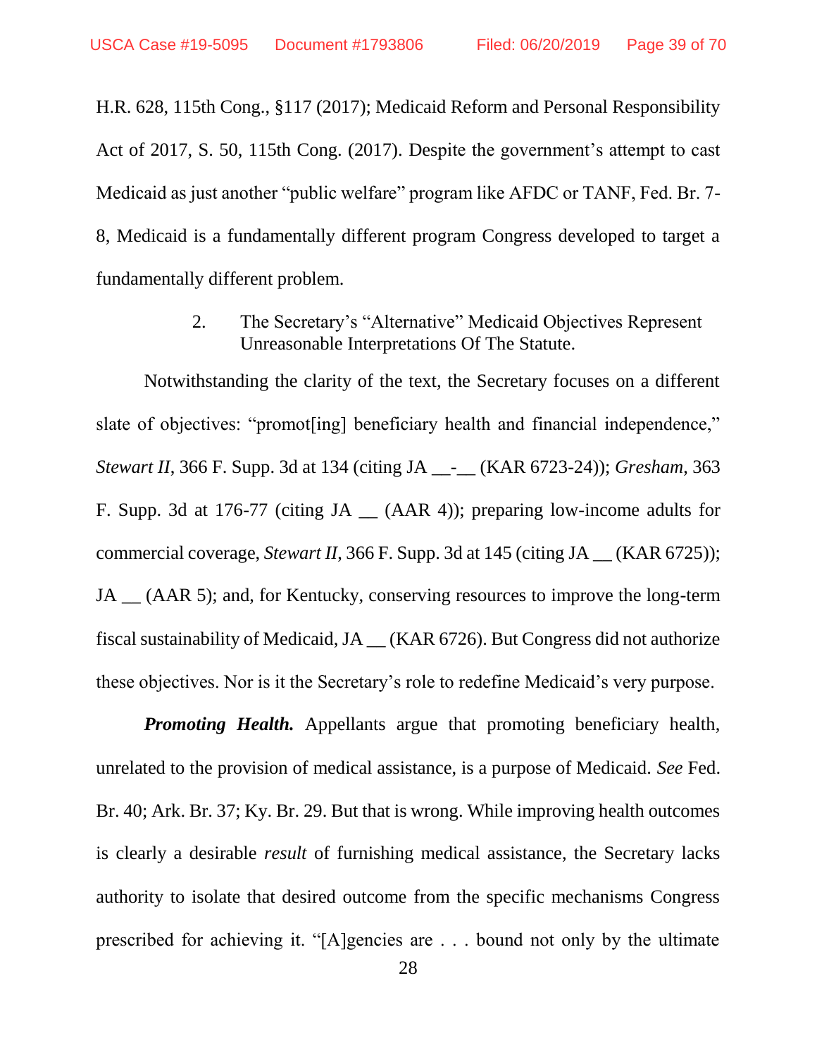H.R. 628, 115th Cong., §117 (2017); Medicaid Reform and Personal Responsibility Act of 2017, S. 50, 115th Cong. (2017). Despite the government's attempt to cast Medicaid as just another "public welfare" program like AFDC or TANF, Fed. Br. 7-8, Medicaid is a fundamentally different program Congress developed to target a fundamentally different problem.

2. The Secretary's "Alternative" Medicaid Objectives Represent Unreasonable Interpretations Of The Statute.

Notwithstanding the clarity of the text, the Secretary focuses on a different slate of objectives: "promot[ing] beneficiary health and financial independence," *Stewart II*, 366 F. Supp. 3d at 134 (citing JA __-__ (KAR 6723-24)); *Gresham*, 363 F. Supp. 3d at 176-77 (citing JA __ (AAR 4)); preparing low-income adults for commercial coverage, *Stewart II*, 366 F. Supp. 3d at 145 (citing JA __ (KAR 6725)); JA __ (AAR 5); and, for Kentucky, conserving resources to improve the long-term fiscal sustainability of Medicaid, JA __ (KAR 6726). But Congress did not authorize these objectives. Nor is it the Secretary's role to redefine Medicaid's very purpose.

***Promoting Health.*** Appellants argue that promoting beneficiary health, unrelated to the provision of medical assistance, is a purpose of Medicaid. *See* Fed. Br. 40; Ark. Br. 37; Ky. Br. 29. But that is wrong. While improving health outcomes is clearly a desirable *result* of furnishing medical assistance, the Secretary lacks authority to isolate that desired outcome from the specific mechanisms Congress prescribed for achieving it. "[A]gencies are . . . bound not only by the ultimate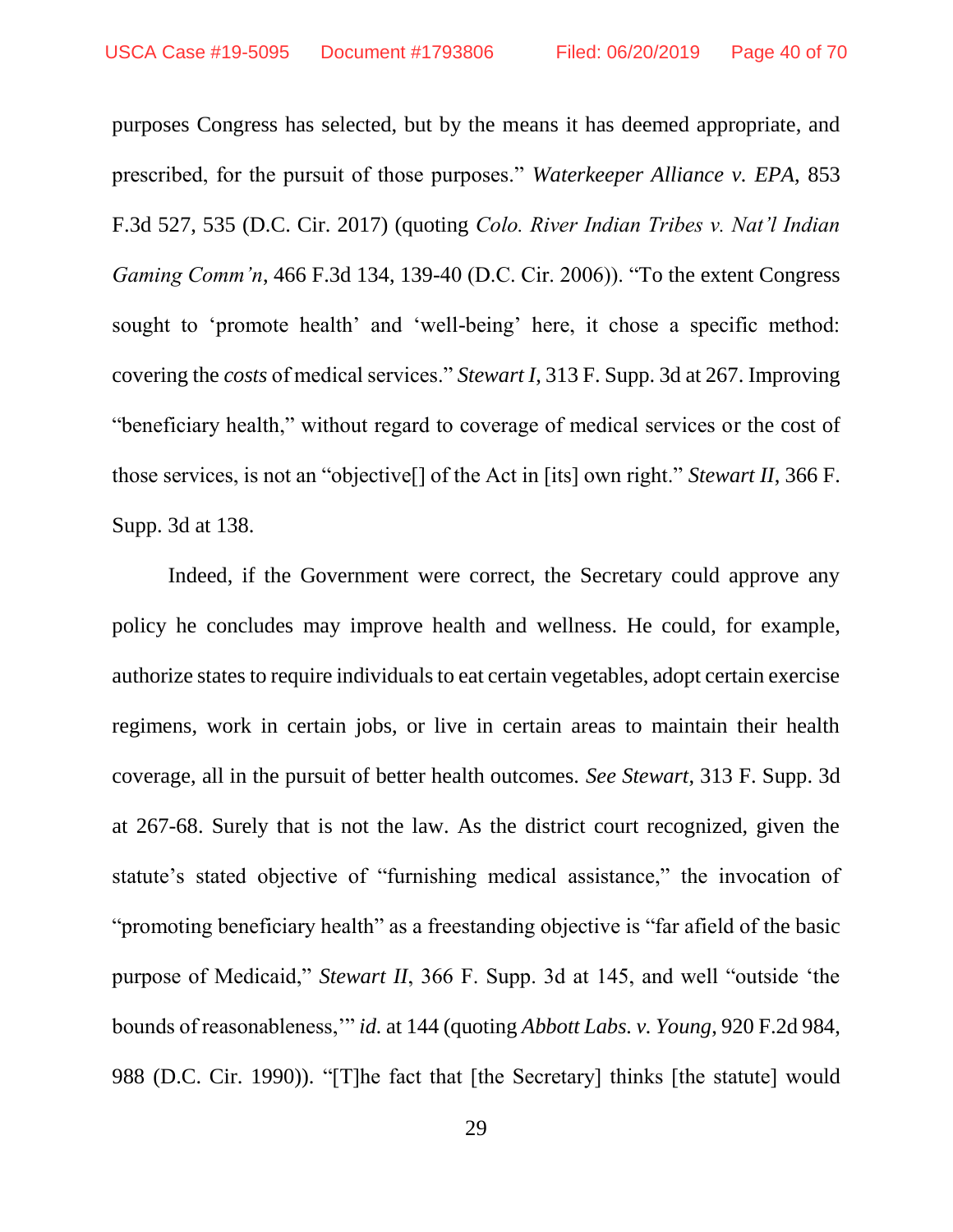purposes Congress has selected, but by the means it has deemed appropriate, and prescribed, for the pursuit of those purposes." *Waterkeeper Alliance v. EPA*, 853 F.3d 527, 535 (D.C. Cir. 2017) (quoting *Colo. River Indian Tribes v. Nat'l Indian Gaming Comm'n*, 466 F.3d 134, 139-40 (D.C. Cir. 2006)). "To the extent Congress sought to 'promote health' and 'well-being' here, it chose a specific method: covering the *costs* of medical services." *Stewart I*, 313 F. Supp. 3d at 267. Improving "beneficiary health," without regard to coverage of medical services or the cost of those services, is not an "objective[] of the Act in [its] own right." *Stewart II*, 366 F. Supp. 3d at 138.

Indeed, if the Government were correct, the Secretary could approve any policy he concludes may improve health and wellness. He could, for example, authorize states to require individuals to eat certain vegetables, adopt certain exercise regimens, work in certain jobs, or live in certain areas to maintain their health coverage, all in the pursuit of better health outcomes. *See Stewart*, 313 F. Supp. 3d at 267-68. Surely that is not the law. As the district court recognized, given the statute's stated objective of "furnishing medical assistance," the invocation of "promoting beneficiary health" as a freestanding objective is "far afield of the basic purpose of Medicaid," *Stewart II*, 366 F. Supp. 3d at 145, and well "outside 'the bounds of reasonableness,'" *id.* at 144 (quoting *Abbott Labs. v. Young*, 920 F.2d 984, 988 (D.C. Cir. 1990)). "[T]he fact that [the Secretary] thinks [the statute] would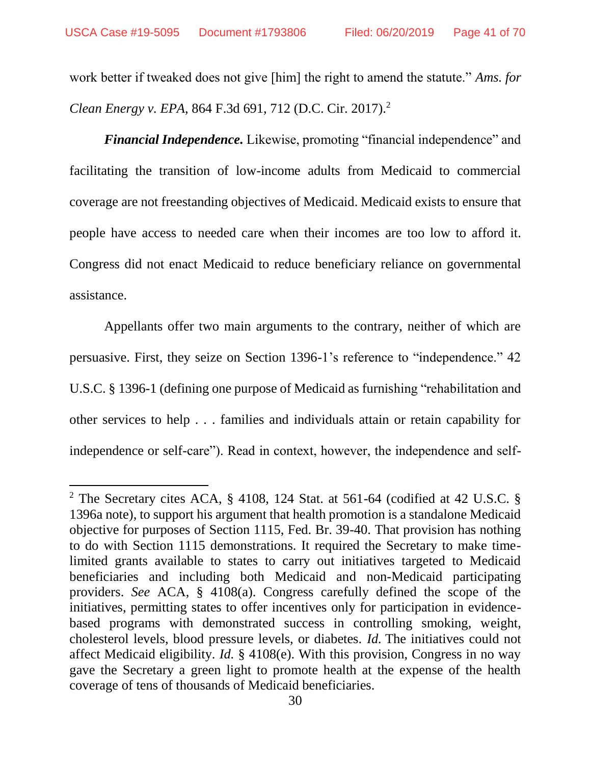work better if tweaked does not give [him] the right to amend the statute." *Ams. for Clean Energy v. EPA*, 864 F.3d 691, 712 (D.C. Cir. 2017).[2]

***Financial Independence.*** Likewise, promoting "financial independence" and facilitating the transition of low-income adults from Medicaid to commercial coverage are not freestanding objectives of Medicaid. Medicaid exists to ensure that people have access to needed care when their incomes are too low to afford it. Congress did not enact Medicaid to reduce beneficiary reliance on governmental assistance.

Appellants offer two main arguments to the contrary, neither of which are persuasive. First, they seize on Section 1396-1's reference to "independence." 42 U.S.C. § 1396-1 (defining one purpose of Medicaid as furnishing "rehabilitation and other services to help . . . families and individuals attain or retain capability for independence or self-care"). Read in context, however, the independence and self-

---

[2] The Secretary cites ACA, § 4108, 124 Stat. at 561-64 (codified at 42 U.S.C. § 1396a note), to support his argument that health promotion is a standalone Medicaid objective for purposes of Section 1115, Fed. Br. 39-40. That provision has nothing to do with Section 1115 demonstrations. It required the Secretary to make time-limited grants available to states to carry out initiatives targeted to Medicaid beneficiaries and including both Medicaid and non-Medicaid participating providers. *See* ACA, § 4108(a). Congress carefully defined the scope of the initiatives, permitting states to offer incentives only for participation in evidence-based programs with demonstrated success in controlling smoking, weight, cholesterol levels, blood pressure levels, or diabetes. *Id.* The initiatives could not affect Medicaid eligibility. *Id.* § 4108(e). With this provision, Congress in no way gave the Secretary a green light to promote health at the expense of the health coverage of tens of thousands of Medicaid beneficiaries.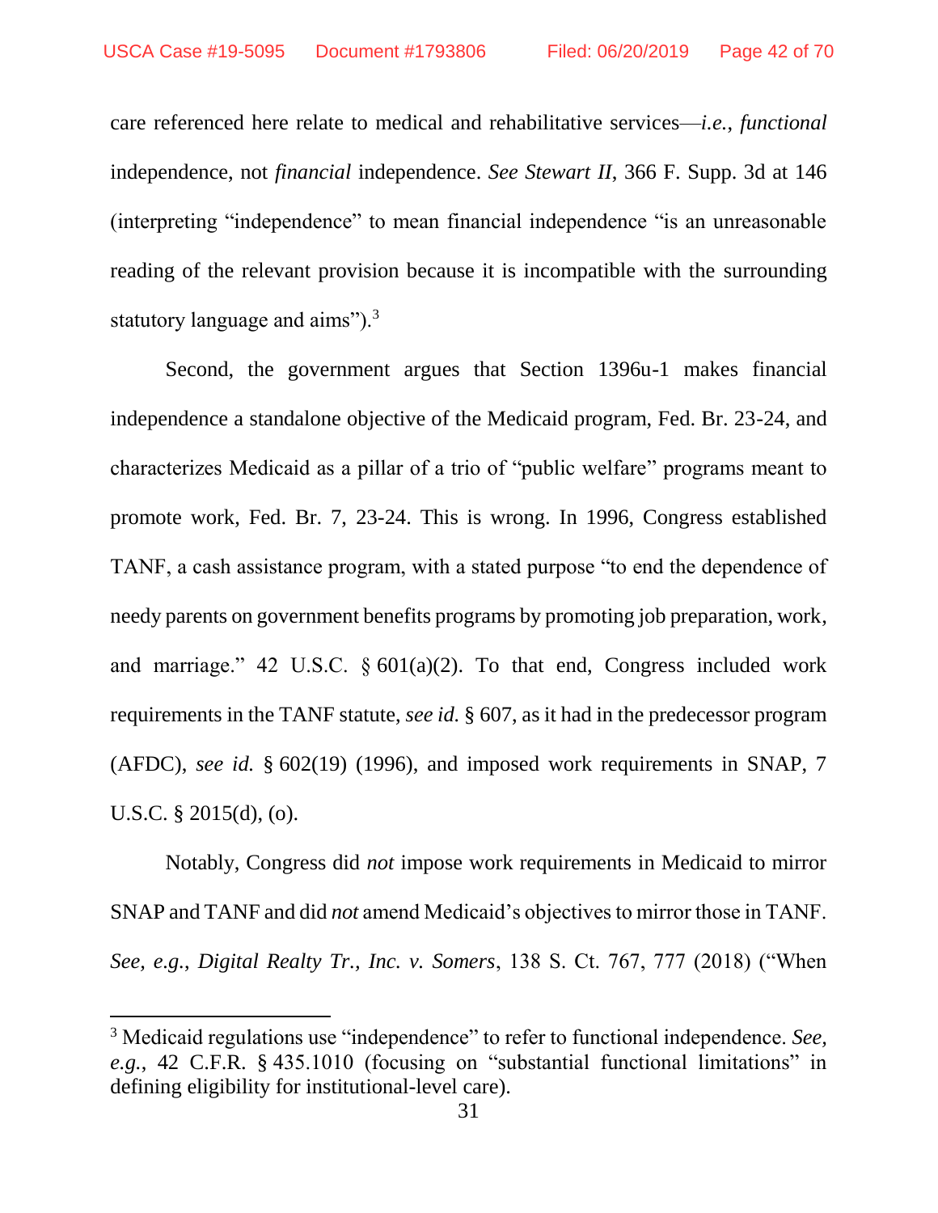care referenced here relate to medical and rehabilitative services—*i.e.*, *functional* independence, not *financial* independence. *See Stewart II*, 366 F. Supp. 3d at 146 (interpreting "independence" to mean financial independence "is an unreasonable reading of the relevant provision because it is incompatible with the surrounding statutory language and aims").[3]

Second, the government argues that Section 1396u-1 makes financial independence a standalone objective of the Medicaid program, Fed. Br. 23-24, and characterizes Medicaid as a pillar of a trio of "public welfare" programs meant to promote work, Fed. Br. 7, 23-24. This is wrong. In 1996, Congress established TANF, a cash assistance program, with a stated purpose "to end the dependence of needy parents on government benefits programs by promoting job preparation, work, and marriage." 42 U.S.C. § 601(a)(2). To that end, Congress included work requirements in the TANF statute, *see id.* § 607, as it had in the predecessor program (AFDC), *see id.* § 602(19) (1996), and imposed work requirements in SNAP, 7 U.S.C. § 2015(d), (o).

Notably, Congress did *not* impose work requirements in Medicaid to mirror SNAP and TANF and did *not* amend Medicaid's objectives to mirror those in TANF. *See, e.g.*, *Digital Realty Tr., Inc. v. Somers*, 138 S. Ct. 767, 777 (2018) ("When

---

[3] Medicaid regulations use "independence" to refer to functional independence. *See, e.g.*, 42 C.F.R. § 435.1010 (focusing on "substantial functional limitations" in defining eligibility for institutional-level care).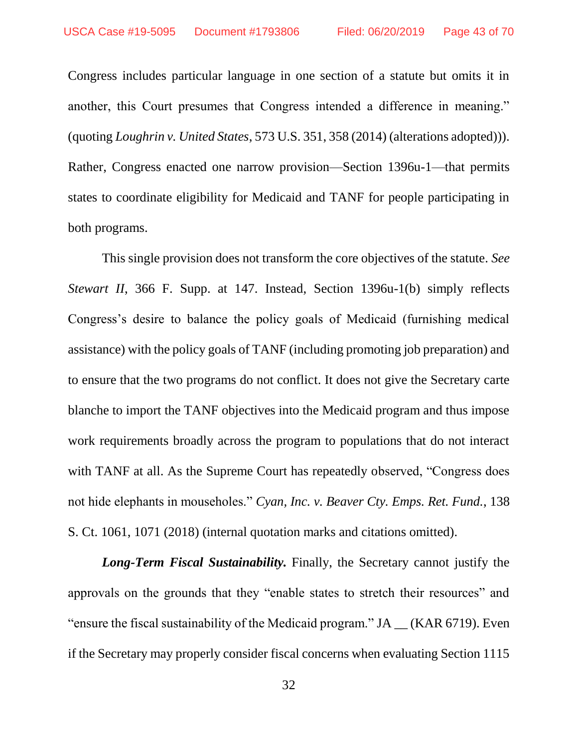Congress includes particular language in one section of a statute but omits it in another, this Court presumes that Congress intended a difference in meaning." (quoting *Loughrin v. United States*, 573 U.S. 351, 358 (2014) (alterations adopted))). Rather, Congress enacted one narrow provision—Section 1396u-1—that permits states to coordinate eligibility for Medicaid and TANF for people participating in both programs.

This single provision does not transform the core objectives of the statute. *See Stewart II*, 366 F. Supp. at 147. Instead, Section 1396u-1(b) simply reflects Congress's desire to balance the policy goals of Medicaid (furnishing medical assistance) with the policy goals of TANF (including promoting job preparation) and to ensure that the two programs do not conflict. It does not give the Secretary carte blanche to import the TANF objectives into the Medicaid program and thus impose work requirements broadly across the program to populations that do not interact with TANF at all. As the Supreme Court has repeatedly observed, "Congress does not hide elephants in mouseholes." *Cyan, Inc. v. Beaver Cty. Emps. Ret. Fund.*, 138 S. Ct. 1061, 1071 (2018) (internal quotation marks and citations omitted).

***Long-Term Fiscal Sustainability.*** Finally, the Secretary cannot justify the approvals on the grounds that they "enable states to stretch their resources" and "ensure the fiscal sustainability of the Medicaid program." JA __ (KAR 6719). Even if the Secretary may properly consider fiscal concerns when evaluating Section 1115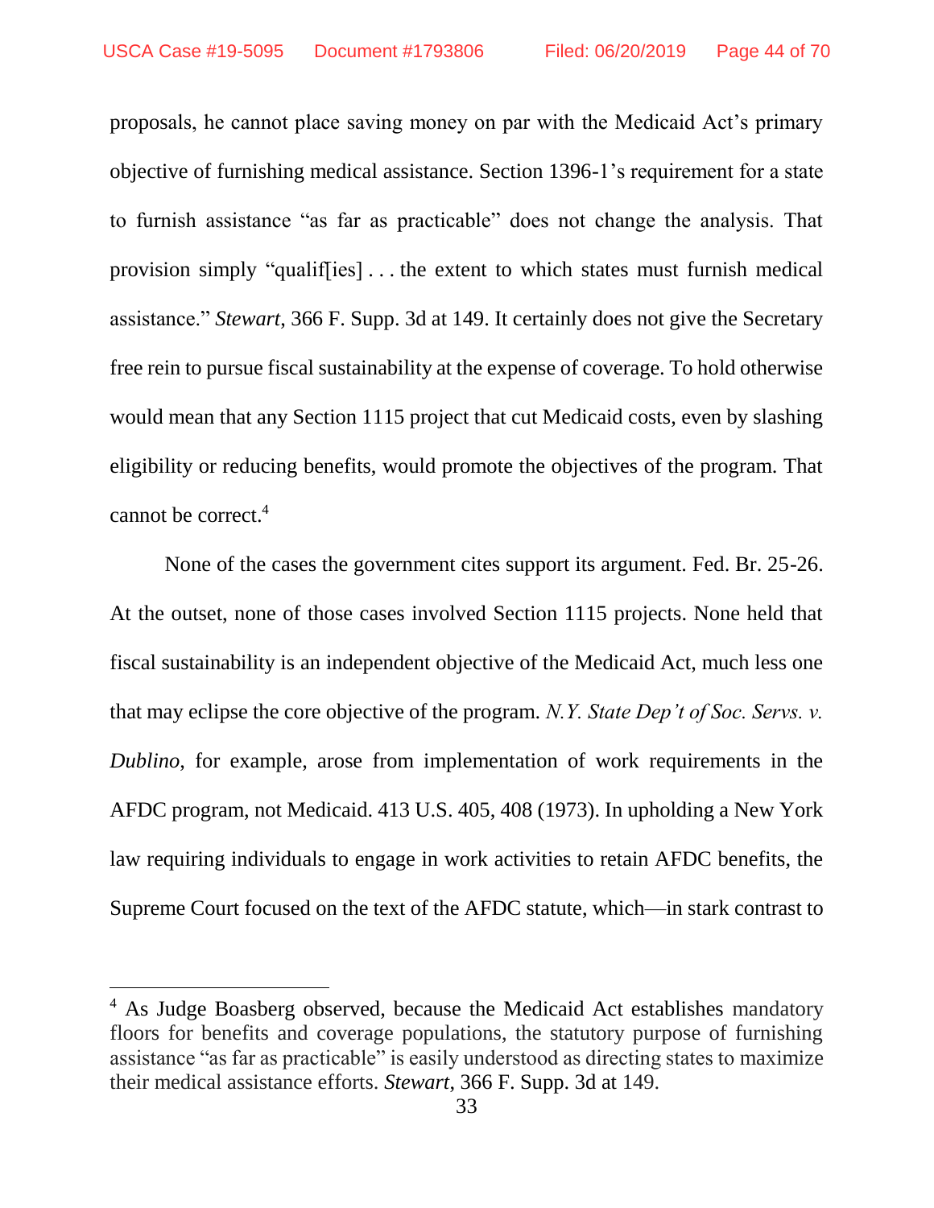proposals, he cannot place saving money on par with the Medicaid Act's primary objective of furnishing medical assistance. Section 1396-1's requirement for a state to furnish assistance "as far as practicable" does not change the analysis. That provision simply "qualif[ies] . . . the extent to which states must furnish medical assistance." *Stewart*, 366 F. Supp. 3d at 149. It certainly does not give the Secretary free rein to pursue fiscal sustainability at the expense of coverage. To hold otherwise would mean that any Section 1115 project that cut Medicaid costs, even by slashing eligibility or reducing benefits, would promote the objectives of the program. That cannot be correct.[4]

None of the cases the government cites support its argument. Fed. Br. 25-26. At the outset, none of those cases involved Section 1115 projects. None held that fiscal sustainability is an independent objective of the Medicaid Act, much less one that may eclipse the core objective of the program. *N.Y. State Dep't of Soc. Servs. v. Dublino*, for example, arose from implementation of work requirements in the AFDC program, not Medicaid. 413 U.S. 405, 408 (1973). In upholding a New York law requiring individuals to engage in work activities to retain AFDC benefits, the Supreme Court focused on the text of the AFDC statute, which—in stark contrast to

---

[4] As Judge Boasberg observed, because the Medicaid Act establishes mandatory floors for benefits and coverage populations, the statutory purpose of furnishing assistance "as far as practicable" is easily understood as directing states to maximize their medical assistance efforts. *Stewart*, 366 F. Supp. 3d at 149.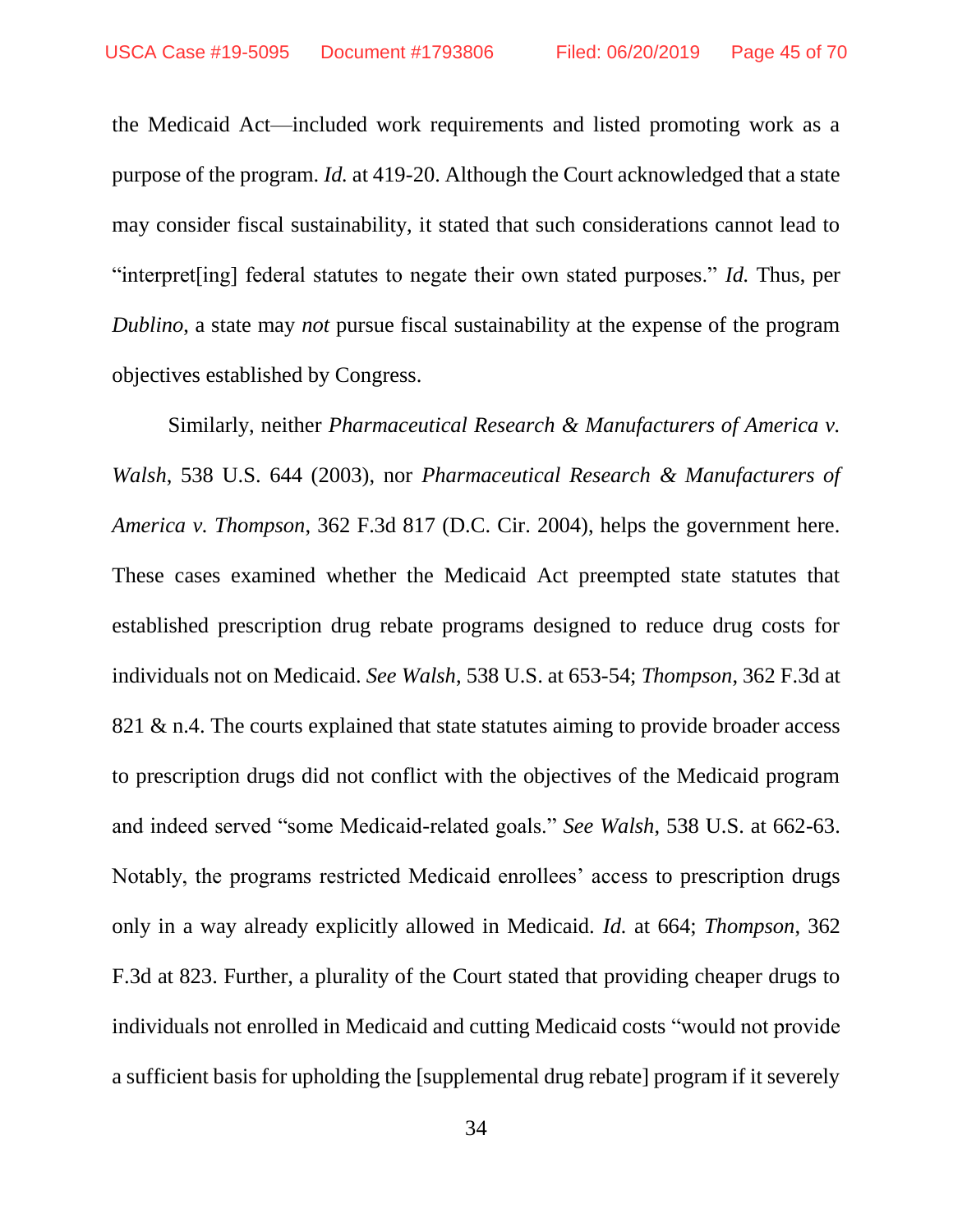the Medicaid Act—included work requirements and listed promoting work as a purpose of the program. *Id.* at 419-20. Although the Court acknowledged that a state may consider fiscal sustainability, it stated that such considerations cannot lead to "interpret[ing] federal statutes to negate their own stated purposes." *Id.* Thus, per *Dublino*, a state may *not* pursue fiscal sustainability at the expense of the program objectives established by Congress.

Similarly, neither *Pharmaceutical Research & Manufacturers of America v. Walsh*, 538 U.S. 644 (2003), nor *Pharmaceutical Research & Manufacturers of America v. Thompson*, 362 F.3d 817 (D.C. Cir. 2004), helps the government here. These cases examined whether the Medicaid Act preempted state statutes that established prescription drug rebate programs designed to reduce drug costs for individuals not on Medicaid. *See Walsh*, 538 U.S. at 653-54; *Thompson*, 362 F.3d at 821 & n.4. The courts explained that state statutes aiming to provide broader access to prescription drugs did not conflict with the objectives of the Medicaid program and indeed served "some Medicaid-related goals." *See Walsh*, 538 U.S. at 662-63. Notably, the programs restricted Medicaid enrollees' access to prescription drugs only in a way already explicitly allowed in Medicaid. *Id.* at 664; *Thompson*, 362 F.3d at 823. Further, a plurality of the Court stated that providing cheaper drugs to individuals not enrolled in Medicaid and cutting Medicaid costs "would not provide a sufficient basis for upholding the [supplemental drug rebate] program if it severely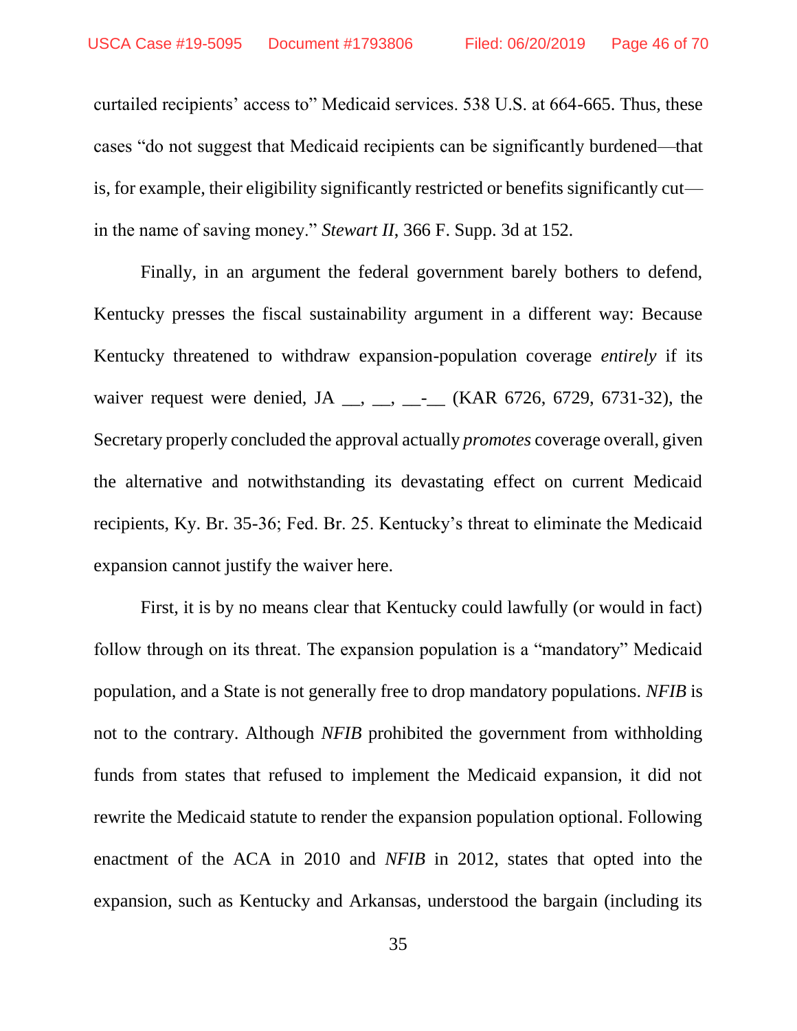curtailed recipients' access to" Medicaid services. 538 U.S. at 664-665. Thus, these cases "do not suggest that Medicaid recipients can be significantly burdened—that is, for example, their eligibility significantly restricted or benefits significantly cut—in the name of saving money." *Stewart II*, 366 F. Supp. 3d at 152.

Finally, in an argument the federal government barely bothers to defend, Kentucky presses the fiscal sustainability argument in a different way: Because Kentucky threatened to withdraw expansion-population coverage *entirely* if its waiver request were denied, JA __, __, __-__ (KAR 6726, 6729, 6731-32), the Secretary properly concluded the approval actually *promotes* coverage overall, given the alternative and notwithstanding its devastating effect on current Medicaid recipients, Ky. Br. 35-36; Fed. Br. 25. Kentucky's threat to eliminate the Medicaid expansion cannot justify the waiver here.

First, it is by no means clear that Kentucky could lawfully (or would in fact) follow through on its threat. The expansion population is a "mandatory" Medicaid population, and a State is not generally free to drop mandatory populations. *NFIB* is not to the contrary. Although *NFIB* prohibited the government from withholding funds from states that refused to implement the Medicaid expansion, it did not rewrite the Medicaid statute to render the expansion population optional. Following enactment of the ACA in 2010 and *NFIB* in 2012, states that opted into the expansion, such as Kentucky and Arkansas, understood the bargain (including its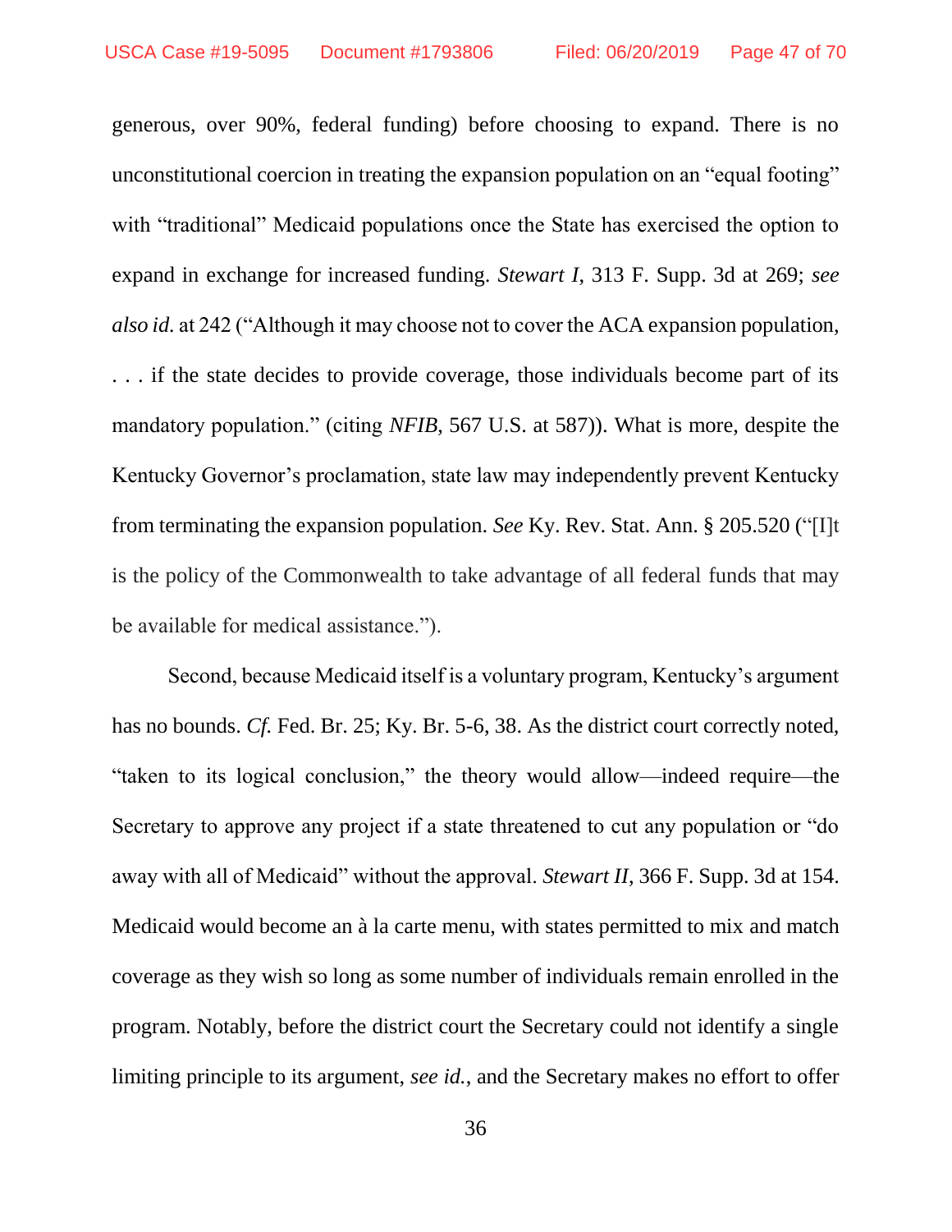generous, over 90%, federal funding) before choosing to expand. There is no unconstitutional coercion in treating the expansion population on an "equal footing" with "traditional" Medicaid populations once the State has exercised the option to expand in exchange for increased funding. *Stewart I*, 313 F. Supp. 3d at 269; *see also id.* at 242 ("Although it may choose not to cover the ACA expansion population, . . . if the state decides to provide coverage, those individuals become part of its mandatory population." (citing *NFIB*, 567 U.S. at 587)). What is more, despite the Kentucky Governor's proclamation, state law may independently prevent Kentucky from terminating the expansion population. *See* Ky. Rev. Stat. Ann. § 205.520 ("[I]t is the policy of the Commonwealth to take advantage of all federal funds that may be available for medical assistance.").

Second, because Medicaid itself is a voluntary program, Kentucky's argument has no bounds. *Cf.* Fed. Br. 25; Ky. Br. 5-6, 38. As the district court correctly noted, "taken to its logical conclusion," the theory would allow—indeed require—the Secretary to approve any project if a state threatened to cut any population or "do away with all of Medicaid" without the approval. *Stewart II*, 366 F. Supp. 3d at 154. Medicaid would become an à la carte menu, with states permitted to mix and match coverage as they wish so long as some number of individuals remain enrolled in the program. Notably, before the district court the Secretary could not identify a single limiting principle to its argument, *see id.*, and the Secretary makes no effort to offer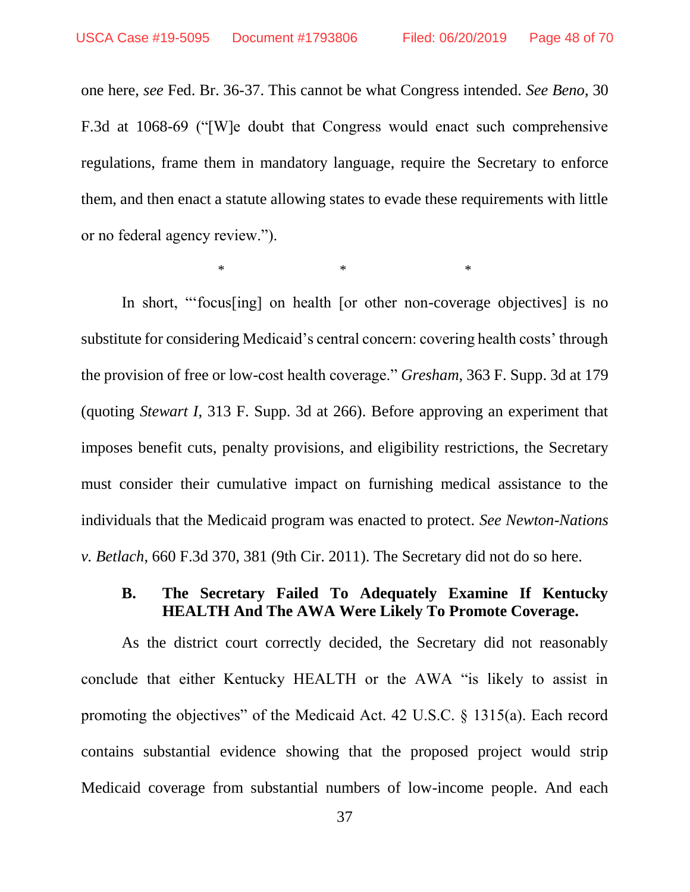one here, *see* Fed. Br. 36-37. This cannot be what Congress intended. *See Beno*, 30 F.3d at 1068-69 ("[W]e doubt that Congress would enact such comprehensive regulations, frame them in mandatory language, require the Secretary to enforce them, and then enact a statute allowing states to evade these requirements with little or no federal agency review.").

\* \* \*

In short, "'focus[ing] on health [or other non-coverage objectives] is no substitute for considering Medicaid's central concern: covering health costs' through the provision of free or low-cost health coverage." *Gresham*, 363 F. Supp. 3d at 179 (quoting *Stewart I*, 313 F. Supp. 3d at 266). Before approving an experiment that imposes benefit cuts, penalty provisions, and eligibility restrictions, the Secretary must consider their cumulative impact on furnishing medical assistance to the individuals that the Medicaid program was enacted to protect. *See Newton-Nations v. Betlach*, 660 F.3d 370, 381 (9th Cir. 2011). The Secretary did not do so here.

### B. The Secretary Failed To Adequately Examine If Kentucky HEALTH And The AWA Were Likely To Promote Coverage.

As the district court correctly decided, the Secretary did not reasonably conclude that either Kentucky HEALTH or the AWA "is likely to assist in promoting the objectives" of the Medicaid Act. 42 U.S.C. § 1315(a). Each record contains substantial evidence showing that the proposed project would strip Medicaid coverage from substantial numbers of low-income people. And each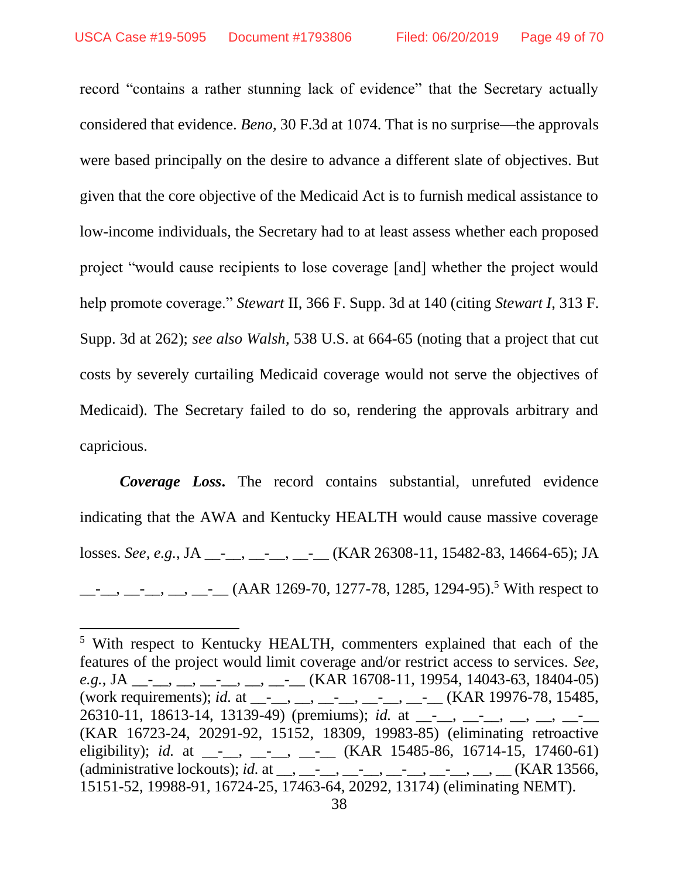record "contains a rather stunning lack of evidence" that the Secretary actually considered that evidence. *Beno*, 30 F.3d at 1074. That is no surprise—the approvals were based principally on the desire to advance a different slate of objectives. But given that the core objective of the Medicaid Act is to furnish medical assistance to low-income individuals, the Secretary had to at least assess whether each proposed project "would cause recipients to lose coverage [and] whether the project would help promote coverage." *Stewart* II, 366 F. Supp. 3d at 140 (citing *Stewart I*, 313 F. Supp. 3d at 262); *see also Walsh*, 538 U.S. at 664-65 (noting that a project that cut costs by severely curtailing Medicaid coverage would not serve the objectives of Medicaid). The Secretary failed to do so, rendering the approvals arbitrary and capricious.

***Coverage Loss***. The record contains substantial, unrefuted evidence indicating that the AWA and Kentucky HEALTH would cause massive coverage losses. *See, e.g.*, JA __-__, __-__, __-__ (KAR 26308-11, 15482-83, 14664-65); JA __-__, __-__, __, __-__ (AAR 1269-70, 1277-78, 1285, 1294-95).[5] With respect to

[5] With respect to Kentucky HEALTH, commenters explained that each of the features of the project would limit coverage and/or restrict access to services. *See, e.g.*, JA __-__, __, __-__, __, __-__ (KAR 16708-11, 19954, 14043-63, 18404-05) (work requirements); *id.* at __-__, __, __-__, __-__, __-__ (KAR 19976-78, 15485, 26310-11, 18613-14, 13139-49) (premiums); *id.* at __-__, __-__, __, __, __-__ (KAR 16723-24, 20291-92, 15152, 18309, 19983-85) (eliminating retroactive eligibility); *id.* at __-__, __-__, __-__ (KAR 15485-86, 16714-15, 17460-61) (administrative lockouts); *id.* at __, __-__, __-__, __-__, __-__, __, __ (KAR 13566, 15151-52, 19988-91, 16724-25, 17463-64, 20292, 13174) (eliminating NEMT).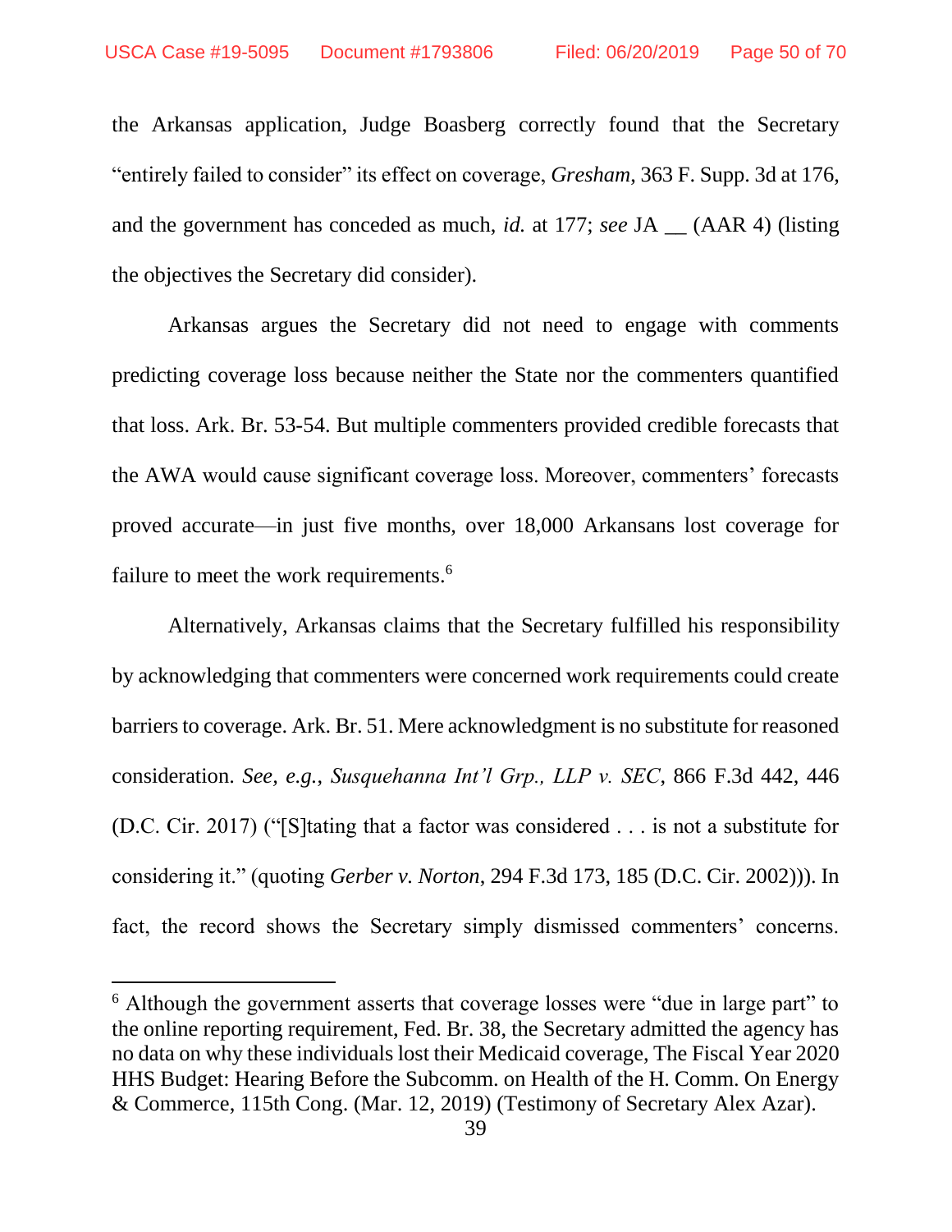the Arkansas application, Judge Boasberg correctly found that the Secretary "entirely failed to consider" its effect on coverage, *Gresham*, 363 F. Supp. 3d at 176, and the government has conceded as much, *id.* at 177; *see* JA __ (AAR 4) (listing the objectives the Secretary did consider).

Arkansas argues the Secretary did not need to engage with comments predicting coverage loss because neither the State nor the commenters quantified that loss. Ark. Br. 53-54. But multiple commenters provided credible forecasts that the AWA would cause significant coverage loss. Moreover, commenters' forecasts proved accurate—in just five months, over 18,000 Arkansans lost coverage for failure to meet the work requirements.[6]

Alternatively, Arkansas claims that the Secretary fulfilled his responsibility by acknowledging that commenters were concerned work requirements could create barriers to coverage. Ark. Br. 51. Mere acknowledgment is no substitute for reasoned consideration. *See, e.g., Susquehanna Int'l Grp., LLP v. SEC*, 866 F.3d 442, 446 (D.C. Cir. 2017) ("[S]tating that a factor was considered . . . is not a substitute for considering it." (quoting *Gerber v. Norton*, 294 F.3d 173, 185 (D.C. Cir. 2002))). In fact, the record shows the Secretary simply dismissed commenters' concerns.

---

[6] Although the government asserts that coverage losses were "due in large part" to the online reporting requirement, Fed. Br. 38, the Secretary admitted the agency has no data on why these individuals lost their Medicaid coverage, The Fiscal Year 2020 HHS Budget: Hearing Before the Subcomm. on Health of the H. Comm. On Energy & Commerce, 115th Cong. (Mar. 12, 2019) (Testimony of Secretary Alex Azar).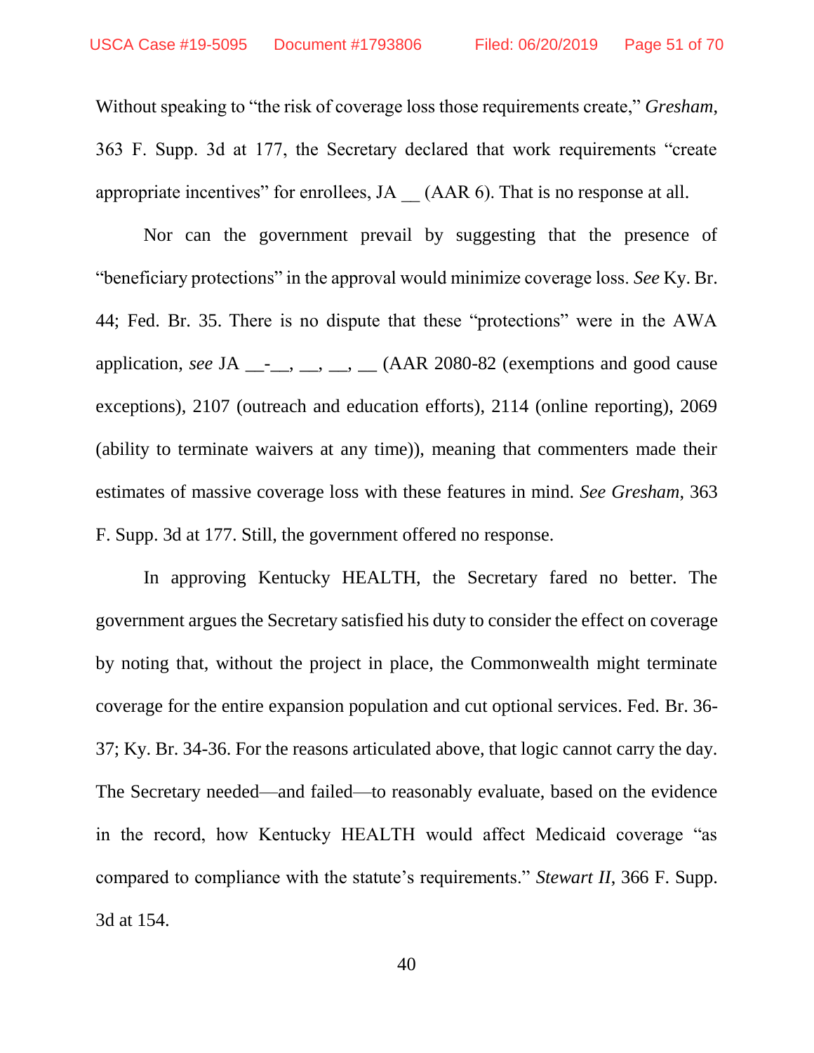Without speaking to "the risk of coverage loss those requirements create," *Gresham*, 363 F. Supp. 3d at 177, the Secretary declared that work requirements "create appropriate incentives" for enrollees, JA __ (AAR 6). That is no response at all.

Nor can the government prevail by suggesting that the presence of "beneficiary protections" in the approval would minimize coverage loss. *See* Ky. Br. 44; Fed. Br. 35. There is no dispute that these "protections" were in the AWA application, *see* JA __-__, __, __, __ (AAR 2080-82 (exemptions and good cause exceptions), 2107 (outreach and education efforts), 2114 (online reporting), 2069 (ability to terminate waivers at any time)), meaning that commenters made their estimates of massive coverage loss with these features in mind. *See Gresham*, 363 F. Supp. 3d at 177. Still, the government offered no response.

In approving Kentucky HEALTH, the Secretary fared no better. The government argues the Secretary satisfied his duty to consider the effect on coverage by noting that, without the project in place, the Commonwealth might terminate coverage for the entire expansion population and cut optional services. Fed. Br. 36-37; Ky. Br. 34-36. For the reasons articulated above, that logic cannot carry the day. The Secretary needed—and failed—to reasonably evaluate, based on the evidence in the record, how Kentucky HEALTH would affect Medicaid coverage "as compared to compliance with the statute's requirements." *Stewart II*, 366 F. Supp. 3d at 154.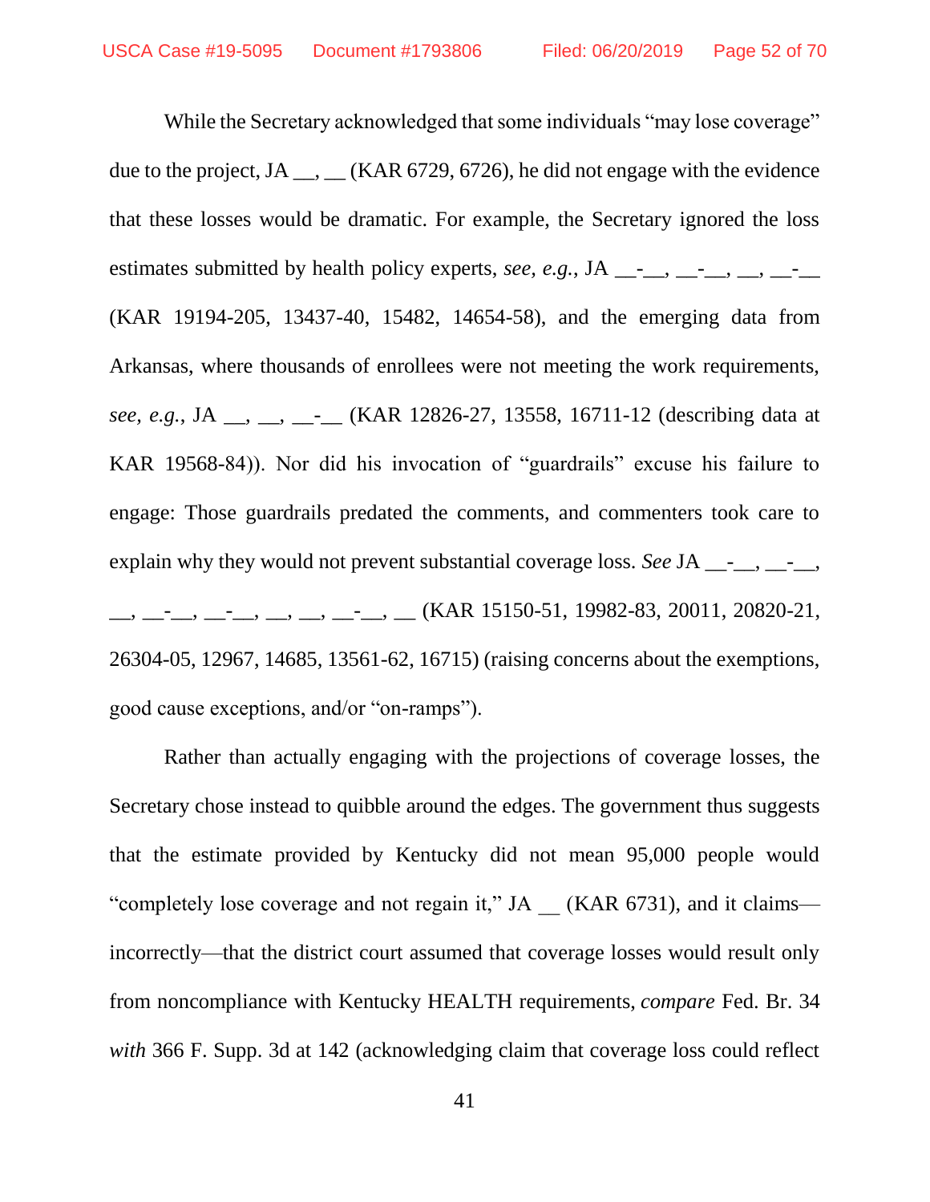While the Secretary acknowledged that some individuals "may lose coverage" due to the project, JA __, __ (KAR 6729, 6726), he did not engage with the evidence that these losses would be dramatic. For example, the Secretary ignored the loss estimates submitted by health policy experts, *see, e.g.*, JA __-__, __-__, __, __-__ (KAR 19194-205, 13437-40, 15482, 14654-58), and the emerging data from Arkansas, where thousands of enrollees were not meeting the work requirements, *see, e.g.*, JA __, __, __-__ (KAR 12826-27, 13558, 16711-12 (describing data at KAR 19568-84)). Nor did his invocation of "guardrails" excuse his failure to engage: Those guardrails predated the comments, and commenters took care to explain why they would not prevent substantial coverage loss. *See* JA __-__, __-__, __, __-__, __-__, __, __, __-__, __ (KAR 15150-51, 19982-83, 20011, 20820-21, 26304-05, 12967, 14685, 13561-62, 16715) (raising concerns about the exemptions, good cause exceptions, and/or "on-ramps").

Rather than actually engaging with the projections of coverage losses, the Secretary chose instead to quibble around the edges. The government thus suggests that the estimate provided by Kentucky did not mean 95,000 people would "completely lose coverage and not regain it," JA __ (KAR 6731), and it claims—incorrectly—that the district court assumed that coverage losses would result only from noncompliance with Kentucky HEALTH requirements, *compare* Fed. Br. 34 *with* 366 F. Supp. 3d at 142 (acknowledging claim that coverage loss could reflect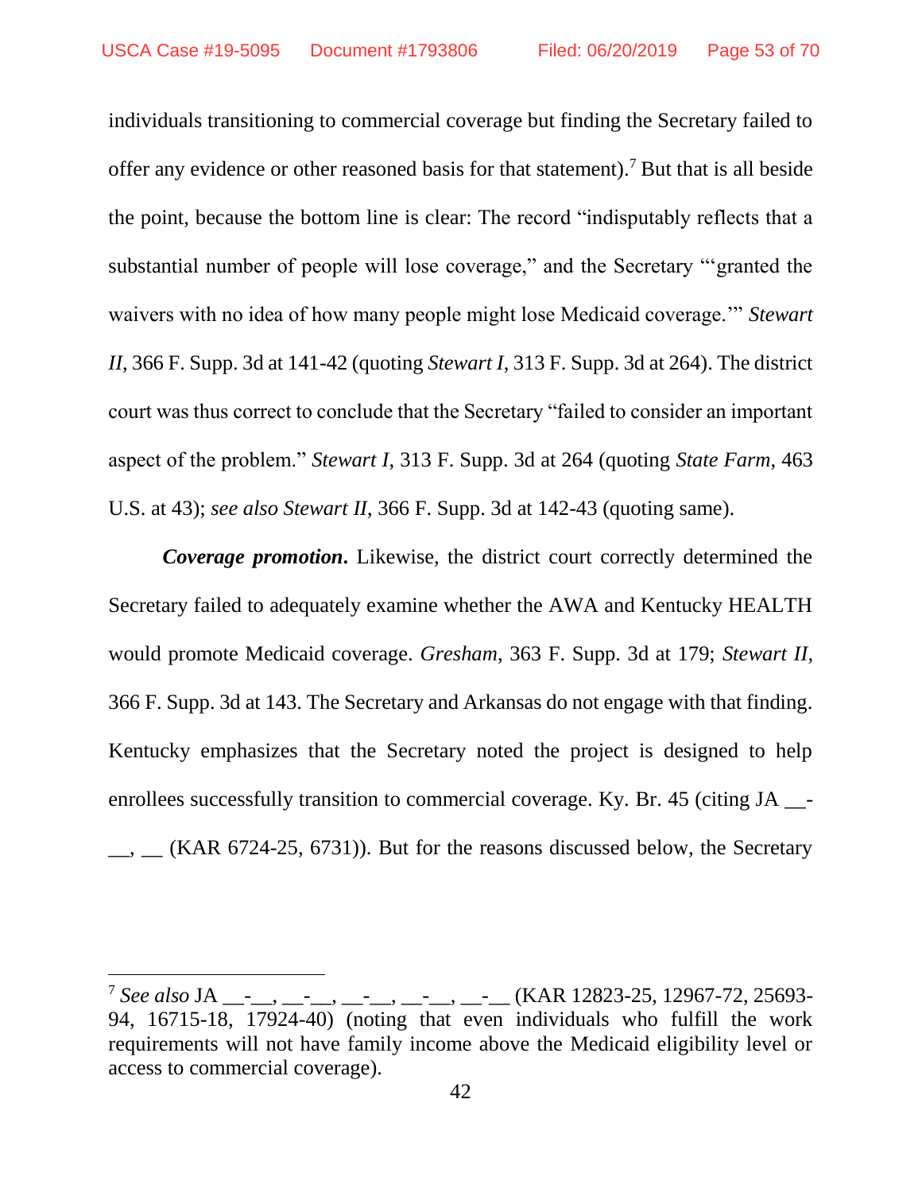individuals transitioning to commercial coverage but finding the Secretary failed to offer any evidence or other reasoned basis for that statement).[7] But that is all beside the point, because the bottom line is clear: The record "indisputably reflects that a substantial number of people will lose coverage," and the Secretary "'granted the waivers with no idea of how many people might lose Medicaid coverage.'" *Stewart II*, 366 F. Supp. 3d at 141-42 (quoting *Stewart I*, 313 F. Supp. 3d at 264). The district court was thus correct to conclude that the Secretary "failed to consider an important aspect of the problem." *Stewart I*, 313 F. Supp. 3d at 264 (quoting *State Farm*, 463 U.S. at 43); *see also Stewart II*, 366 F. Supp. 3d at 142-43 (quoting same).

***Coverage promotion*.** Likewise, the district court correctly determined the Secretary failed to adequately examine whether the AWA and Kentucky HEALTH would promote Medicaid coverage. *Gresham*, 363 F. Supp. 3d at 179; *Stewart II*, 366 F. Supp. 3d at 143. The Secretary and Arkansas do not engage with that finding. Kentucky emphasizes that the Secretary noted the project is designed to help enrollees successfully transition to commercial coverage. Ky. Br. 45 (citing JA __-__, __ (KAR 6724-25, 6731)). But for the reasons discussed below, the Secretary

---

[7] *See also* JA __-__, __-__, __-__, __-__, __-__ (KAR 12823-25, 12967-72, 25693-94, 16715-18, 17924-40) (noting that even individuals who fulfill the work requirements will not have family income above the Medicaid eligibility level or access to commercial coverage).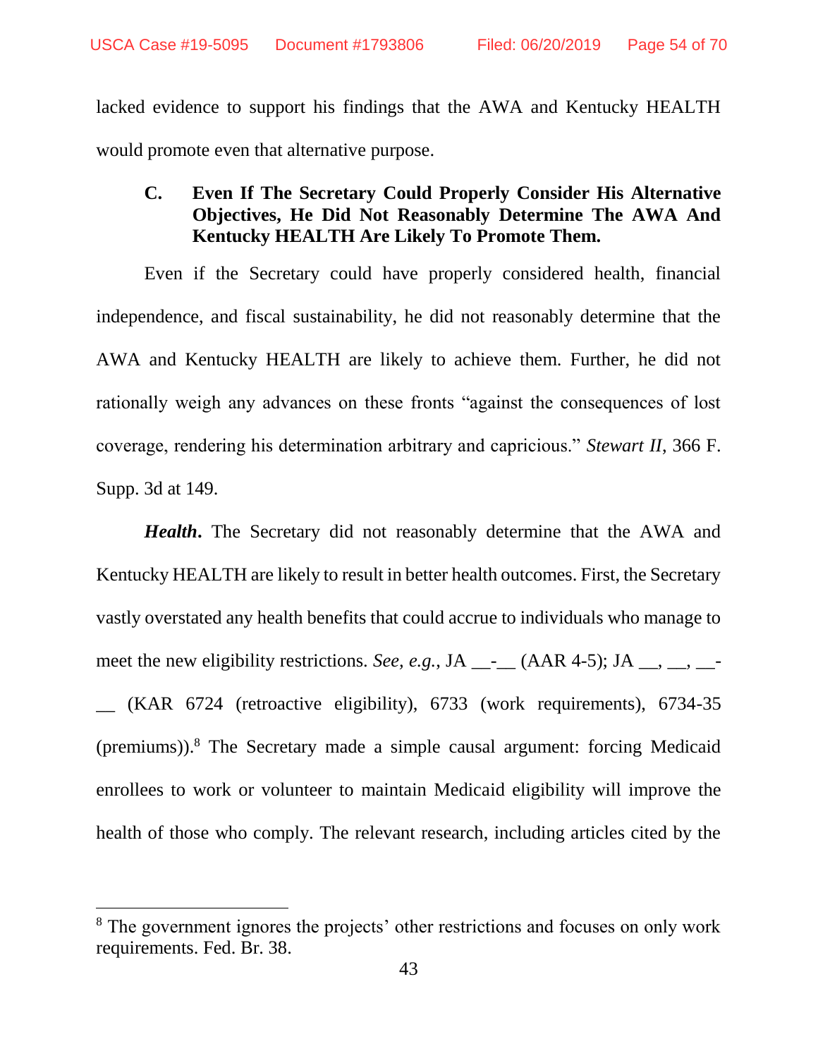lacked evidence to support his findings that the AWA and Kentucky HEALTH would promote even that alternative purpose.

### C. Even If The Secretary Could Properly Consider His Alternative Objectives, He Did Not Reasonably Determine The AWA And Kentucky HEALTH Are Likely To Promote Them.

Even if the Secretary could have properly considered health, financial independence, and fiscal sustainability, he did not reasonably determine that the AWA and Kentucky HEALTH are likely to achieve them. Further, he did not rationally weigh any advances on these fronts "against the consequences of lost coverage, rendering his determination arbitrary and capricious." *Stewart II*, 366 F. Supp. 3d at 149.

***Health*.** The Secretary did not reasonably determine that the AWA and Kentucky HEALTH are likely to result in better health outcomes. First, the Secretary vastly overstated any health benefits that could accrue to individuals who manage to meet the new eligibility restrictions. *See, e.g.*, JA __-__ (AAR 4-5); JA __, __, __-__ (KAR 6724 (retroactive eligibility), 6733 (work requirements), 6734-35 (premiums)).[8] The Secretary made a simple causal argument: forcing Medicaid enrollees to work or volunteer to maintain Medicaid eligibility will improve the health of those who comply. The relevant research, including articles cited by the

---

[8] The government ignores the projects' other restrictions and focuses on only work requirements. Fed. Br. 38.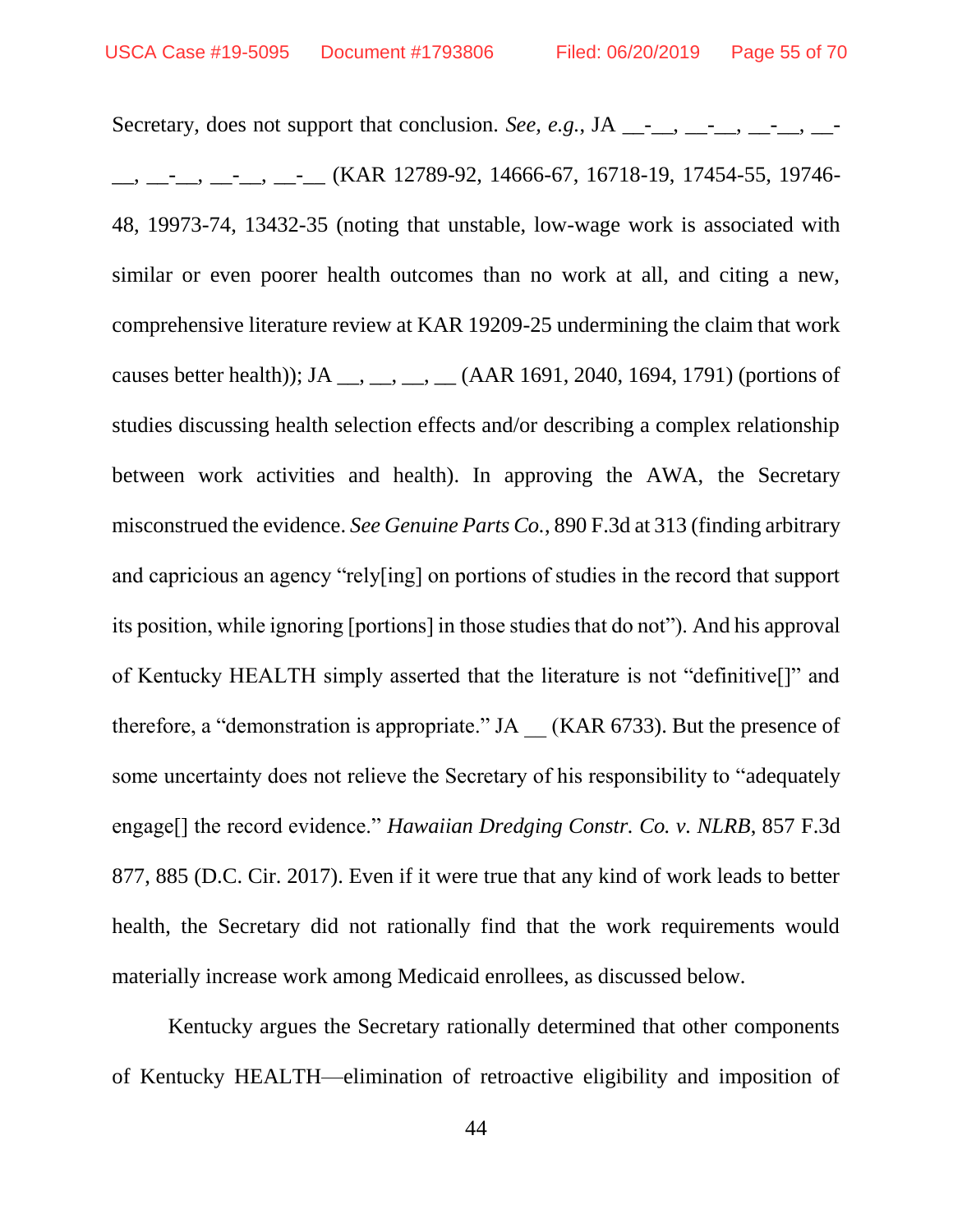Secretary, does not support that conclusion. *See, e.g.*, JA __-__, __-__, __-__, __-__, __-__, __-__, __-__ (KAR 12789-92, 14666-67, 16718-19, 17454-55, 19746-48, 19973-74, 13432-35 (noting that unstable, low-wage work is associated with similar or even poorer health outcomes than no work at all, and citing a new, comprehensive literature review at KAR 19209-25 undermining the claim that work causes better health)); JA __, __, __, __ (AAR 1691, 2040, 1694, 1791) (portions of studies discussing health selection effects and/or describing a complex relationship between work activities and health). In approving the AWA, the Secretary misconstrued the evidence. *See Genuine Parts Co.*, 890 F.3d at 313 (finding arbitrary and capricious an agency "rely[ing] on portions of studies in the record that support its position, while ignoring [portions] in those studies that do not"). And his approval of Kentucky HEALTH simply asserted that the literature is not "definitive[]" and therefore, a "demonstration is appropriate." JA __ (KAR 6733). But the presence of some uncertainty does not relieve the Secretary of his responsibility to "adequately engage[] the record evidence." *Hawaiian Dredging Constr. Co. v. NLRB*, 857 F.3d 877, 885 (D.C. Cir. 2017). Even if it were true that any kind of work leads to better health, the Secretary did not rationally find that the work requirements would materially increase work among Medicaid enrollees, as discussed below.

Kentucky argues the Secretary rationally determined that other components of Kentucky HEALTH—elimination of retroactive eligibility and imposition of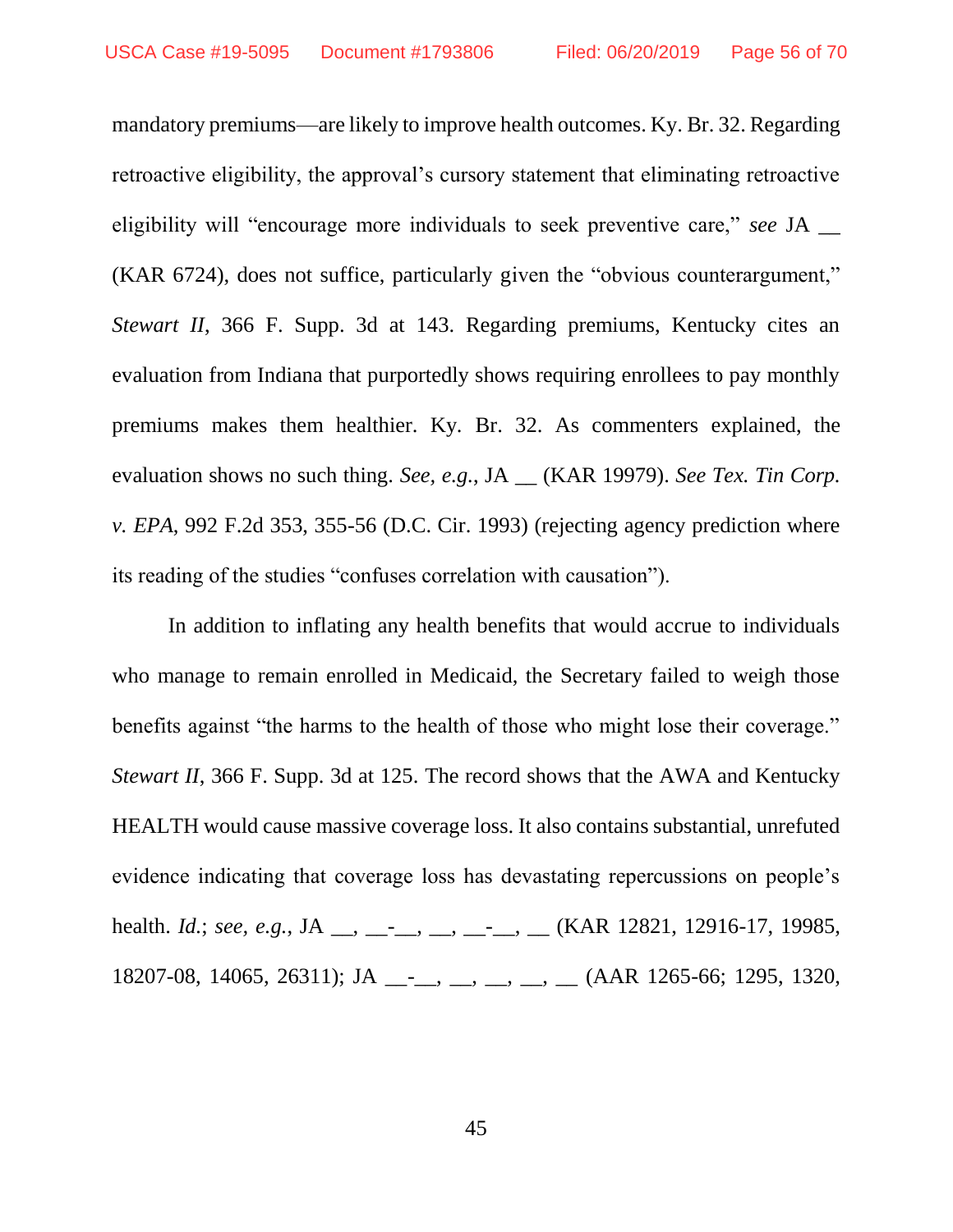mandatory premiums—are likely to improve health outcomes. Ky. Br. 32. Regarding retroactive eligibility, the approval's cursory statement that eliminating retroactive eligibility will "encourage more individuals to seek preventive care," *see* JA __ (KAR 6724), does not suffice, particularly given the "obvious counterargument," *Stewart II*, 366 F. Supp. 3d at 143. Regarding premiums, Kentucky cites an evaluation from Indiana that purportedly shows requiring enrollees to pay monthly premiums makes them healthier. Ky. Br. 32. As commenters explained, the evaluation shows no such thing. *See, e.g.*, JA __ (KAR 19979). *See Tex. Tin Corp. v. EPA*, 992 F.2d 353, 355-56 (D.C. Cir. 1993) (rejecting agency prediction where its reading of the studies "confuses correlation with causation").

In addition to inflating any health benefits that would accrue to individuals who manage to remain enrolled in Medicaid, the Secretary failed to weigh those benefits against "the harms to the health of those who might lose their coverage." *Stewart II*, 366 F. Supp. 3d at 125. The record shows that the AWA and Kentucky HEALTH would cause massive coverage loss. It also contains substantial, unrefuted evidence indicating that coverage loss has devastating repercussions on people's health. *Id.*; *see, e.g.*, JA __, __-__, __, __-__, __ (KAR 12821, 12916-17, 19985, 18207-08, 14065, 26311); JA __-__, __, __, __, __ (AAR 1265-66; 1295, 1320,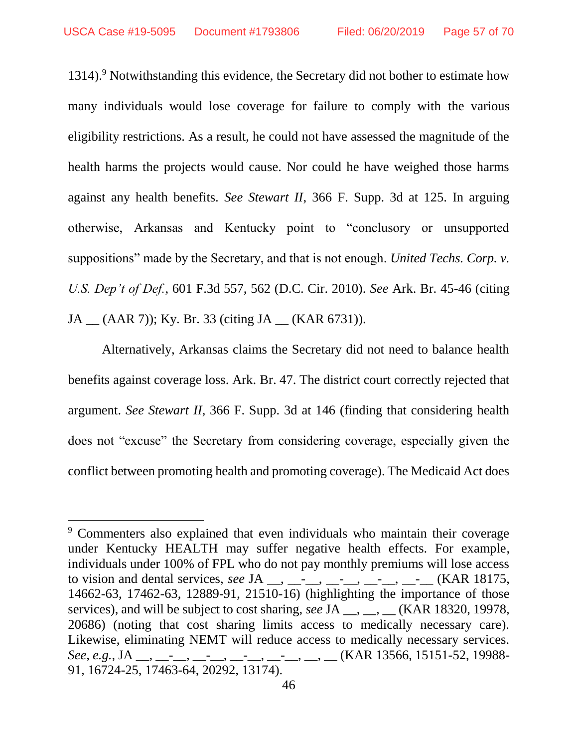1314).[9] Notwithstanding this evidence, the Secretary did not bother to estimate how many individuals would lose coverage for failure to comply with the various eligibility restrictions. As a result, he could not have assessed the magnitude of the health harms the projects would cause. Nor could he have weighed those harms against any health benefits. *See Stewart II*, 366 F. Supp. 3d at 125. In arguing otherwise, Arkansas and Kentucky point to "conclusory or unsupported suppositions" made by the Secretary, and that is not enough. *United Techs. Corp. v. U.S. Dep't of Def.*, 601 F.3d 557, 562 (D.C. Cir. 2010). *See* Ark. Br. 45-46 (citing JA __ (AAR 7)); Ky. Br. 33 (citing JA __ (KAR 6731)).

Alternatively, Arkansas claims the Secretary did not need to balance health benefits against coverage loss. Ark. Br. 47. The district court correctly rejected that argument. *See Stewart II*, 366 F. Supp. 3d at 146 (finding that considering health does not "excuse" the Secretary from considering coverage, especially given the conflict between promoting health and promoting coverage). The Medicaid Act does

---

[9] Commenters also explained that even individuals who maintain their coverage under Kentucky HEALTH may suffer negative health effects. For example, individuals under 100% of FPL who do not pay monthly premiums will lose access to vision and dental services, *see* JA __, __-__, __-__, __-__, __-__ (KAR 18175, 14662-63, 17462-63, 12889-91, 21510-16) (highlighting the importance of those services), and will be subject to cost sharing, *see* JA __, __, __ (KAR 18320, 19978, 20686) (noting that cost sharing limits access to medically necessary care). Likewise, eliminating NEMT will reduce access to medically necessary services. *See, e.g.*, JA __, __-__, __-__, __-__, __-__, __, __ (KAR 13566, 15151-52, 19988-91, 16724-25, 17463-64, 20292, 13174).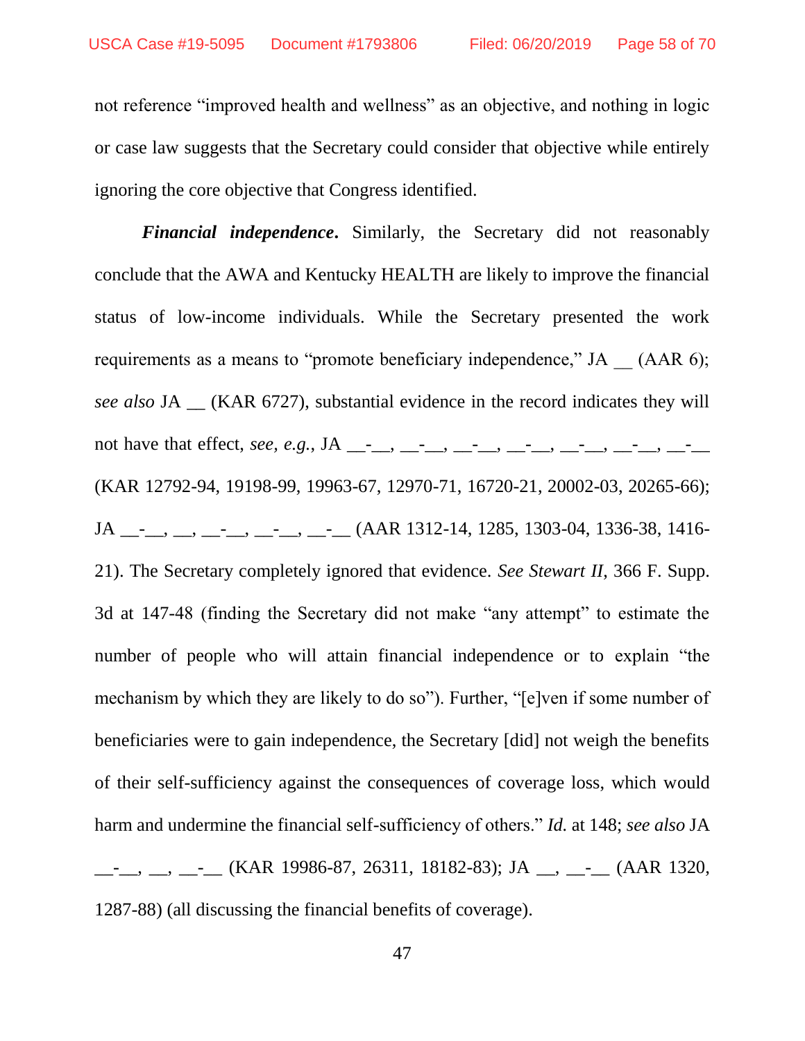not reference "improved health and wellness" as an objective, and nothing in logic or case law suggests that the Secretary could consider that objective while entirely ignoring the core objective that Congress identified.

***Financial independence***. Similarly, the Secretary did not reasonably conclude that the AWA and Kentucky HEALTH are likely to improve the financial status of low-income individuals. While the Secretary presented the work requirements as a means to "promote beneficiary independence," JA __ (AAR 6); *see also* JA __ (KAR 6727), substantial evidence in the record indicates they will not have that effect, *see, e.g.*, JA __-__, __-__, __-__, __-__, __-__, __-__, __-__ (KAR 12792-94, 19198-99, 19963-67, 12970-71, 16720-21, 20002-03, 20265-66); JA __-__, __, __-__, __-__, __-__ (AAR 1312-14, 1285, 1303-04, 1336-38, 1416-21). The Secretary completely ignored that evidence. *See Stewart II*, 366 F. Supp. 3d at 147-48 (finding the Secretary did not make "any attempt" to estimate the number of people who will attain financial independence or to explain "the mechanism by which they are likely to do so"). Further, "[e]ven if some number of beneficiaries were to gain independence, the Secretary [did] not weigh the benefits of their self-sufficiency against the consequences of coverage loss, which would harm and undermine the financial self-sufficiency of others." *Id.* at 148; *see also* JA __-__, __, __-__ (KAR 19986-87, 26311, 18182-83); JA __, __-__ (AAR 1320, 1287-88) (all discussing the financial benefits of coverage).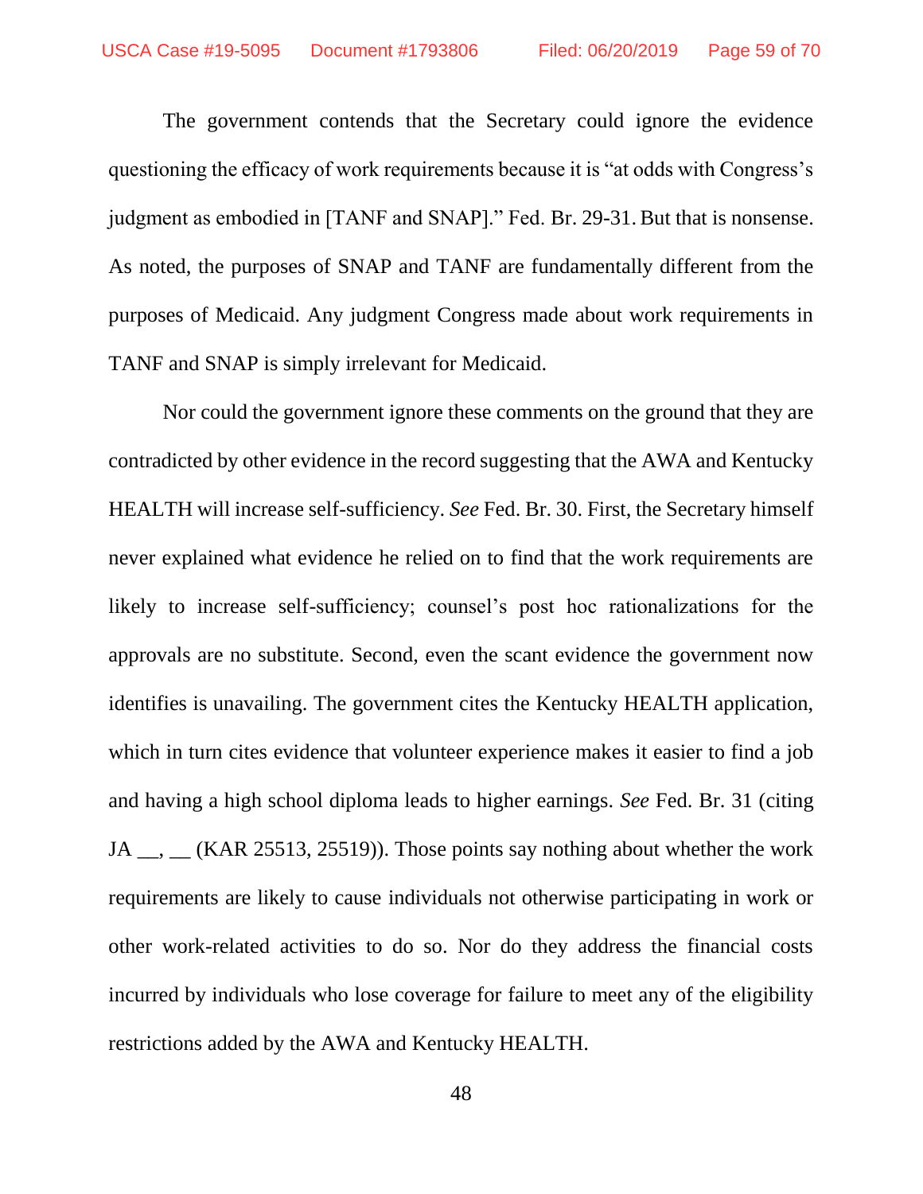The government contends that the Secretary could ignore the evidence questioning the efficacy of work requirements because it is "at odds with Congress's judgment as embodied in [TANF and SNAP]." Fed. Br. 29-31. But that is nonsense. As noted, the purposes of SNAP and TANF are fundamentally different from the purposes of Medicaid. Any judgment Congress made about work requirements in TANF and SNAP is simply irrelevant for Medicaid.

Nor could the government ignore these comments on the ground that they are contradicted by other evidence in the record suggesting that the AWA and Kentucky HEALTH will increase self-sufficiency. *See* Fed. Br. 30. First, the Secretary himself never explained what evidence he relied on to find that the work requirements are likely to increase self-sufficiency; counsel's post hoc rationalizations for the approvals are no substitute. Second, even the scant evidence the government now identifies is unavailing. The government cites the Kentucky HEALTH application, which in turn cites evidence that volunteer experience makes it easier to find a job and having a high school diploma leads to higher earnings. *See* Fed. Br. 31 (citing JA __, __ (KAR 25513, 25519)). Those points say nothing about whether the work requirements are likely to cause individuals not otherwise participating in work or other work-related activities to do so. Nor do they address the financial costs incurred by individuals who lose coverage for failure to meet any of the eligibility restrictions added by the AWA and Kentucky HEALTH.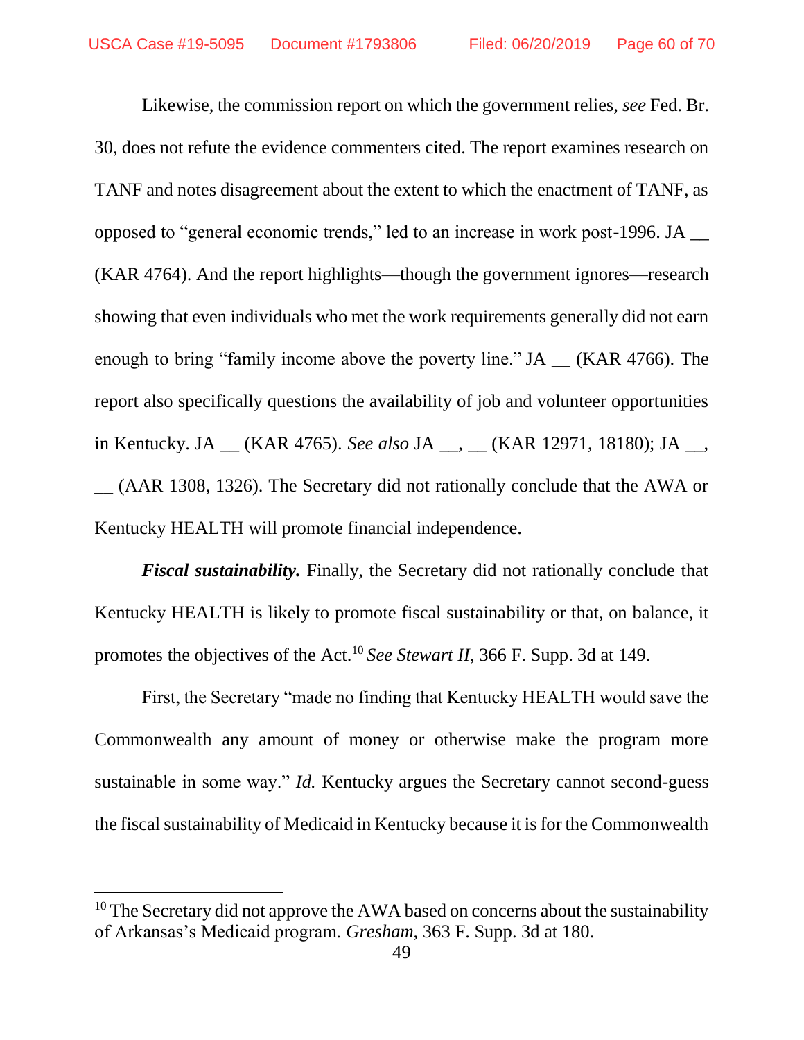Likewise, the commission report on which the government relies, *see* Fed. Br. 30, does not refute the evidence commenters cited. The report examines research on TANF and notes disagreement about the extent to which the enactment of TANF, as opposed to "general economic trends," led to an increase in work post-1996. JA __ (KAR 4764). And the report highlights—though the government ignores—research showing that even individuals who met the work requirements generally did not earn enough to bring "family income above the poverty line." JA __ (KAR 4766). The report also specifically questions the availability of job and volunteer opportunities in Kentucky. JA __ (KAR 4765). *See also* JA __, __ (KAR 12971, 18180); JA __, __ (AAR 1308, 1326). The Secretary did not rationally conclude that the AWA or Kentucky HEALTH will promote financial independence.

***Fiscal sustainability.*** Finally, the Secretary did not rationally conclude that Kentucky HEALTH is likely to promote fiscal sustainability or that, on balance, it promotes the objectives of the Act.[10] *See Stewart II*, 366 F. Supp. 3d at 149.

First, the Secretary "made no finding that Kentucky HEALTH would save the Commonwealth any amount of money or otherwise make the program more sustainable in some way." *Id.* Kentucky argues the Secretary cannot second-guess the fiscal sustainability of Medicaid in Kentucky because it is for the Commonwealth

---

[10] The Secretary did not approve the AWA based on concerns about the sustainability of Arkansas's Medicaid program. *Gresham*, 363 F. Supp. 3d at 180.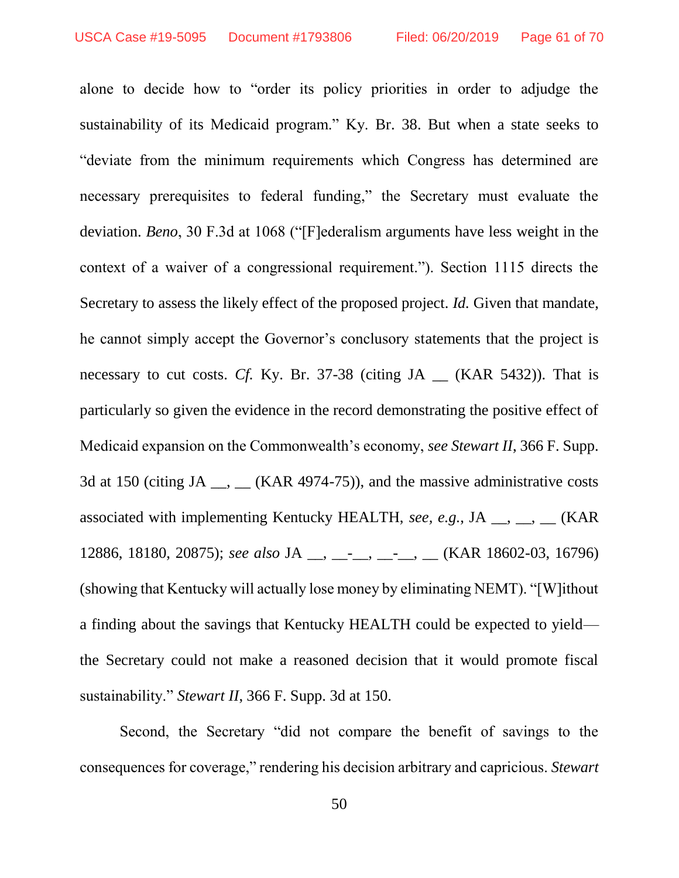alone to decide how to "order its policy priorities in order to adjudge the sustainability of its Medicaid program." Ky. Br. 38. But when a state seeks to "deviate from the minimum requirements which Congress has determined are necessary prerequisites to federal funding," the Secretary must evaluate the deviation. *Beno*, 30 F.3d at 1068 ("[F]ederalism arguments have less weight in the context of a waiver of a congressional requirement."). Section 1115 directs the Secretary to assess the likely effect of the proposed project. *Id.* Given that mandate, he cannot simply accept the Governor's conclusory statements that the project is necessary to cut costs. *Cf.* Ky. Br. 37-38 (citing JA __ (KAR 5432)). That is particularly so given the evidence in the record demonstrating the positive effect of Medicaid expansion on the Commonwealth's economy, *see Stewart II*, 366 F. Supp. 3d at 150 (citing JA __, __ (KAR 4974-75)), and the massive administrative costs associated with implementing Kentucky HEALTH, *see, e.g.*, JA __, __, __ (KAR 12886, 18180, 20875); *see also* JA __, __-__, __-__, __ (KAR 18602-03, 16796) (showing that Kentucky will actually lose money by eliminating NEMT). "[W]ithout a finding about the savings that Kentucky HEALTH could be expected to yield—the Secretary could not make a reasoned decision that it would promote fiscal sustainability." *Stewart II*, 366 F. Supp. 3d at 150.

Second, the Secretary "did not compare the benefit of savings to the consequences for coverage," rendering his decision arbitrary and capricious. *Stewart*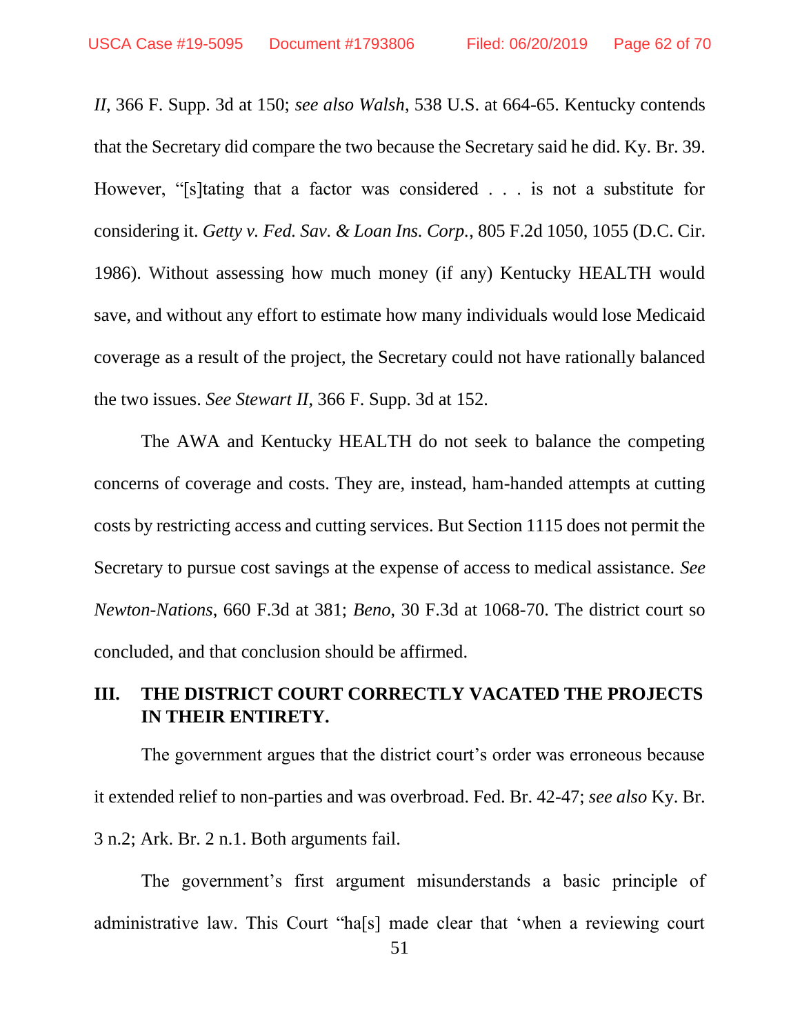*II*, 366 F. Supp. 3d at 150; *see also Walsh*, 538 U.S. at 664-65. Kentucky contends that the Secretary did compare the two because the Secretary said he did. Ky. Br. 39. However, "[s]tating that a factor was considered . . . is not a substitute for considering it. *Getty v. Fed. Sav. & Loan Ins. Corp.*, 805 F.2d 1050, 1055 (D.C. Cir. 1986). Without assessing how much money (if any) Kentucky HEALTH would save, and without any effort to estimate how many individuals would lose Medicaid coverage as a result of the project, the Secretary could not have rationally balanced the two issues. *See Stewart II*, 366 F. Supp. 3d at 152.

The AWA and Kentucky HEALTH do not seek to balance the competing concerns of coverage and costs. They are, instead, ham-handed attempts at cutting costs by restricting access and cutting services. But Section 1115 does not permit the Secretary to pursue cost savings at the expense of access to medical assistance. *See Newton-Nations*, 660 F.3d at 381; *Beno*, 30 F.3d at 1068-70. The district court so concluded, and that conclusion should be affirmed.

## III. THE DISTRICT COURT CORRECTLY VACATED THE PROJECTS IN THEIR ENTIRETY.

The government argues that the district court's order was erroneous because it extended relief to non-parties and was overbroad. Fed. Br. 42-47; *see also* Ky. Br. 3 n.2; Ark. Br. 2 n.1. Both arguments fail.

The government's first argument misunderstands a basic principle of administrative law. This Court "ha[s] made clear that 'when a reviewing court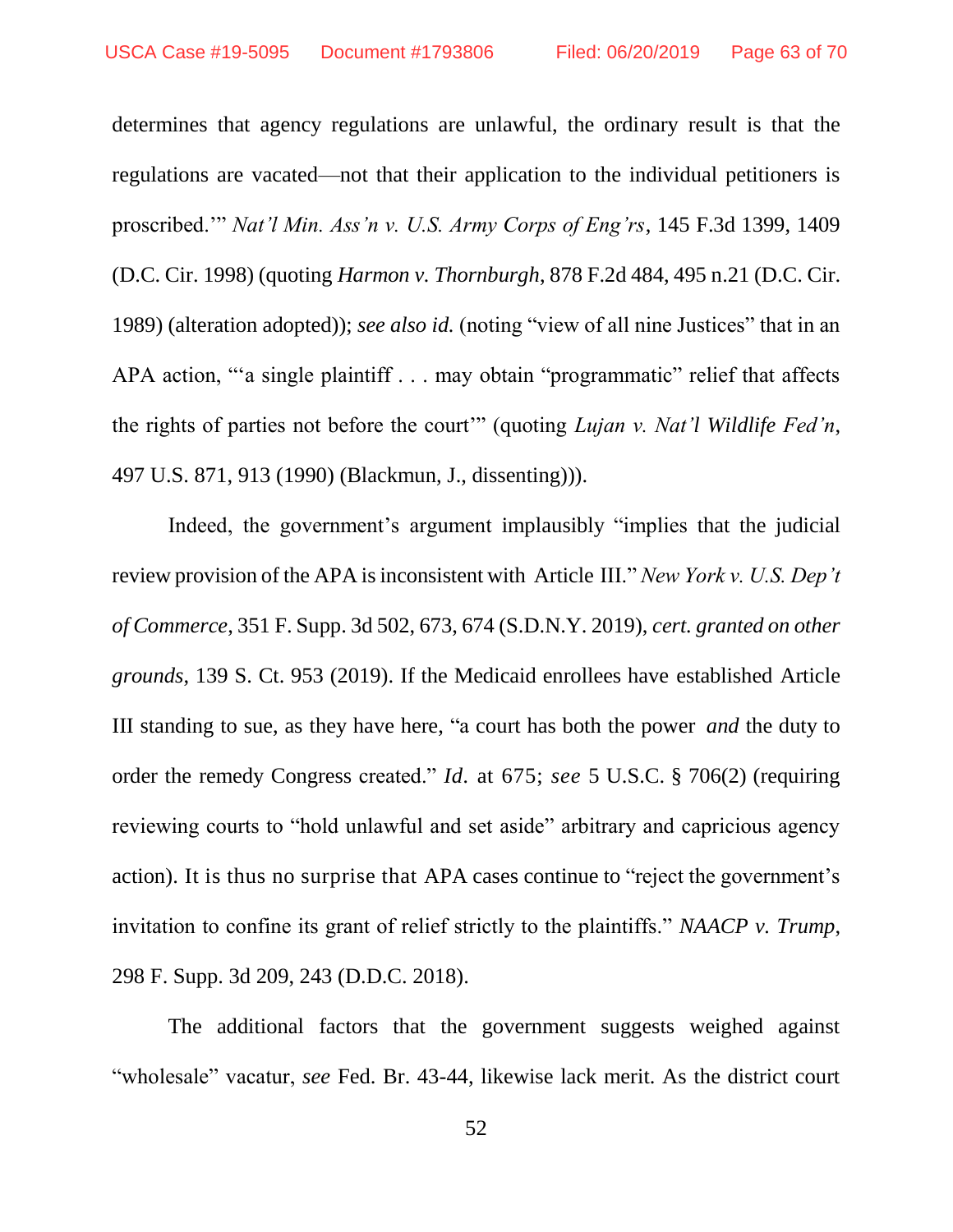determines that agency regulations are unlawful, the ordinary result is that the regulations are vacated—not that their application to the individual petitioners is proscribed.'" *Nat'l Min. Ass'n v. U.S. Army Corps of Eng'rs*, 145 F.3d 1399, 1409 (D.C. Cir. 1998) (quoting *Harmon v. Thornburgh*, 878 F.2d 484, 495 n.21 (D.C. Cir. 1989) (alteration adopted)); *see also id.* (noting "view of all nine Justices" that in an APA action, "'a single plaintiff . . . may obtain "programmatic" relief that affects the rights of parties not before the court'" (quoting *Lujan v. Nat'l Wildlife Fed'n*, 497 U.S. 871, 913 (1990) (Blackmun, J., dissenting))).

Indeed, the government's argument implausibly "implies that the judicial review provision of the APA is inconsistent with Article III." *New York v. U.S. Dep't of Commerce*, 351 F. Supp. 3d 502, 673, 674 (S.D.N.Y. 2019), *cert. granted on other grounds*, 139 S. Ct. 953 (2019). If the Medicaid enrollees have established Article III standing to sue, as they have here, "a court has both the power *and* the duty to order the remedy Congress created." *Id*. at 675; *see* 5 U.S.C. § 706(2) (requiring reviewing courts to "hold unlawful and set aside" arbitrary and capricious agency action). It is thus no surprise that APA cases continue to "reject the government's invitation to confine its grant of relief strictly to the plaintiffs." *NAACP v. Trump*, 298 F. Supp. 3d 209, 243 (D.D.C. 2018).

The additional factors that the government suggests weighed against "wholesale" vacatur, *see* Fed. Br. 43-44, likewise lack merit. As the district court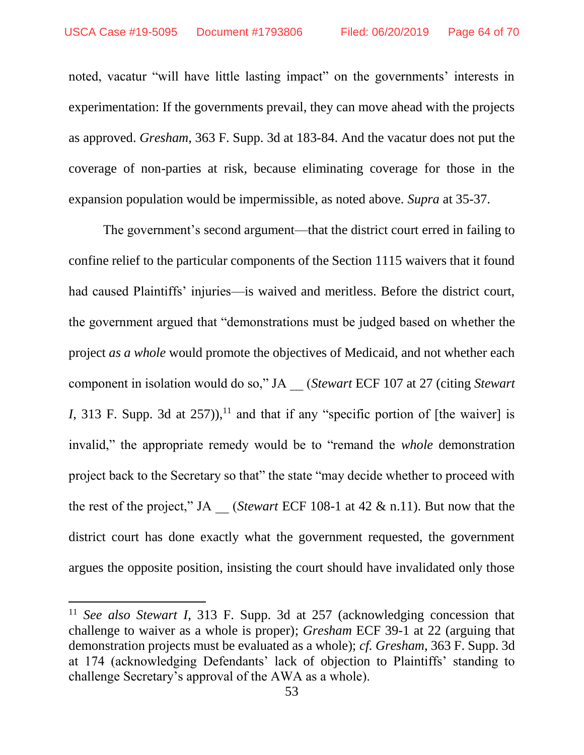noted, vacatur "will have little lasting impact" on the governments' interests in experimentation: If the governments prevail, they can move ahead with the projects as approved. *Gresham*, 363 F. Supp. 3d at 183-84. And the vacatur does not put the coverage of non-parties at risk, because eliminating coverage for those in the expansion population would be impermissible, as noted above. *Supra* at 35-37.

The government's second argument—that the district court erred in failing to confine relief to the particular components of the Section 1115 waivers that it found had caused Plaintiffs' injuries—is waived and meritless. Before the district court, the government argued that "demonstrations must be judged based on whether the project *as a whole* would promote the objectives of Medicaid, and not whether each component in isolation would do so," JA __ (*Stewart* ECF 107 at 27 (citing *Stewart I*, 313 F. Supp. 3d at 257)),[11] and that if any "specific portion of [the waiver] is invalid," the appropriate remedy would be to "remand the *whole* demonstration project back to the Secretary so that" the state "may decide whether to proceed with the rest of the project," JA __ (*Stewart* ECF 108-1 at 42 & n.11). But now that the district court has done exactly what the government requested, the government argues the opposite position, insisting the court should have invalidated only those

[11] *See also Stewart I*, 313 F. Supp. 3d at 257 (acknowledging concession that challenge to waiver as a whole is proper); *Gresham* ECF 39-1 at 22 (arguing that demonstration projects must be evaluated as a whole); *cf. Gresham*, 363 F. Supp. 3d at 174 (acknowledging Defendants' lack of objection to Plaintiffs' standing to challenge Secretary's approval of the AWA as a whole).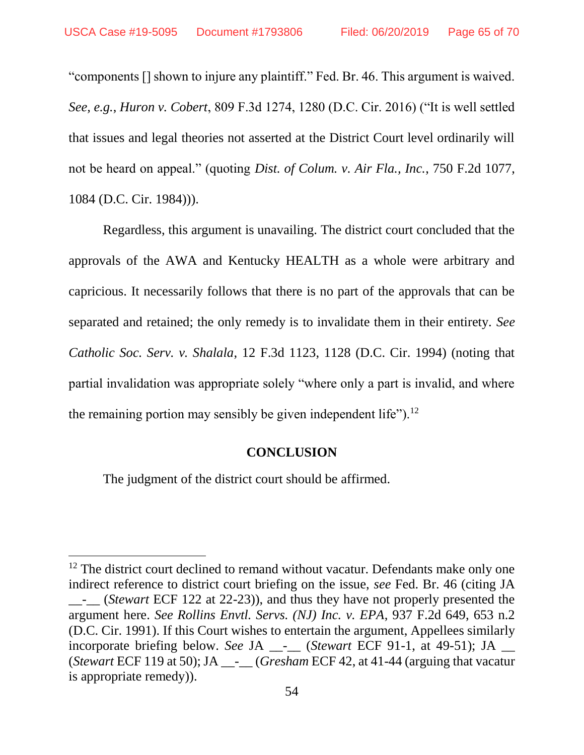"components [] shown to injure any plaintiff." Fed. Br. 46. This argument is waived. *See, e.g.*, *Huron v. Cobert*, 809 F.3d 1274, 1280 (D.C. Cir. 2016) ("It is well settled that issues and legal theories not asserted at the District Court level ordinarily will not be heard on appeal." (quoting *Dist. of Colum. v. Air Fla., Inc.*, 750 F.2d 1077, 1084 (D.C. Cir. 1984))).

Regardless, this argument is unavailing. The district court concluded that the approvals of the AWA and Kentucky HEALTH as a whole were arbitrary and capricious. It necessarily follows that there is no part of the approvals that can be separated and retained; the only remedy is to invalidate them in their entirety. *See Catholic Soc. Serv. v. Shalala*, 12 F.3d 1123, 1128 (D.C. Cir. 1994) (noting that partial invalidation was appropriate solely "where only a part is invalid, and where the remaining portion may sensibly be given independent life").[12]

## CONCLUSION

The judgment of the district court should be affirmed.

[12] The district court declined to remand without vacatur. Defendants make only one indirect reference to district court briefing on the issue, *see* Fed. Br. 46 (citing JA __-__ (*Stewart* ECF 122 at 22-23)), and thus they have not properly presented the argument here. *See Rollins Envtl. Servs. (NJ) Inc. v. EPA*, 937 F.2d 649, 653 n.2 (D.C. Cir. 1991). If this Court wishes to entertain the argument, Appellees similarly incorporate briefing below. *See* JA __-__ (*Stewart* ECF 91-1, at 49-51); JA __ (*Stewart* ECF 119 at 50); JA __-__ (*Gresham* ECF 42, at 41-44 (arguing that vacatur is appropriate remedy)).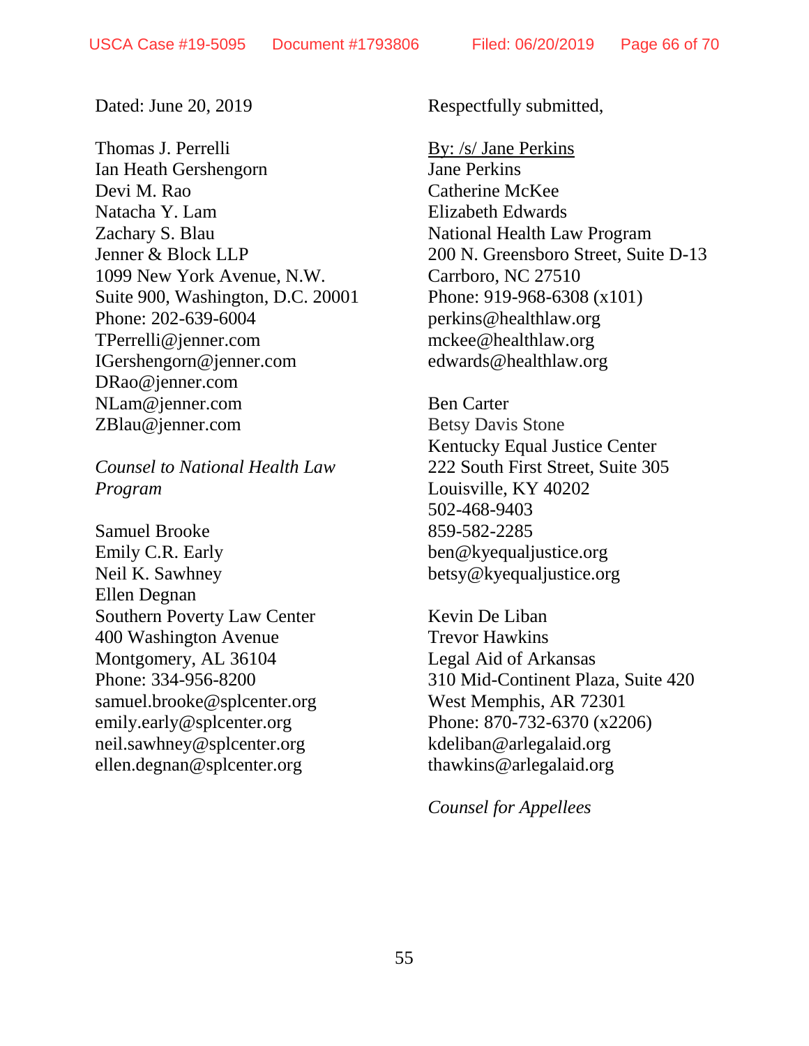Dated: June 20, 2019

Respectfully submitted,

By: /s/ Jane Perkins
Jane Perkins
Catherine McKee
Elizabeth Edwards
National Health Law Program
200 N. Greensboro Street, Suite D-13
Carrboro, NC 27510
Phone: 919-968-6308 (x101)
perkins@healthlaw.org
mckee@healthlaw.org
edwards@healthlaw.org

Ben Carter
Betsy Davis Stone
Kentucky Equal Justice Center
222 South First Street, Suite 305
Louisville, KY 40202
502-468-9403
859-582-2285
ben@kyequaljustice.org
betsy@kyequaljustice.org

Kevin De Liban
Trevor Hawkins
Legal Aid of Arkansas
310 Mid-Continent Plaza, Suite 420
West Memphis, AR 72301
Phone: 870-732-6370 (x2206)
kdeliban@arlegalaid.org
thawkins@arlegalaid.org

*Counsel for Appellees*

Thomas J. Perrelli
Ian Heath Gershengorn
Devi M. Rao
Natacha Y. Lam
Zachary S. Blau
Jenner & Block LLP
1099 New York Avenue, N.W.
Suite 900, Washington, D.C. 20001
Phone: 202-639-6004
TPerrelli@jenner.com
IGershengorn@jenner.com
DRao@jenner.com
NLam@jenner.com
ZBlau@jenner.com

*Counsel to National Health Law Program*

Samuel Brooke
Emily C.R. Early
Neil K. Sawhney
Ellen Degnan
Southern Poverty Law Center
400 Washington Avenue
Montgomery, AL 36104
Phone: 334-956-8200
samuel.brooke@splcenter.org
emily.early@splcenter.org
neil.sawhney@splcenter.org
ellen.degnan@splcenter.org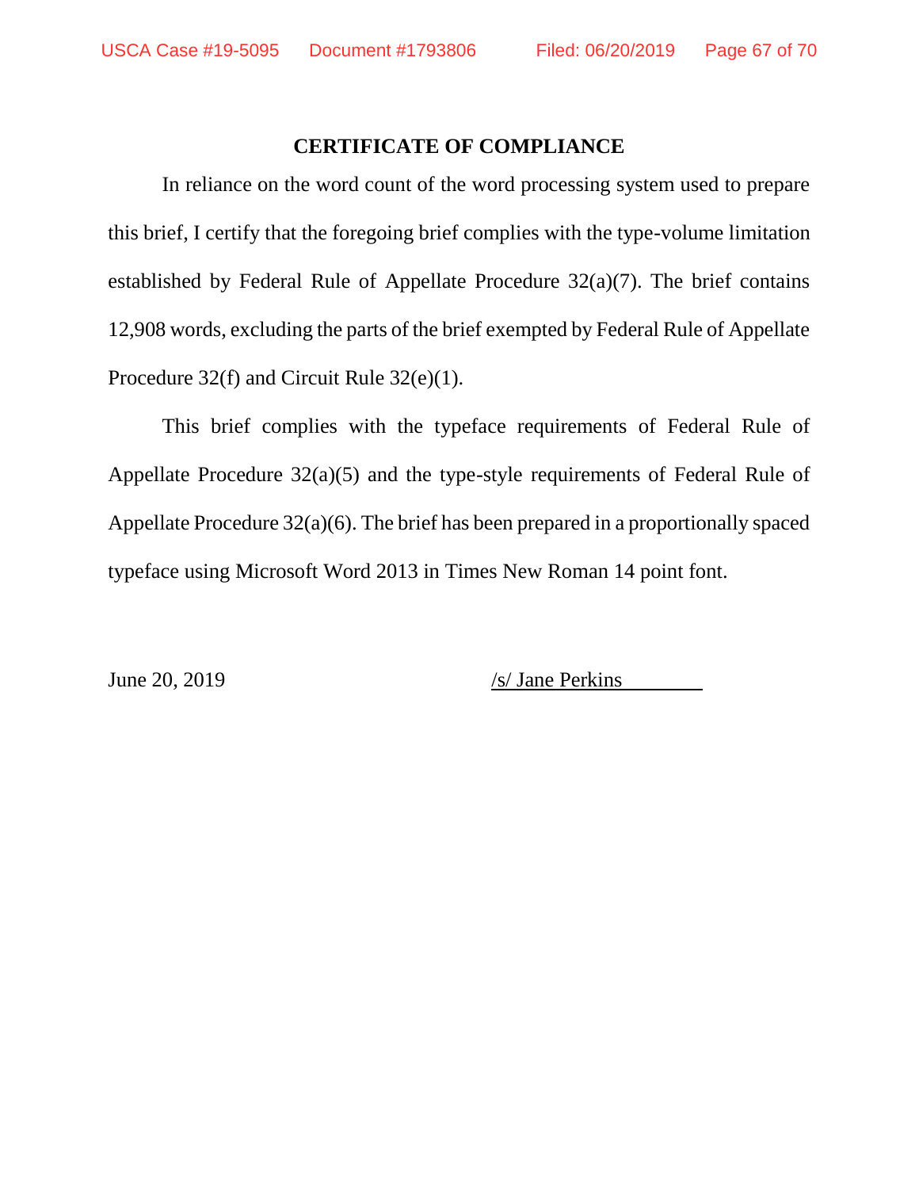# CERTIFICATE OF COMPLIANCE

In reliance on the word count of the word processing system used to prepare this brief, I certify that the foregoing brief complies with the type-volume limitation established by Federal Rule of Appellate Procedure 32(a)(7). The brief contains 12,908 words, excluding the parts of the brief exempted by Federal Rule of Appellate Procedure 32(f) and Circuit Rule 32(e)(1).

This brief complies with the typeface requirements of Federal Rule of Appellate Procedure 32(a)(5) and the type-style requirements of Federal Rule of Appellate Procedure 32(a)(6). The brief has been prepared in a proportionally spaced typeface using Microsoft Word 2013 in Times New Roman 14 point font.

June 20, 2019 /s/ Jane Perkins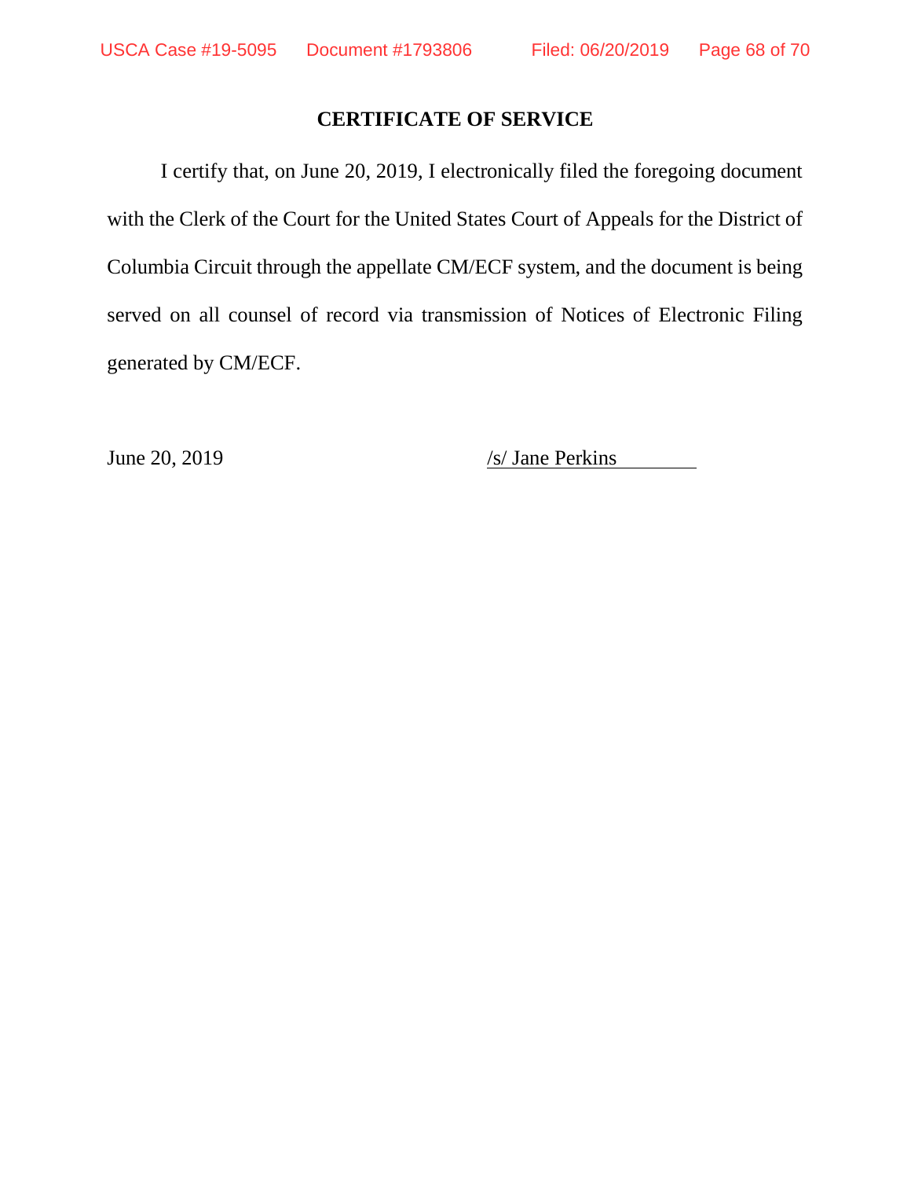## CERTIFICATE OF SERVICE

I certify that, on June 20, 2019, I electronically filed the foregoing document with the Clerk of the Court for the United States Court of Appeals for the District of Columbia Circuit through the appellate CM/ECF system, and the document is being served on all counsel of record via transmission of Notices of Electronic Filing generated by CM/ECF.

June 20, 2019

/s/ Jane Perkins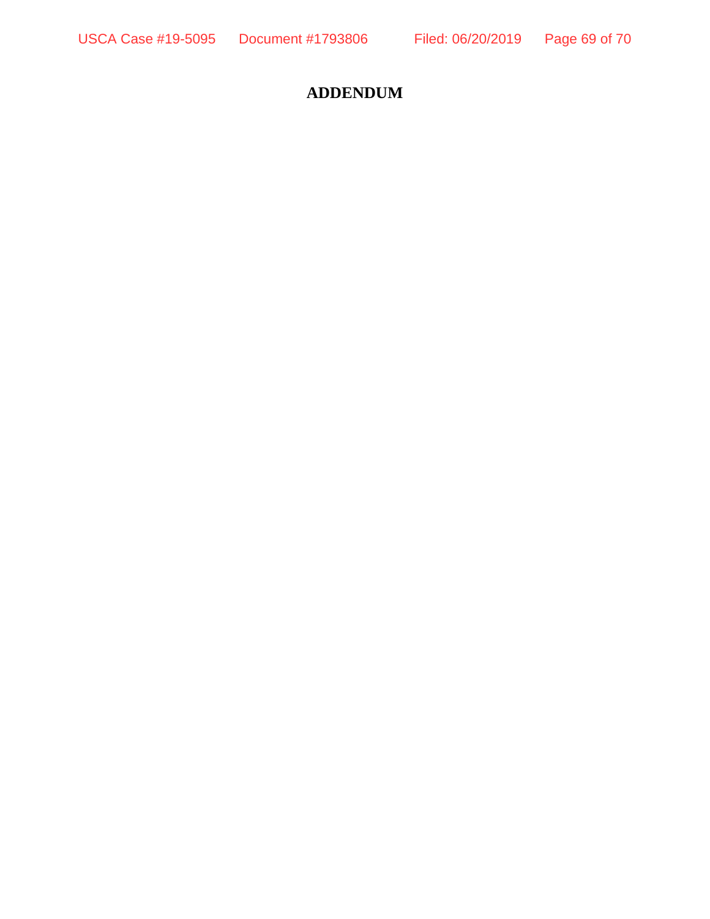# ADDENDUM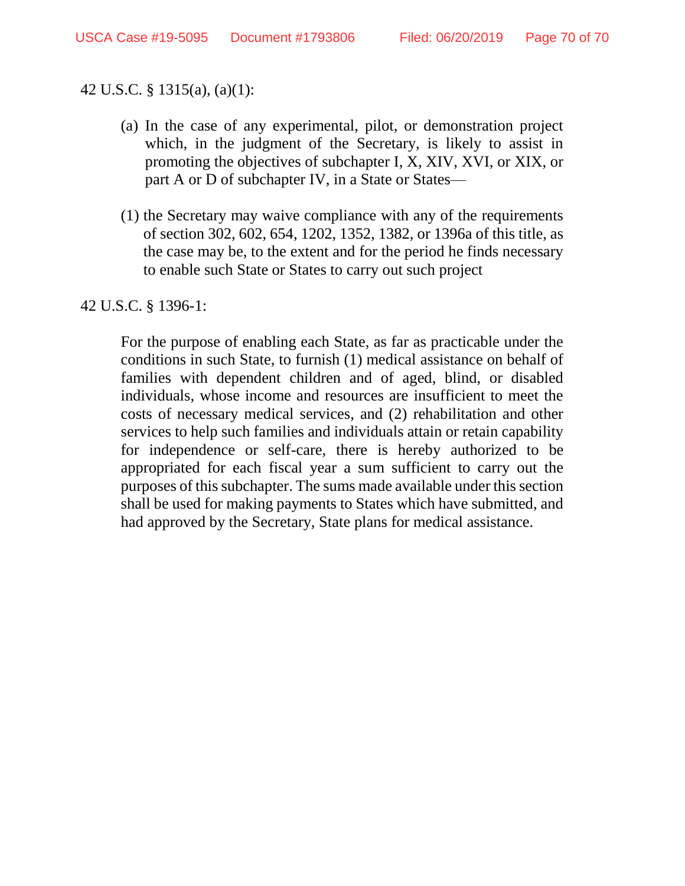42 U.S.C. § 1315(a), (a)(1):

> (a) In the case of any experimental, pilot, or demonstration project which, in the judgment of the Secretary, is likely to assist in promoting the objectives of subchapter I, X, XIV, XVI, or XIX, or part A or D of subchapter IV, in a State or States—
>
> (1) the Secretary may waive compliance with any of the requirements of section 302, 602, 654, 1202, 1352, 1382, or 1396a of this title, as the case may be, to the extent and for the period he finds necessary to enable such State or States to carry out such project

42 U.S.C. § 1396-1:

> For the purpose of enabling each State, as far as practicable under the conditions in such State, to furnish (1) medical assistance on behalf of families with dependent children and of aged, blind, or disabled individuals, whose income and resources are insufficient to meet the costs of necessary medical services, and (2) rehabilitation and other services to help such families and individuals attain or retain capability for independence or self-care, there is hereby authorized to be appropriated for each fiscal year a sum sufficient to carry out the purposes of this subchapter. The sums made available under this section shall be used for making payments to States which have submitted, and had approved by the Secretary, State plans for medical assistance.